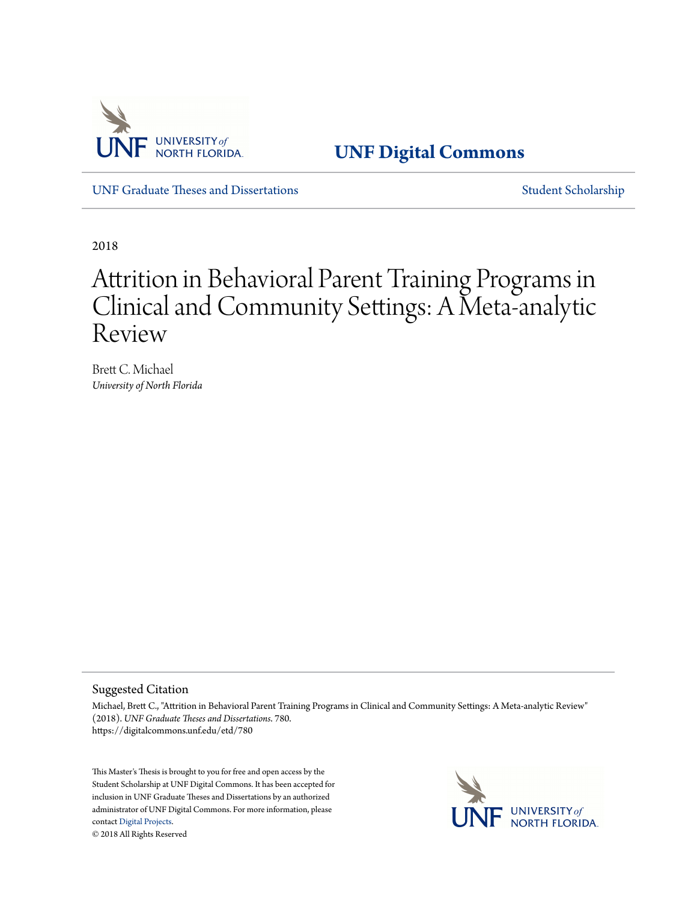**UNF Digital Commons**

UNF Graduate Theses and Dissertations

Student Scholarship

2018

# Attrition in Behavioral Parent Training Programs in Clinical and Community Settings: A Meta-analytic Review

Brett C. Michael

*University of North Florida*

## Suggested Citation

Michael, Brett C., "Attrition in Behavioral Parent Training Programs in Clinical and Community Settings: A Meta-analytic Review" (2018). *UNF Graduate Theses and Dissertations*. 780.
https://digitalcommons.unf.edu/etd/780

This Master's Thesis is brought to you for free and open access by the Student Scholarship at UNF Digital Commons. It has been accepted for inclusion in UNF Graduate Theses and Dissertations by an authorized administrator of UNF Digital Commons. For more information, please contact Digital Projects.
© 2018 All Rights Reserved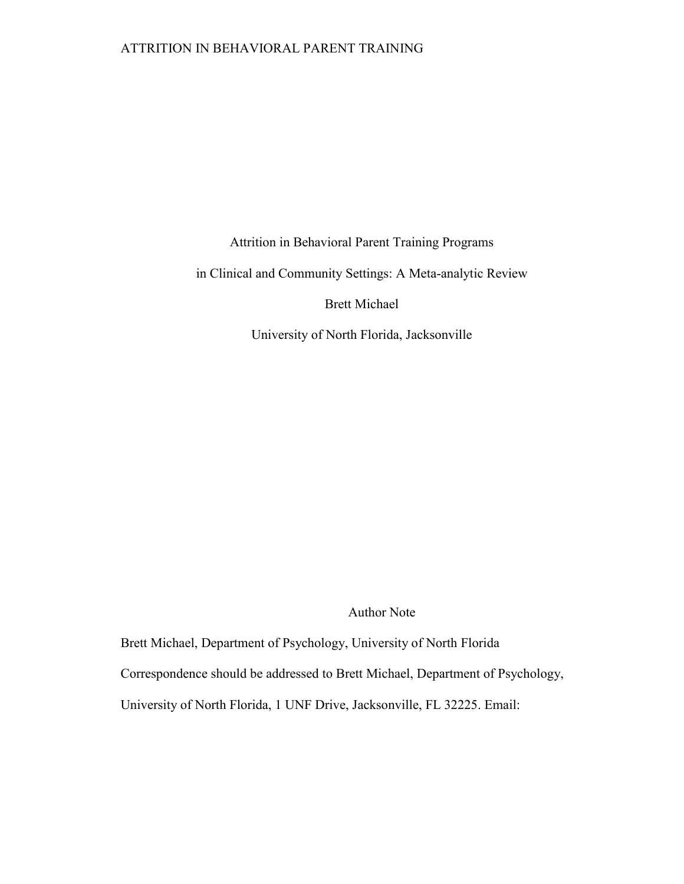Attrition in Behavioral Parent Training Programs

in Clinical and Community Settings: A Meta-analytic Review

Brett Michael

University of North Florida, Jacksonville

Author Note

Brett Michael, Department of Psychology, University of North Florida

Correspondence should be addressed to Brett Michael, Department of Psychology, University of North Florida, 1 UNF Drive, Jacksonville, FL 32225. Email: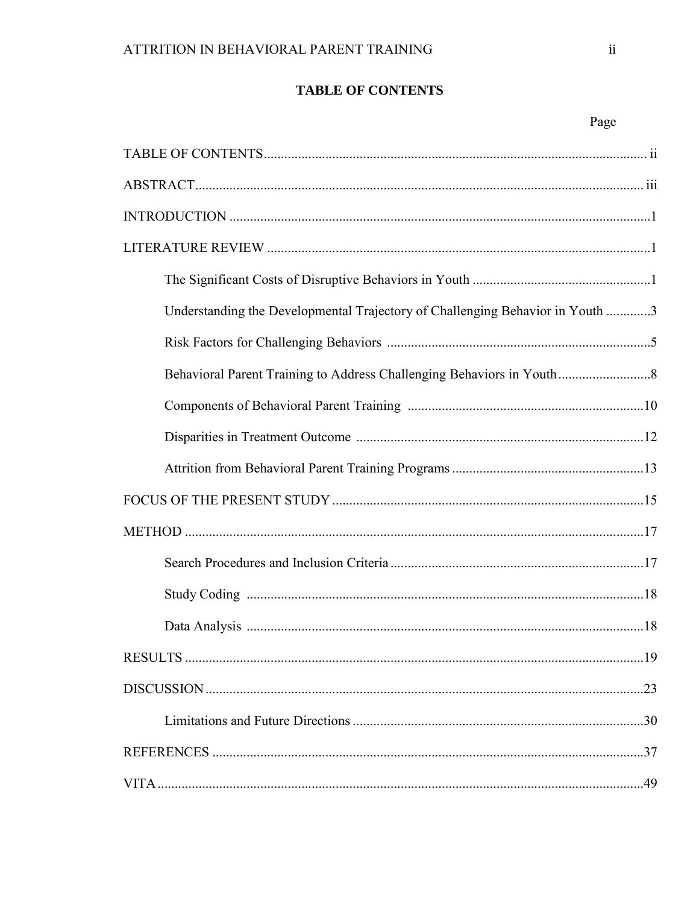# TABLE OF CONTENTS

| | Page |
|---|---|
| TABLE OF CONTENTS | ii |
| ABSTRACT | iii |
| INTRODUCTION | 1 |
| LITERATURE REVIEW | 1 |
| The Significant Costs of Disruptive Behaviors in Youth | 1 |
| Understanding the Developmental Trajectory of Challenging Behavior in Youth | 3 |
| Risk Factors for Challenging Behaviors | 5 |
| Behavioral Parent Training to Address Challenging Behaviors in Youth | 8 |
| Components of Behavioral Parent Training | 10 |
| Disparities in Treatment Outcome | 12 |
| Attrition from Behavioral Parent Training Programs | 13 |
| FOCUS OF THE PRESENT STUDY | 15 |
| METHOD | 17 |
| Search Procedures and Inclusion Criteria | 17 |
| Study Coding | 18 |
| Data Analysis | 18 |
| RESULTS | 19 |
| DISCUSSION | 23 |
| Limitations and Future Directions | 30 |
| REFERENCES | 37 |
| VITA | 49 |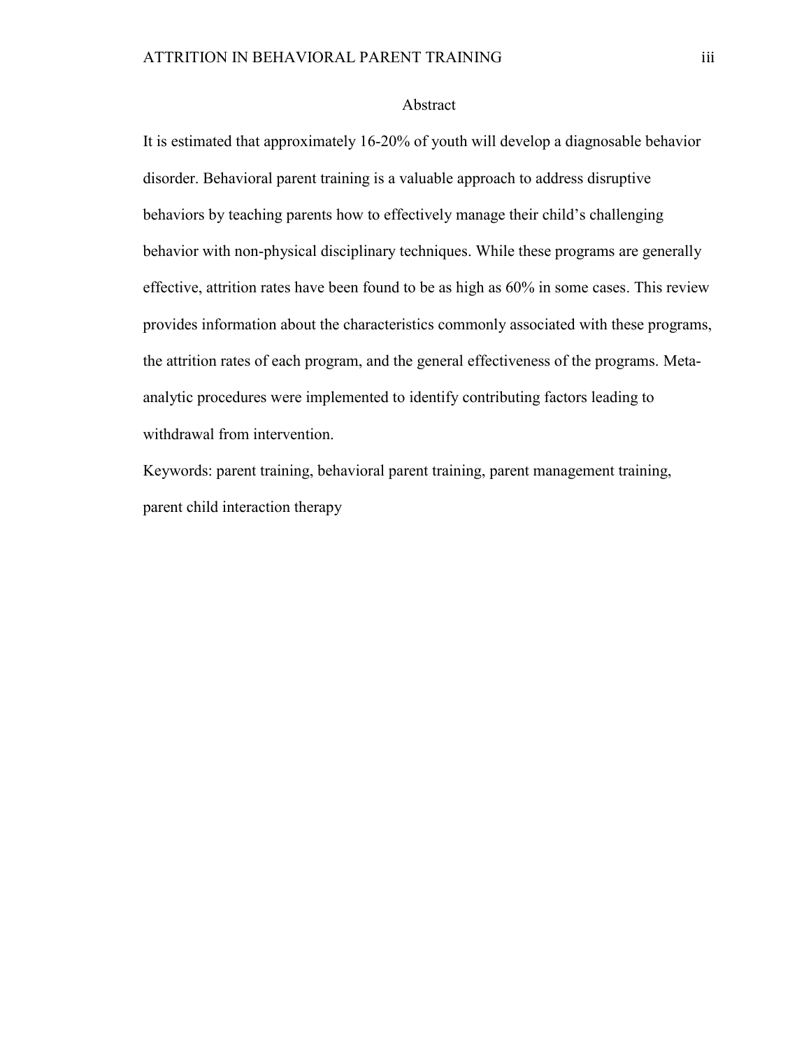# Abstract

It is estimated that approximately 16-20% of youth will develop a diagnosable behavior disorder. Behavioral parent training is a valuable approach to address disruptive behaviors by teaching parents how to effectively manage their child's challenging behavior with non-physical disciplinary techniques. While these programs are generally effective, attrition rates have been found to be as high as 60% in some cases. This review provides information about the characteristics commonly associated with these programs, the attrition rates of each program, and the general effectiveness of the programs. Meta-analytic procedures were implemented to identify contributing factors leading to withdrawal from intervention.

Keywords: parent training, behavioral parent training, parent management training, parent child interaction therapy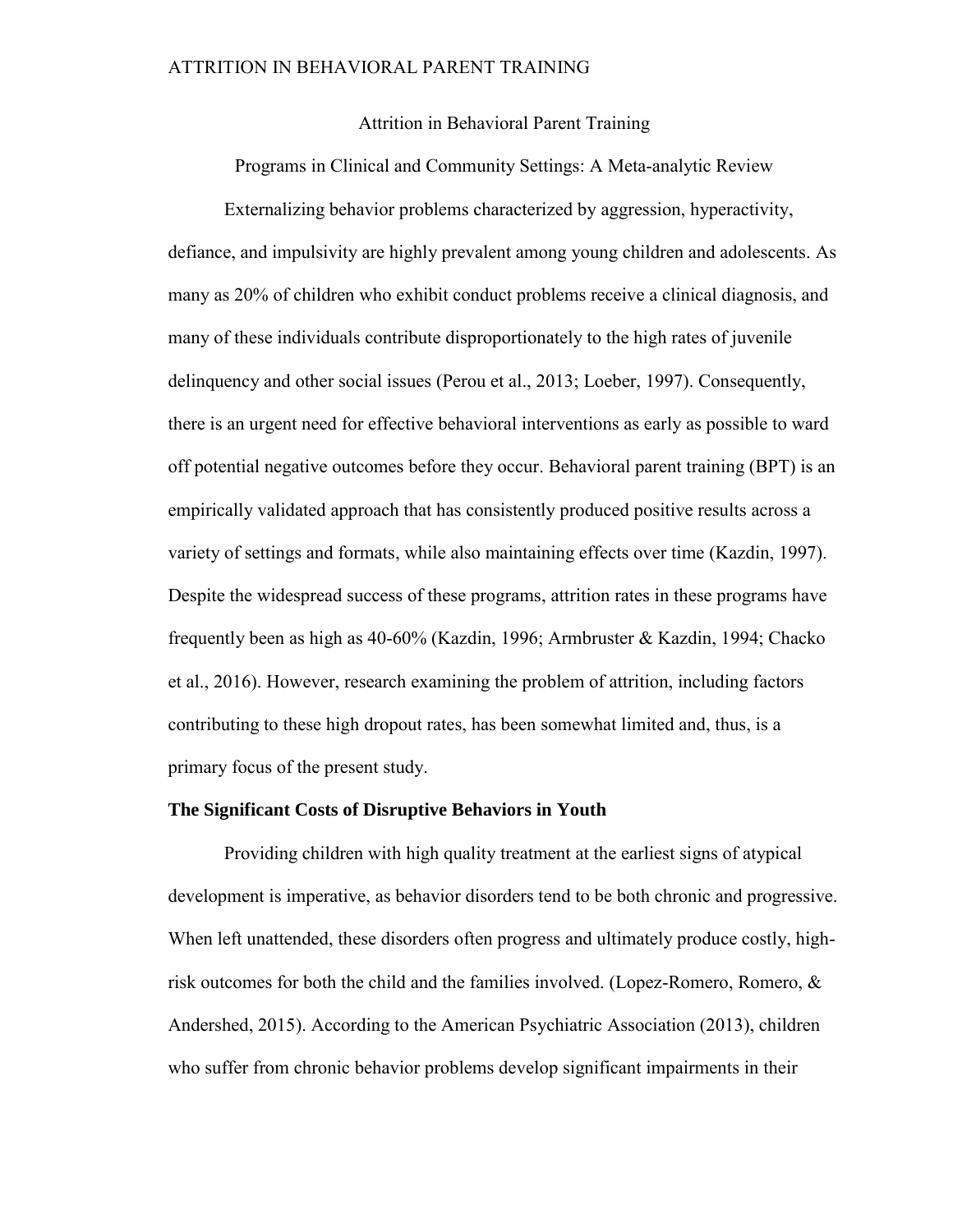Attrition in Behavioral Parent Training

Programs in Clinical and Community Settings: A Meta-analytic Review

Externalizing behavior problems characterized by aggression, hyperactivity, defiance, and impulsivity are highly prevalent among young children and adolescents. As many as 20% of children who exhibit conduct problems receive a clinical diagnosis, and many of these individuals contribute disproportionately to the high rates of juvenile delinquency and other social issues (Perou et al., 2013; Loeber, 1997). Consequently, there is an urgent need for effective behavioral interventions as early as possible to ward off potential negative outcomes before they occur. Behavioral parent training (BPT) is an empirically validated approach that has consistently produced positive results across a variety of settings and formats, while also maintaining effects over time (Kazdin, 1997). Despite the widespread success of these programs, attrition rates in these programs have frequently been as high as 40-60% (Kazdin, 1996; Armbruster & Kazdin, 1994; Chacko et al., 2016). However, research examining the problem of attrition, including factors contributing to these high dropout rates, has been somewhat limited and, thus, is a primary focus of the present study.

## The Significant Costs of Disruptive Behaviors in Youth

Providing children with high quality treatment at the earliest signs of atypical development is imperative, as behavior disorders tend to be both chronic and progressive. When left unattended, these disorders often progress and ultimately produce costly, high-risk outcomes for both the child and the families involved. (Lopez-Romero, Romero, & Andershed, 2015). According to the American Psychiatric Association (2013), children who suffer from chronic behavior problems develop significant impairments in their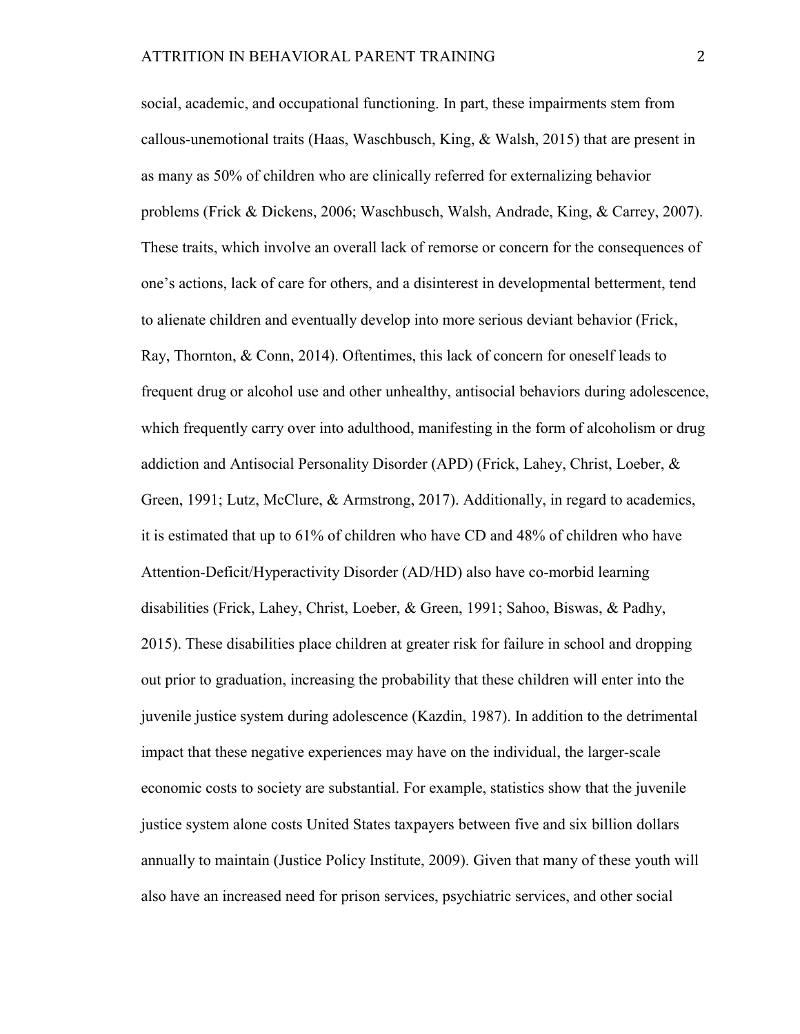social, academic, and occupational functioning. In part, these impairments stem from callous-unemotional traits (Haas, Waschbusch, King, & Walsh, 2015) that are present in as many as 50% of children who are clinically referred for externalizing behavior problems (Frick & Dickens, 2006; Waschbusch, Walsh, Andrade, King, & Carrey, 2007). These traits, which involve an overall lack of remorse or concern for the consequences of one's actions, lack of care for others, and a disinterest in developmental betterment, tend to alienate children and eventually develop into more serious deviant behavior (Frick, Ray, Thornton, & Conn, 2014). Oftentimes, this lack of concern for oneself leads to frequent drug or alcohol use and other unhealthy, antisocial behaviors during adolescence, which frequently carry over into adulthood, manifesting in the form of alcoholism or drug addiction and Antisocial Personality Disorder (APD) (Frick, Lahey, Christ, Loeber, & Green, 1991; Lutz, McClure, & Armstrong, 2017). Additionally, in regard to academics, it is estimated that up to 61% of children who have CD and 48% of children who have Attention-Deficit/Hyperactivity Disorder (AD/HD) also have co-morbid learning disabilities (Frick, Lahey, Christ, Loeber, & Green, 1991; Sahoo, Biswas, & Padhy, 2015). These disabilities place children at greater risk for failure in school and dropping out prior to graduation, increasing the probability that these children will enter into the juvenile justice system during adolescence (Kazdin, 1987). In addition to the detrimental impact that these negative experiences may have on the individual, the larger-scale economic costs to society are substantial. For example, statistics show that the juvenile justice system alone costs United States taxpayers between five and six billion dollars annually to maintain (Justice Policy Institute, 2009). Given that many of these youth will also have an increased need for prison services, psychiatric services, and other social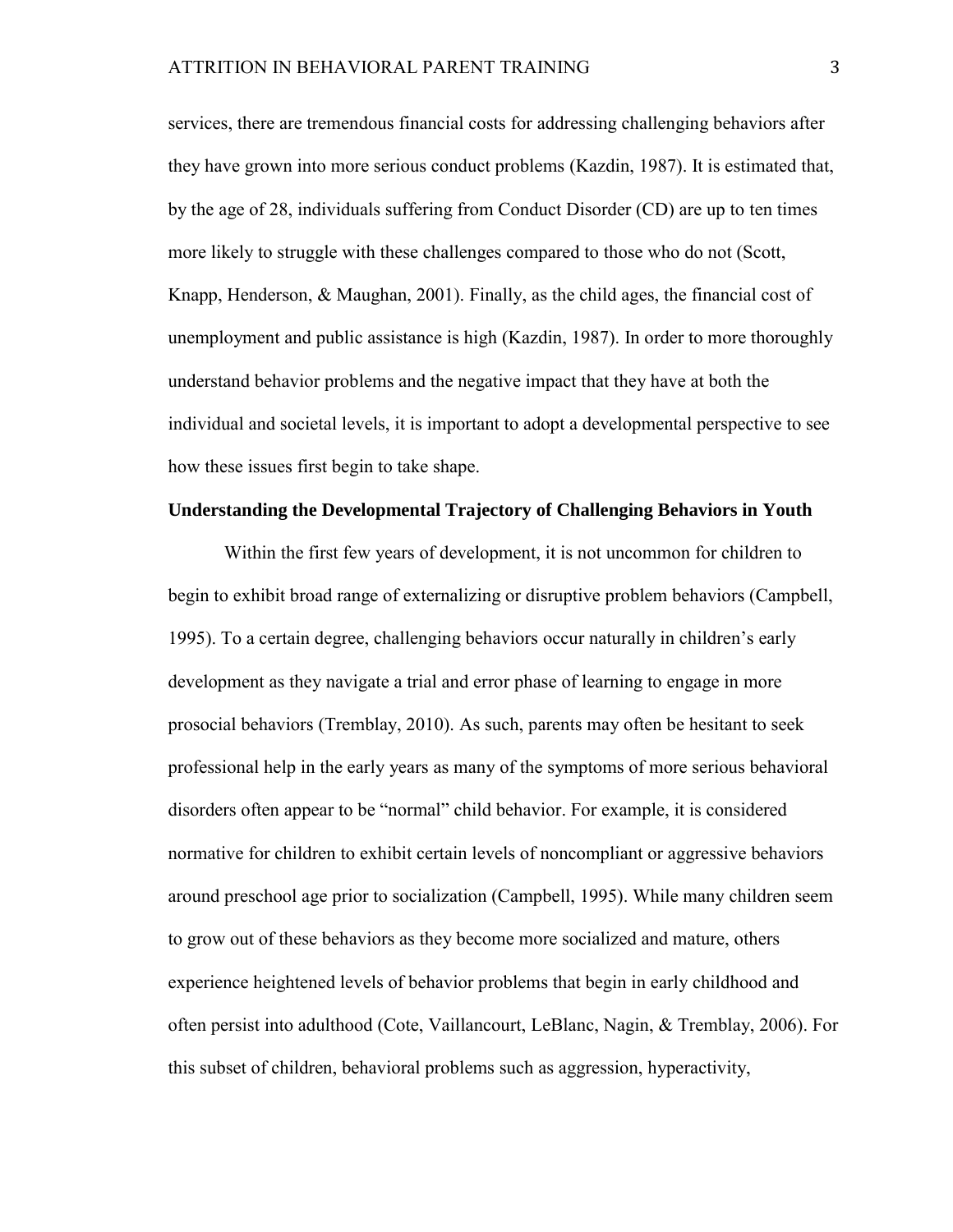services, there are tremendous financial costs for addressing challenging behaviors after they have grown into more serious conduct problems (Kazdin, 1987). It is estimated that, by the age of 28, individuals suffering from Conduct Disorder (CD) are up to ten times more likely to struggle with these challenges compared to those who do not (Scott, Knapp, Henderson, & Maughan, 2001). Finally, as the child ages, the financial cost of unemployment and public assistance is high (Kazdin, 1987). In order to more thoroughly understand behavior problems and the negative impact that they have at both the individual and societal levels, it is important to adopt a developmental perspective to see how these issues first begin to take shape.

**Understanding the Developmental Trajectory of Challenging Behaviors in Youth**

Within the first few years of development, it is not uncommon for children to begin to exhibit broad range of externalizing or disruptive problem behaviors (Campbell, 1995). To a certain degree, challenging behaviors occur naturally in children's early development as they navigate a trial and error phase of learning to engage in more prosocial behaviors (Tremblay, 2010). As such, parents may often be hesitant to seek professional help in the early years as many of the symptoms of more serious behavioral disorders often appear to be "normal" child behavior. For example, it is considered normative for children to exhibit certain levels of noncompliant or aggressive behaviors around preschool age prior to socialization (Campbell, 1995). While many children seem to grow out of these behaviors as they become more socialized and mature, others experience heightened levels of behavior problems that begin in early childhood and often persist into adulthood (Cote, Vaillancourt, LeBlanc, Nagin, & Tremblay, 2006). For this subset of children, behavioral problems such as aggression, hyperactivity,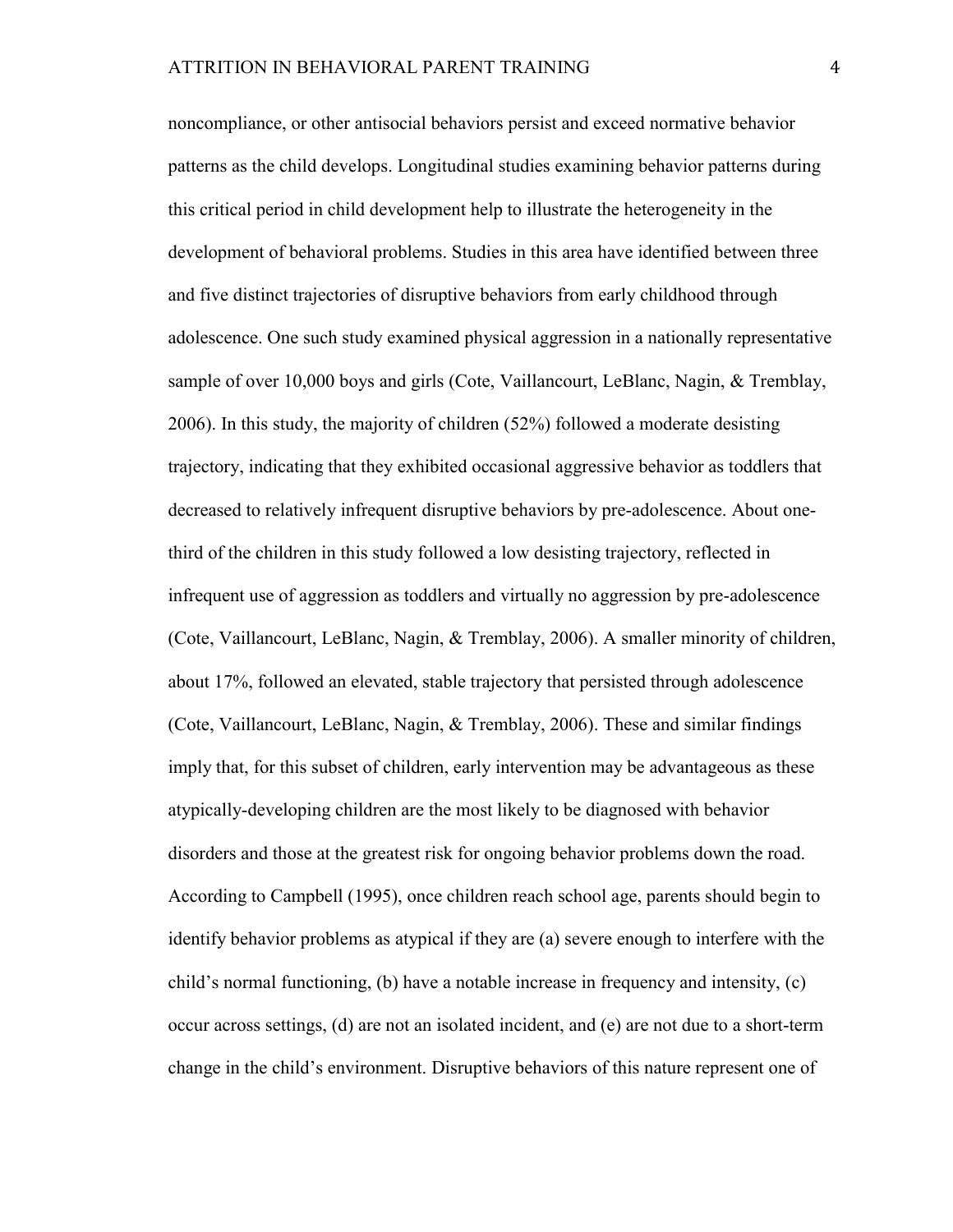noncompliance, or other antisocial behaviors persist and exceed normative behavior patterns as the child develops. Longitudinal studies examining behavior patterns during this critical period in child development help to illustrate the heterogeneity in the development of behavioral problems. Studies in this area have identified between three and five distinct trajectories of disruptive behaviors from early childhood through adolescence. One such study examined physical aggression in a nationally representative sample of over 10,000 boys and girls (Cote, Vaillancourt, LeBlanc, Nagin, & Tremblay, 2006). In this study, the majority of children (52%) followed a moderate desisting trajectory, indicating that they exhibited occasional aggressive behavior as toddlers that decreased to relatively infrequent disruptive behaviors by pre-adolescence. About one-third of the children in this study followed a low desisting trajectory, reflected in infrequent use of aggression as toddlers and virtually no aggression by pre-adolescence (Cote, Vaillancourt, LeBlanc, Nagin, & Tremblay, 2006). A smaller minority of children, about 17%, followed an elevated, stable trajectory that persisted through adolescence (Cote, Vaillancourt, LeBlanc, Nagin, & Tremblay, 2006). These and similar findings imply that, for this subset of children, early intervention may be advantageous as these atypically-developing children are the most likely to be diagnosed with behavior disorders and those at the greatest risk for ongoing behavior problems down the road. According to Campbell (1995), once children reach school age, parents should begin to identify behavior problems as atypical if they are (a) severe enough to interfere with the child's normal functioning, (b) have a notable increase in frequency and intensity, (c) occur across settings, (d) are not an isolated incident, and (e) are not due to a short-term change in the child's environment. Disruptive behaviors of this nature represent one of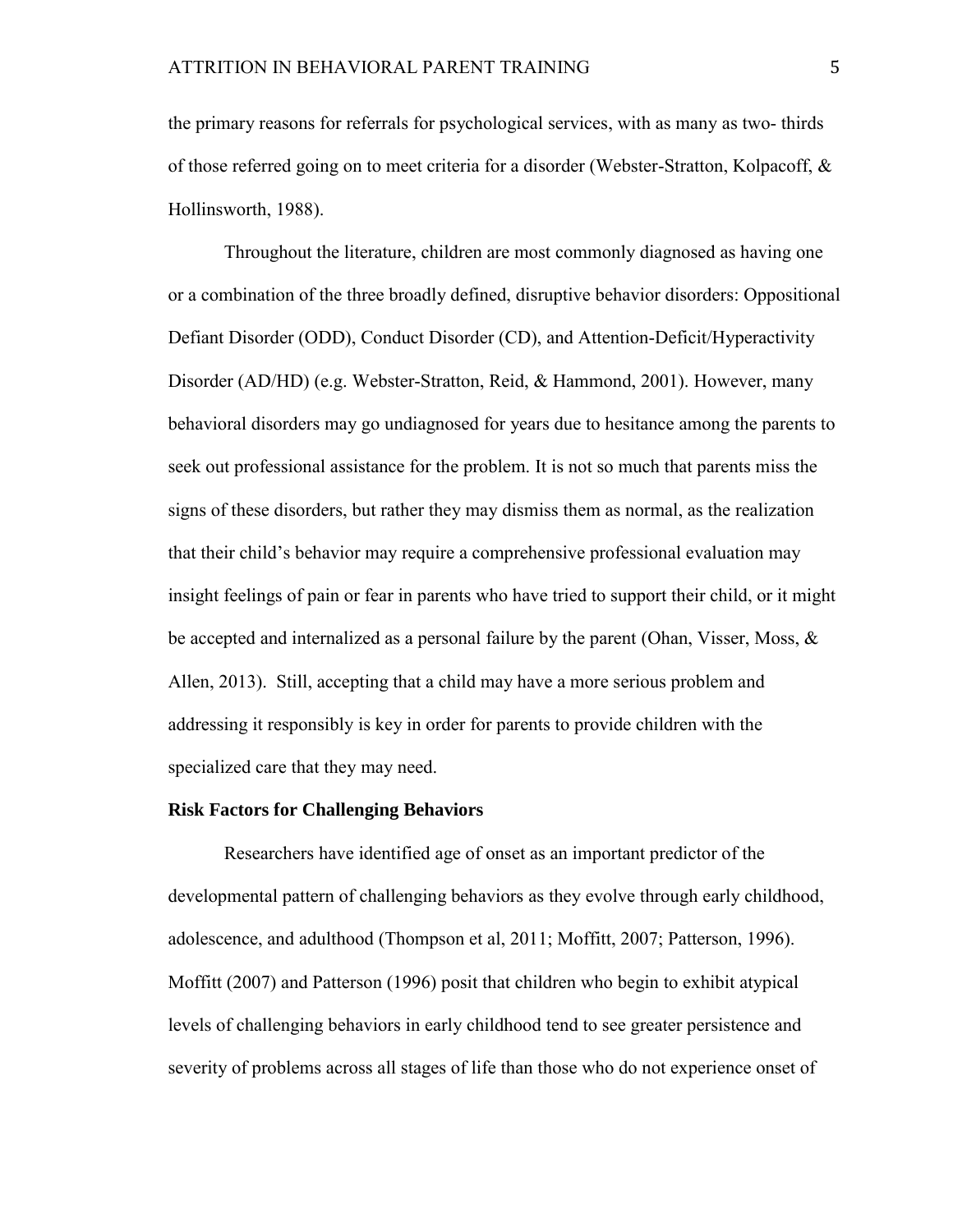the primary reasons for referrals for psychological services, with as many as two- thirds of those referred going on to meet criteria for a disorder (Webster-Stratton, Kolpacoff, & Hollinsworth, 1988).

Throughout the literature, children are most commonly diagnosed as having one or a combination of the three broadly defined, disruptive behavior disorders: Oppositional Defiant Disorder (ODD), Conduct Disorder (CD), and Attention-Deficit/Hyperactivity Disorder (AD/HD) (e.g. Webster-Stratton, Reid, & Hammond, 2001). However, many behavioral disorders may go undiagnosed for years due to hesitance among the parents to seek out professional assistance for the problem. It is not so much that parents miss the signs of these disorders, but rather they may dismiss them as normal, as the realization that their child's behavior may require a comprehensive professional evaluation may insight feelings of pain or fear in parents who have tried to support their child, or it might be accepted and internalized as a personal failure by the parent (Ohan, Visser, Moss, & Allen, 2013). Still, accepting that a child may have a more serious problem and addressing it responsibly is key in order for parents to provide children with the specialized care that they may need.

**Risk Factors for Challenging Behaviors**

Researchers have identified age of onset as an important predictor of the developmental pattern of challenging behaviors as they evolve through early childhood, adolescence, and adulthood (Thompson et al, 2011; Moffitt, 2007; Patterson, 1996). Moffitt (2007) and Patterson (1996) posit that children who begin to exhibit atypical levels of challenging behaviors in early childhood tend to see greater persistence and severity of problems across all stages of life than those who do not experience onset of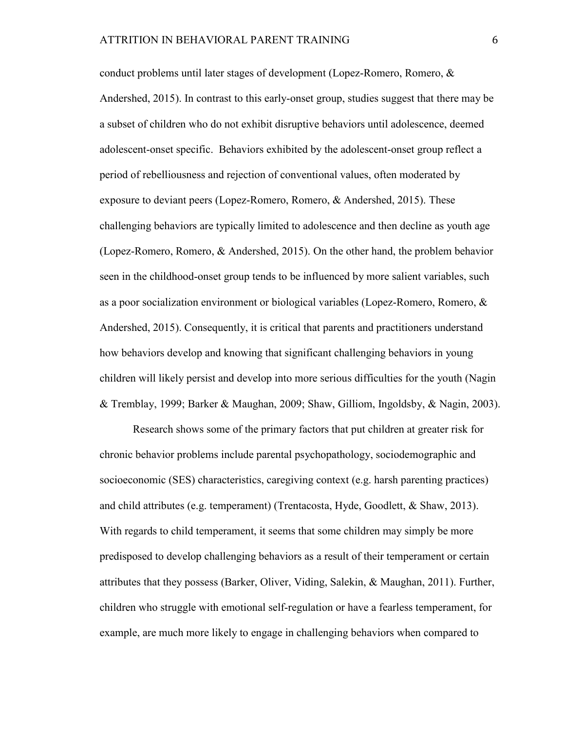conduct problems until later stages of development (Lopez-Romero, Romero, & Andershed, 2015). In contrast to this early-onset group, studies suggest that there may be a subset of children who do not exhibit disruptive behaviors until adolescence, deemed adolescent-onset specific. Behaviors exhibited by the adolescent-onset group reflect a period of rebelliousness and rejection of conventional values, often moderated by exposure to deviant peers (Lopez-Romero, Romero, & Andershed, 2015). These challenging behaviors are typically limited to adolescence and then decline as youth age (Lopez-Romero, Romero, & Andershed, 2015). On the other hand, the problem behavior seen in the childhood-onset group tends to be influenced by more salient variables, such as a poor socialization environment or biological variables (Lopez-Romero, Romero, & Andershed, 2015). Consequently, it is critical that parents and practitioners understand how behaviors develop and knowing that significant challenging behaviors in young children will likely persist and develop into more serious difficulties for the youth (Nagin & Tremblay, 1999; Barker & Maughan, 2009; Shaw, Gilliom, Ingoldsby, & Nagin, 2003).

Research shows some of the primary factors that put children at greater risk for chronic behavior problems include parental psychopathology, sociodemographic and socioeconomic (SES) characteristics, caregiving context (e.g. harsh parenting practices) and child attributes (e.g. temperament) (Trentacosta, Hyde, Goodlett, & Shaw, 2013). With regards to child temperament, it seems that some children may simply be more predisposed to develop challenging behaviors as a result of their temperament or certain attributes that they possess (Barker, Oliver, Viding, Salekin, & Maughan, 2011). Further, children who struggle with emotional self-regulation or have a fearless temperament, for example, are much more likely to engage in challenging behaviors when compared to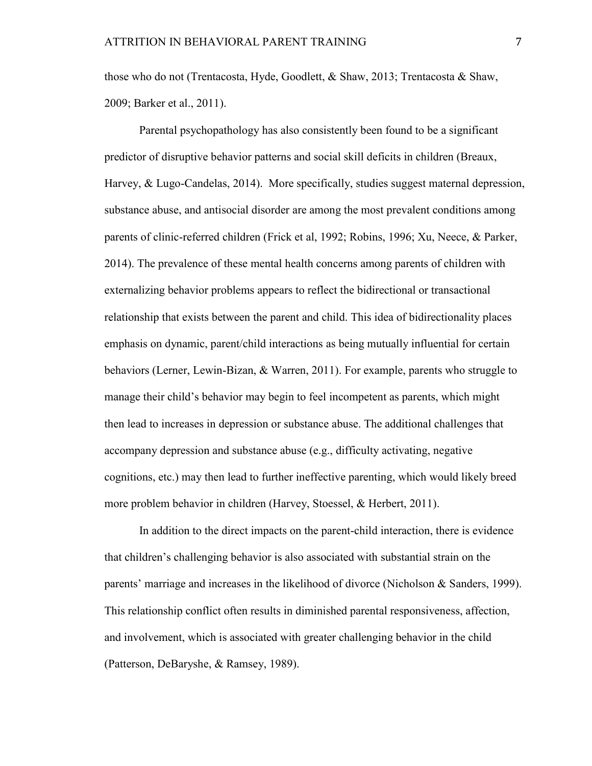those who do not (Trentacosta, Hyde, Goodlett, & Shaw, 2013; Trentacosta & Shaw, 2009; Barker et al., 2011).

Parental psychopathology has also consistently been found to be a significant predictor of disruptive behavior patterns and social skill deficits in children (Breaux, Harvey, & Lugo-Candelas, 2014). More specifically, studies suggest maternal depression, substance abuse, and antisocial disorder are among the most prevalent conditions among parents of clinic-referred children (Frick et al, 1992; Robins, 1996; Xu, Neece, & Parker, 2014). The prevalence of these mental health concerns among parents of children with externalizing behavior problems appears to reflect the bidirectional or transactional relationship that exists between the parent and child. This idea of bidirectionality places emphasis on dynamic, parent/child interactions as being mutually influential for certain behaviors (Lerner, Lewin-Bizan, & Warren, 2011). For example, parents who struggle to manage their child's behavior may begin to feel incompetent as parents, which might then lead to increases in depression or substance abuse. The additional challenges that accompany depression and substance abuse (e.g., difficulty activating, negative cognitions, etc.) may then lead to further ineffective parenting, which would likely breed more problem behavior in children (Harvey, Stoessel, & Herbert, 2011).

In addition to the direct impacts on the parent-child interaction, there is evidence that children's challenging behavior is also associated with substantial strain on the parents' marriage and increases in the likelihood of divorce (Nicholson & Sanders, 1999). This relationship conflict often results in diminished parental responsiveness, affection, and involvement, which is associated with greater challenging behavior in the child (Patterson, DeBaryshe, & Ramsey, 1989).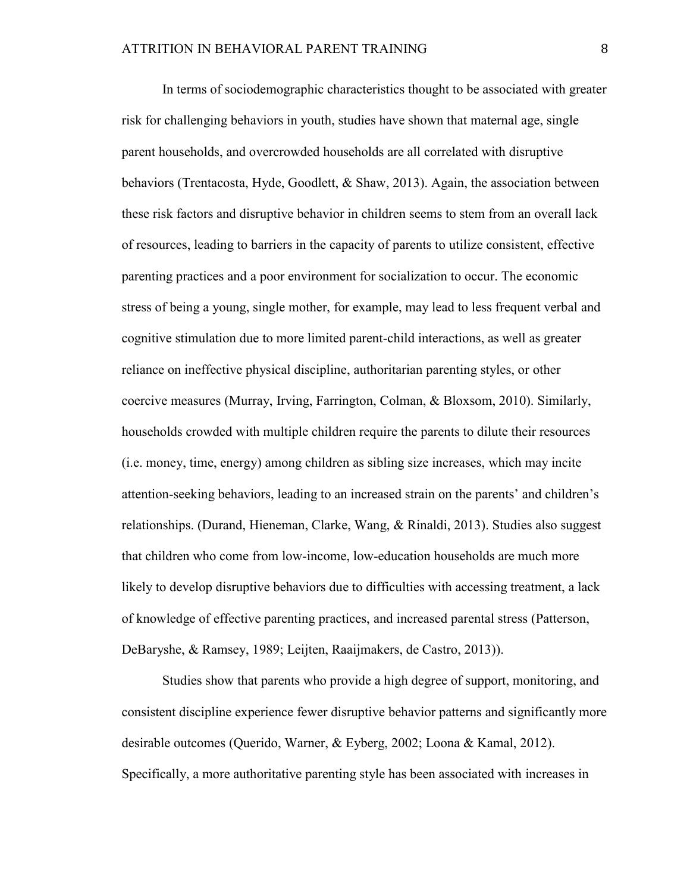In terms of sociodemographic characteristics thought to be associated with greater risk for challenging behaviors in youth, studies have shown that maternal age, single parent households, and overcrowded households are all correlated with disruptive behaviors (Trentacosta, Hyde, Goodlett, & Shaw, 2013). Again, the association between these risk factors and disruptive behavior in children seems to stem from an overall lack of resources, leading to barriers in the capacity of parents to utilize consistent, effective parenting practices and a poor environment for socialization to occur. The economic stress of being a young, single mother, for example, may lead to less frequent verbal and cognitive stimulation due to more limited parent-child interactions, as well as greater reliance on ineffective physical discipline, authoritarian parenting styles, or other coercive measures (Murray, Irving, Farrington, Colman, & Bloxsom, 2010). Similarly, households crowded with multiple children require the parents to dilute their resources (i.e. money, time, energy) among children as sibling size increases, which may incite attention-seeking behaviors, leading to an increased strain on the parents' and children's relationships. (Durand, Hieneman, Clarke, Wang, & Rinaldi, 2013). Studies also suggest that children who come from low-income, low-education households are much more likely to develop disruptive behaviors due to difficulties with accessing treatment, a lack of knowledge of effective parenting practices, and increased parental stress (Patterson, DeBaryshe, & Ramsey, 1989; Leijten, Raaijmakers, de Castro, 2013)).

Studies show that parents who provide a high degree of support, monitoring, and consistent discipline experience fewer disruptive behavior patterns and significantly more desirable outcomes (Querido, Warner, & Eyberg, 2002; Loona & Kamal, 2012). Specifically, a more authoritative parenting style has been associated with increases in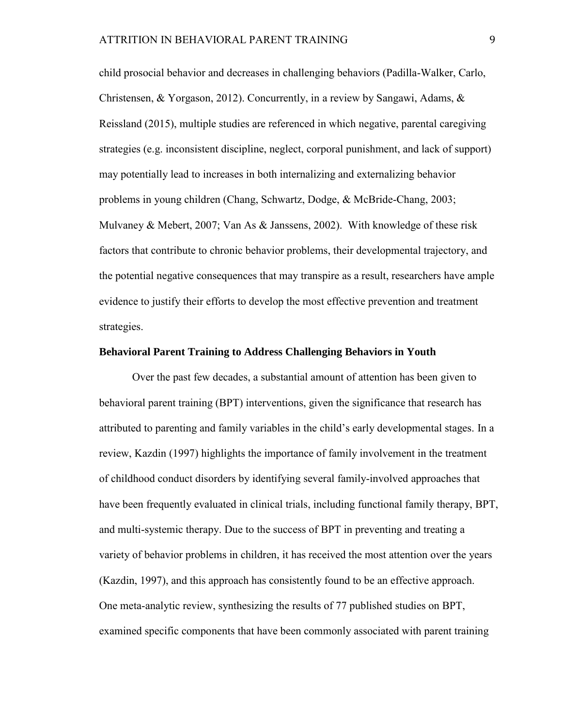child prosocial behavior and decreases in challenging behaviors (Padilla-Walker, Carlo, Christensen, & Yorgason, 2012). Concurrently, in a review by Sangawi, Adams, & Reissland (2015), multiple studies are referenced in which negative, parental caregiving strategies (e.g. inconsistent discipline, neglect, corporal punishment, and lack of support) may potentially lead to increases in both internalizing and externalizing behavior problems in young children (Chang, Schwartz, Dodge, & McBride-Chang, 2003; Mulvaney & Mebert, 2007; Van As & Janssens, 2002). With knowledge of these risk factors that contribute to chronic behavior problems, their developmental trajectory, and the potential negative consequences that may transpire as a result, researchers have ample evidence to justify their efforts to develop the most effective prevention and treatment strategies.

**Behavioral Parent Training to Address Challenging Behaviors in Youth**

Over the past few decades, a substantial amount of attention has been given to behavioral parent training (BPT) interventions, given the significance that research has attributed to parenting and family variables in the child's early developmental stages. In a review, Kazdin (1997) highlights the importance of family involvement in the treatment of childhood conduct disorders by identifying several family-involved approaches that have been frequently evaluated in clinical trials, including functional family therapy, BPT, and multi-systemic therapy. Due to the success of BPT in preventing and treating a variety of behavior problems in children, it has received the most attention over the years (Kazdin, 1997), and this approach has consistently found to be an effective approach. One meta-analytic review, synthesizing the results of 77 published studies on BPT, examined specific components that have been commonly associated with parent training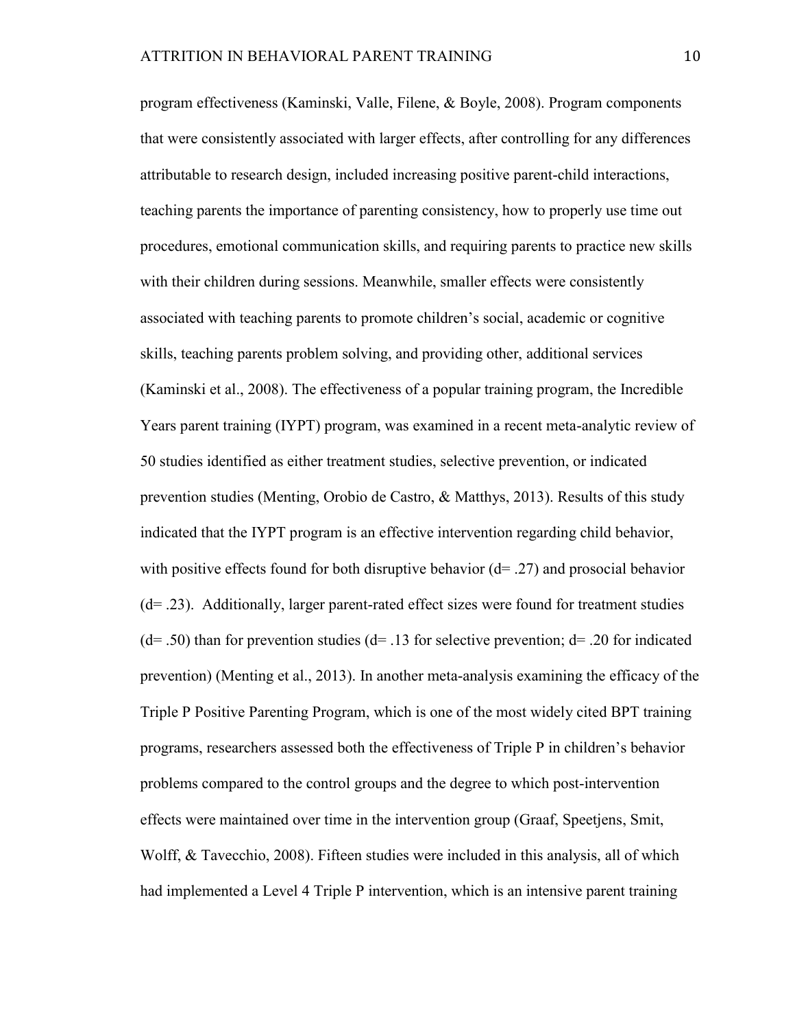program effectiveness (Kaminski, Valle, Filene, & Boyle, 2008). Program components that were consistently associated with larger effects, after controlling for any differences attributable to research design, included increasing positive parent-child interactions, teaching parents the importance of parenting consistency, how to properly use time out procedures, emotional communication skills, and requiring parents to practice new skills with their children during sessions. Meanwhile, smaller effects were consistently associated with teaching parents to promote children's social, academic or cognitive skills, teaching parents problem solving, and providing other, additional services (Kaminski et al., 2008). The effectiveness of a popular training program, the Incredible Years parent training (IYPT) program, was examined in a recent meta-analytic review of 50 studies identified as either treatment studies, selective prevention, or indicated prevention studies (Menting, Orobio de Castro, & Matthys, 2013). Results of this study indicated that the IYPT program is an effective intervention regarding child behavior, with positive effects found for both disruptive behavior ($d = .27$) and prosocial behavior ($d = .23$). Additionally, larger parent-rated effect sizes were found for treatment studies ($d = .50$) than for prevention studies ($d = .13$ for selective prevention; $d = .20$ for indicated prevention) (Menting et al., 2013). In another meta-analysis examining the efficacy of the Triple P Positive Parenting Program, which is one of the most widely cited BPT training programs, researchers assessed both the effectiveness of Triple P in children's behavior problems compared to the control groups and the degree to which post-intervention effects were maintained over time in the intervention group (Graaf, Speetjens, Smit, Wolff, & Tavecchio, 2008). Fifteen studies were included in this analysis, all of which had implemented a Level 4 Triple P intervention, which is an intensive parent training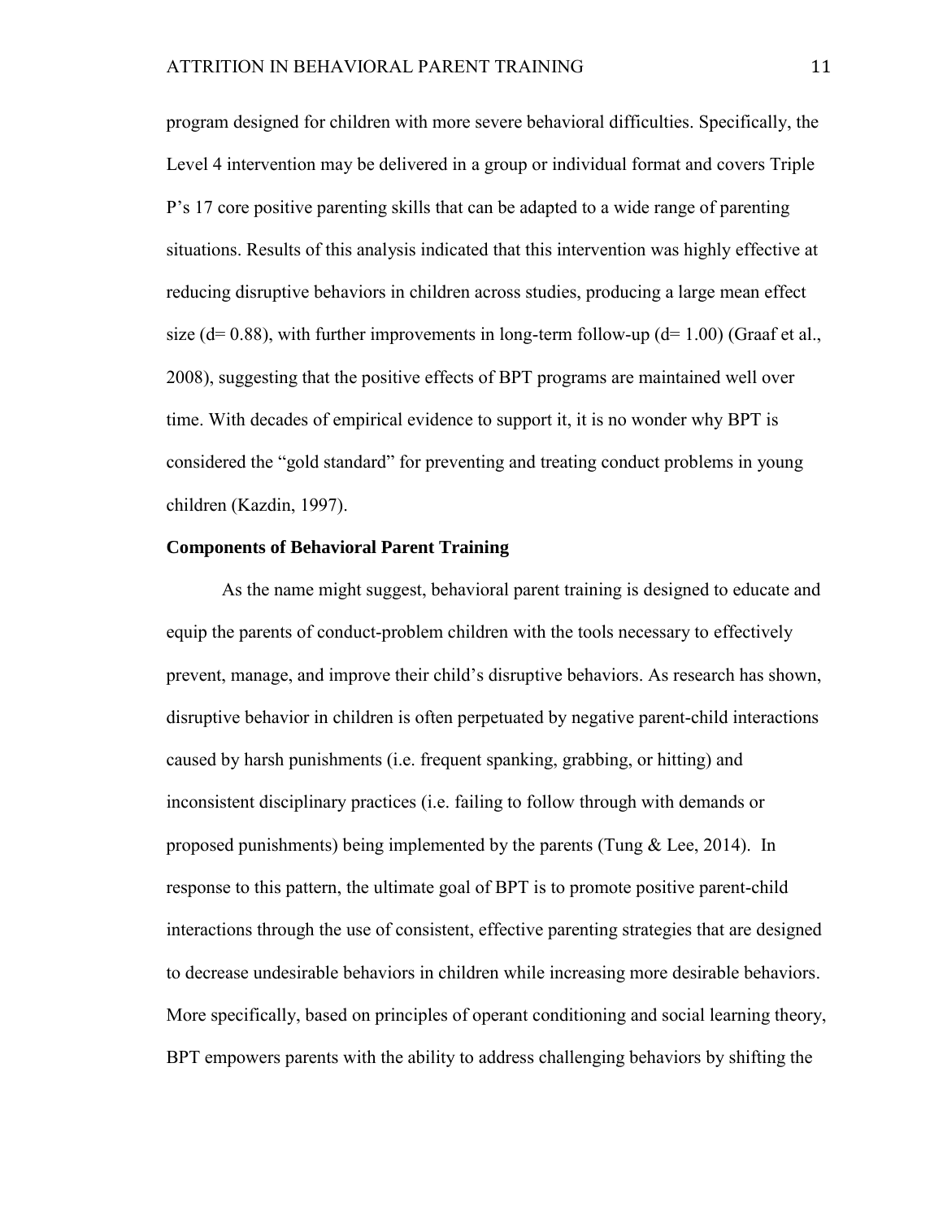program designed for children with more severe behavioral difficulties. Specifically, the Level 4 intervention may be delivered in a group or individual format and covers Triple P's 17 core positive parenting skills that can be adapted to a wide range of parenting situations. Results of this analysis indicated that this intervention was highly effective at reducing disruptive behaviors in children across studies, producing a large mean effect size (d= 0.88), with further improvements in long-term follow-up (d= 1.00) (Graaf et al., 2008), suggesting that the positive effects of BPT programs are maintained well over time. With decades of empirical evidence to support it, it is no wonder why BPT is considered the "gold standard" for preventing and treating conduct problems in young children (Kazdin, 1997).

## Components of Behavioral Parent Training

As the name might suggest, behavioral parent training is designed to educate and equip the parents of conduct-problem children with the tools necessary to effectively prevent, manage, and improve their child's disruptive behaviors. As research has shown, disruptive behavior in children is often perpetuated by negative parent-child interactions caused by harsh punishments (i.e. frequent spanking, grabbing, or hitting) and inconsistent disciplinary practices (i.e. failing to follow through with demands or proposed punishments) being implemented by the parents (Tung & Lee, 2014). In response to this pattern, the ultimate goal of BPT is to promote positive parent-child interactions through the use of consistent, effective parenting strategies that are designed to decrease undesirable behaviors in children while increasing more desirable behaviors. More specifically, based on principles of operant conditioning and social learning theory, BPT empowers parents with the ability to address challenging behaviors by shifting the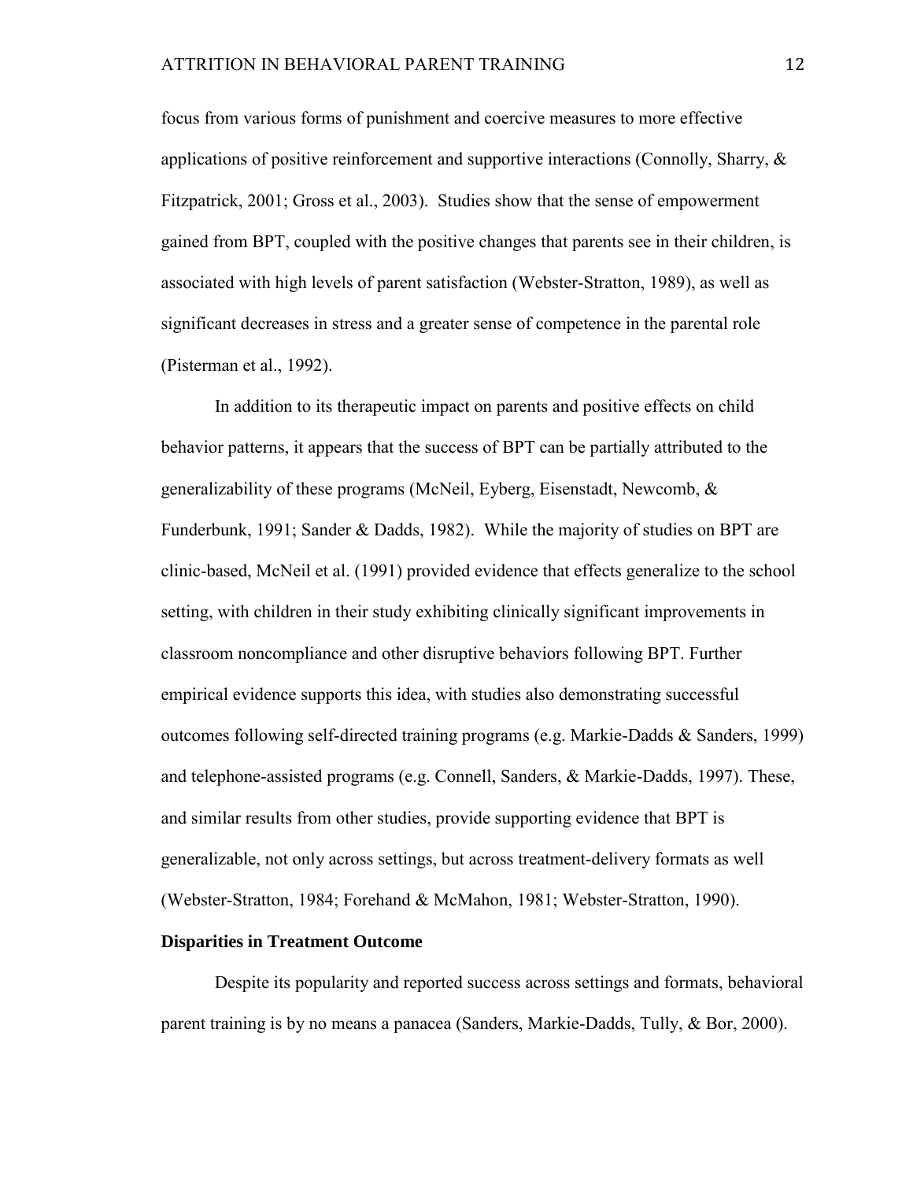focus from various forms of punishment and coercive measures to more effective applications of positive reinforcement and supportive interactions (Connolly, Sharry, & Fitzpatrick, 2001; Gross et al., 2003). Studies show that the sense of empowerment gained from BPT, coupled with the positive changes that parents see in their children, is associated with high levels of parent satisfaction (Webster-Stratton, 1989), as well as significant decreases in stress and a greater sense of competence in the parental role (Pisterman et al., 1992).

In addition to its therapeutic impact on parents and positive effects on child behavior patterns, it appears that the success of BPT can be partially attributed to the generalizability of these programs (McNeil, Eyberg, Eisenstadt, Newcomb, & Funderbunk, 1991; Sander & Dadds, 1982). While the majority of studies on BPT are clinic-based, McNeil et al. (1991) provided evidence that effects generalize to the school setting, with children in their study exhibiting clinically significant improvements in classroom noncompliance and other disruptive behaviors following BPT. Further empirical evidence supports this idea, with studies also demonstrating successful outcomes following self-directed training programs (e.g. Markie-Dadds & Sanders, 1999) and telephone-assisted programs (e.g. Connell, Sanders, & Markie-Dadds, 1997). These, and similar results from other studies, provide supporting evidence that BPT is generalizable, not only across settings, but across treatment-delivery formats as well (Webster-Stratton, 1984; Forehand & McMahon, 1981; Webster-Stratton, 1990).

## Disparities in Treatment Outcome

Despite its popularity and reported success across settings and formats, behavioral parent training is by no means a panacea (Sanders, Markie-Dadds, Tully, & Bor, 2000).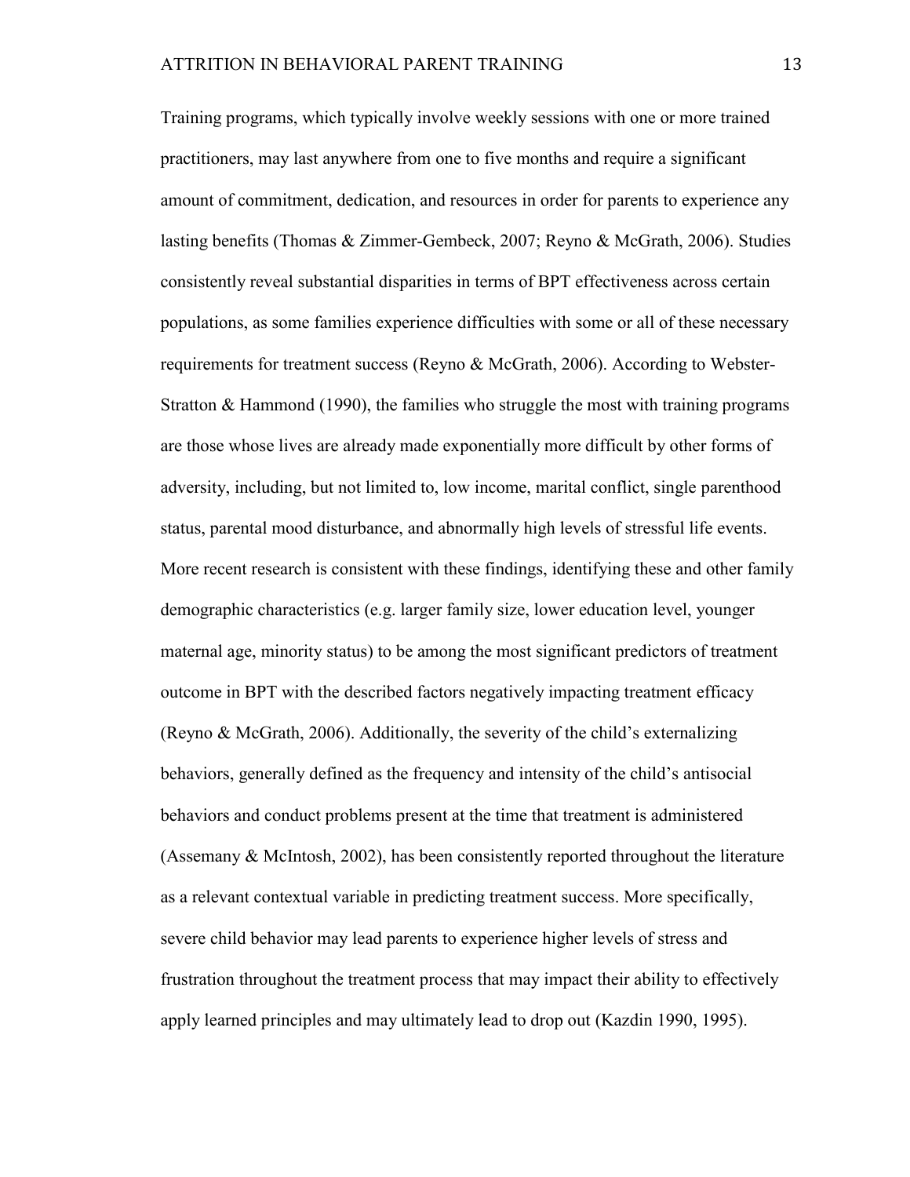Training programs, which typically involve weekly sessions with one or more trained practitioners, may last anywhere from one to five months and require a significant amount of commitment, dedication, and resources in order for parents to experience any lasting benefits (Thomas & Zimmer-Gembeck, 2007; Reyno & McGrath, 2006). Studies consistently reveal substantial disparities in terms of BPT effectiveness across certain populations, as some families experience difficulties with some or all of these necessary requirements for treatment success (Reyno & McGrath, 2006). According to Webster-Stratton & Hammond (1990), the families who struggle the most with training programs are those whose lives are already made exponentially more difficult by other forms of adversity, including, but not limited to, low income, marital conflict, single parenthood status, parental mood disturbance, and abnormally high levels of stressful life events. More recent research is consistent with these findings, identifying these and other family demographic characteristics (e.g. larger family size, lower education level, younger maternal age, minority status) to be among the most significant predictors of treatment outcome in BPT with the described factors negatively impacting treatment efficacy (Reyno & McGrath, 2006). Additionally, the severity of the child's externalizing behaviors, generally defined as the frequency and intensity of the child's antisocial behaviors and conduct problems present at the time that treatment is administered (Assemany & McIntosh, 2002), has been consistently reported throughout the literature as a relevant contextual variable in predicting treatment success. More specifically, severe child behavior may lead parents to experience higher levels of stress and frustration throughout the treatment process that may impact their ability to effectively apply learned principles and may ultimately lead to drop out (Kazdin 1990, 1995).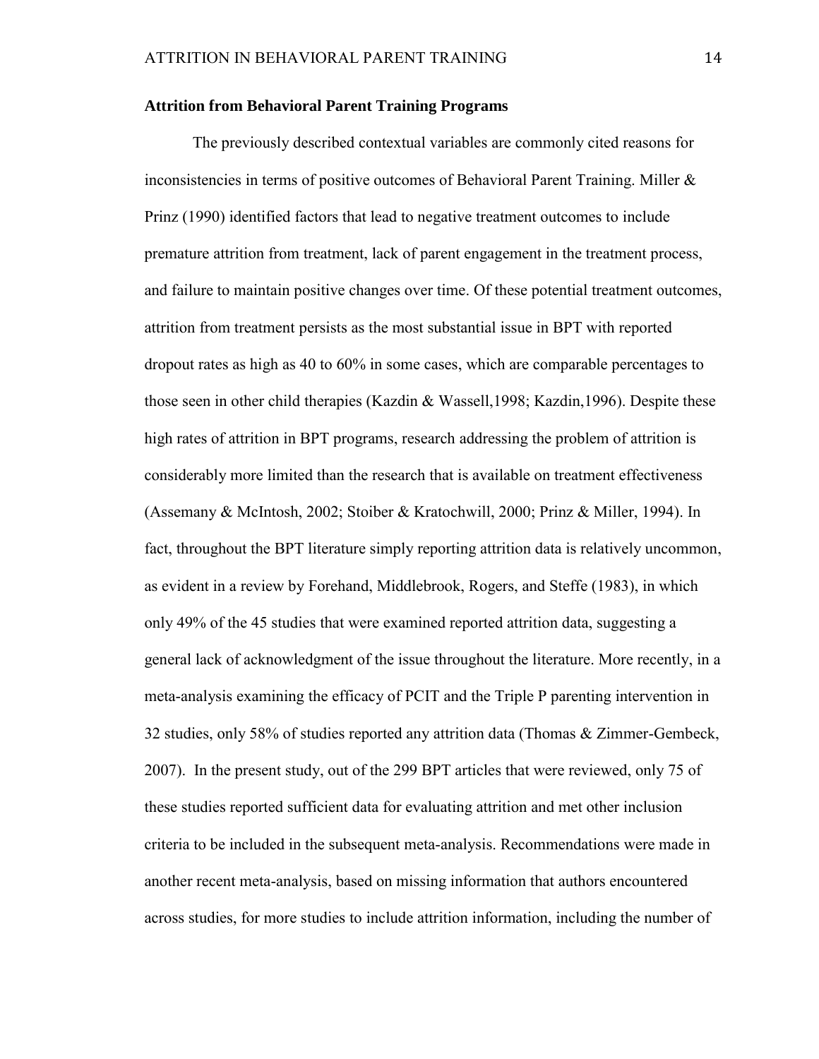**Attrition from Behavioral Parent Training Programs**

The previously described contextual variables are commonly cited reasons for inconsistencies in terms of positive outcomes of Behavioral Parent Training. Miller & Prinz (1990) identified factors that lead to negative treatment outcomes to include premature attrition from treatment, lack of parent engagement in the treatment process, and failure to maintain positive changes over time. Of these potential treatment outcomes, attrition from treatment persists as the most substantial issue in BPT with reported dropout rates as high as 40 to 60% in some cases, which are comparable percentages to those seen in other child therapies (Kazdin & Wassell,1998; Kazdin,1996). Despite these high rates of attrition in BPT programs, research addressing the problem of attrition is considerably more limited than the research that is available on treatment effectiveness (Assemany & McIntosh, 2002; Stoiber & Kratochwill, 2000; Prinz & Miller, 1994). In fact, throughout the BPT literature simply reporting attrition data is relatively uncommon, as evident in a review by Forehand, Middlebrook, Rogers, and Steffe (1983), in which only 49% of the 45 studies that were examined reported attrition data, suggesting a general lack of acknowledgment of the issue throughout the literature. More recently, in a meta-analysis examining the efficacy of PCIT and the Triple P parenting intervention in 32 studies, only 58% of studies reported any attrition data (Thomas & Zimmer-Gembeck, 2007). In the present study, out of the 299 BPT articles that were reviewed, only 75 of these studies reported sufficient data for evaluating attrition and met other inclusion criteria to be included in the subsequent meta-analysis. Recommendations were made in another recent meta-analysis, based on missing information that authors encountered across studies, for more studies to include attrition information, including the number of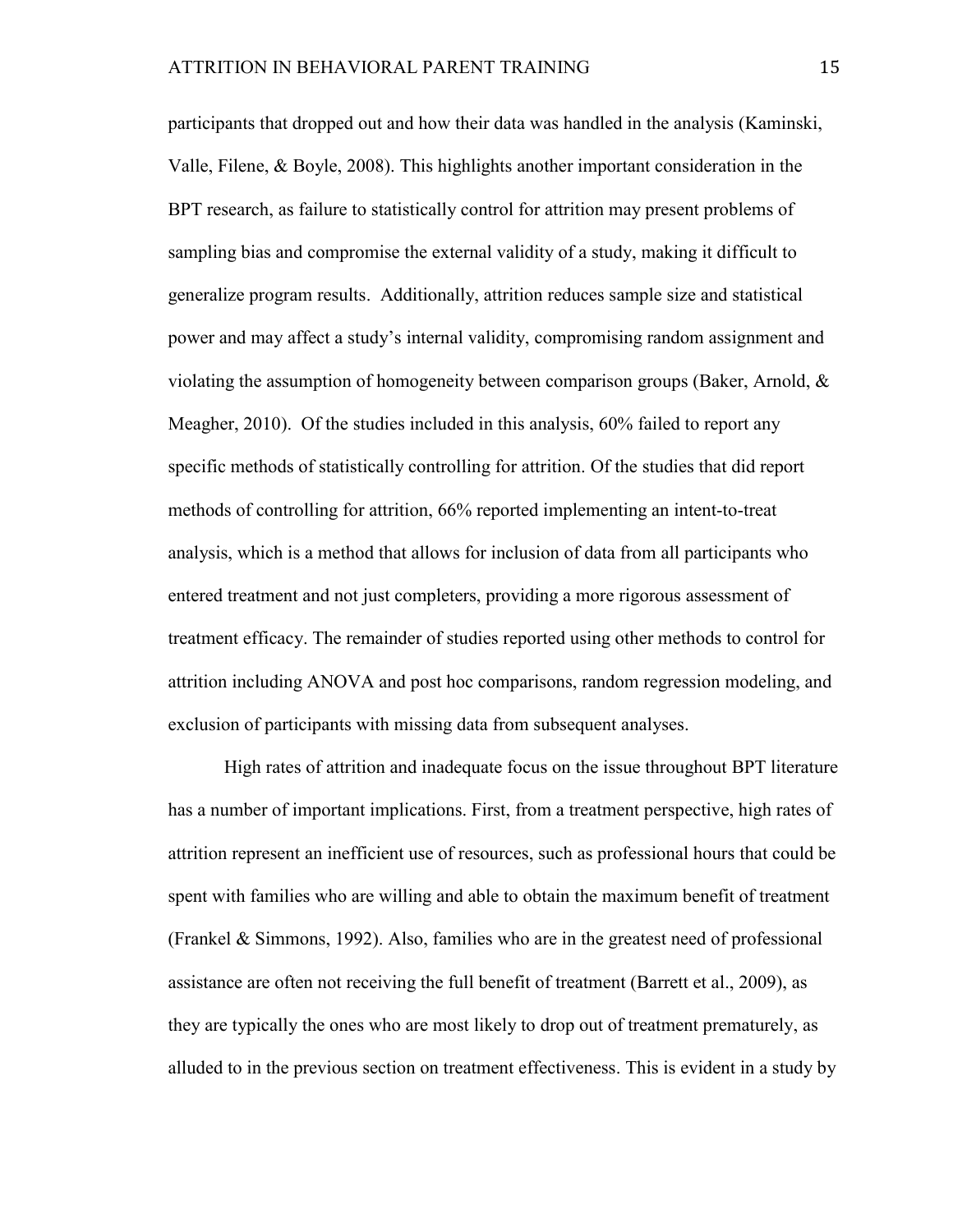participants that dropped out and how their data was handled in the analysis (Kaminski, Valle, Filene, & Boyle, 2008). This highlights another important consideration in the BPT research, as failure to statistically control for attrition may present problems of sampling bias and compromise the external validity of a study, making it difficult to generalize program results. Additionally, attrition reduces sample size and statistical power and may affect a study's internal validity, compromising random assignment and violating the assumption of homogeneity between comparison groups (Baker, Arnold, & Meagher, 2010). Of the studies included in this analysis, 60% failed to report any specific methods of statistically controlling for attrition. Of the studies that did report methods of controlling for attrition, 66% reported implementing an intent-to-treat analysis, which is a method that allows for inclusion of data from all participants who entered treatment and not just completers, providing a more rigorous assessment of treatment efficacy. The remainder of studies reported using other methods to control for attrition including ANOVA and post hoc comparisons, random regression modeling, and exclusion of participants with missing data from subsequent analyses.

High rates of attrition and inadequate focus on the issue throughout BPT literature has a number of important implications. First, from a treatment perspective, high rates of attrition represent an inefficient use of resources, such as professional hours that could be spent with families who are willing and able to obtain the maximum benefit of treatment (Frankel & Simmons, 1992). Also, families who are in the greatest need of professional assistance are often not receiving the full benefit of treatment (Barrett et al., 2009), as they are typically the ones who are most likely to drop out of treatment prematurely, as alluded to in the previous section on treatment effectiveness. This is evident in a study by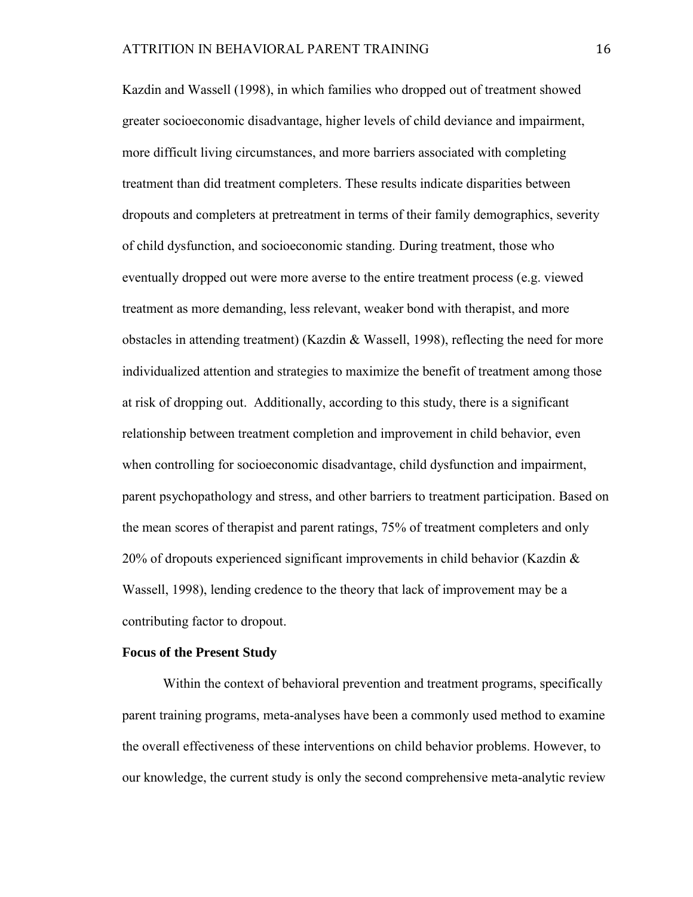Kazdin and Wassell (1998), in which families who dropped out of treatment showed greater socioeconomic disadvantage, higher levels of child deviance and impairment, more difficult living circumstances, and more barriers associated with completing treatment than did treatment completers. These results indicate disparities between dropouts and completers at pretreatment in terms of their family demographics, severity of child dysfunction, and socioeconomic standing. During treatment, those who eventually dropped out were more averse to the entire treatment process (e.g. viewed treatment as more demanding, less relevant, weaker bond with therapist, and more obstacles in attending treatment) (Kazdin & Wassell, 1998), reflecting the need for more individualized attention and strategies to maximize the benefit of treatment among those at risk of dropping out. Additionally, according to this study, there is a significant relationship between treatment completion and improvement in child behavior, even when controlling for socioeconomic disadvantage, child dysfunction and impairment, parent psychopathology and stress, and other barriers to treatment participation. Based on the mean scores of therapist and parent ratings, 75% of treatment completers and only 20% of dropouts experienced significant improvements in child behavior (Kazdin & Wassell, 1998), lending credence to the theory that lack of improvement may be a contributing factor to dropout.

**Focus of the Present Study**

Within the context of behavioral prevention and treatment programs, specifically parent training programs, meta-analyses have been a commonly used method to examine the overall effectiveness of these interventions on child behavior problems. However, to our knowledge, the current study is only the second comprehensive meta-analytic review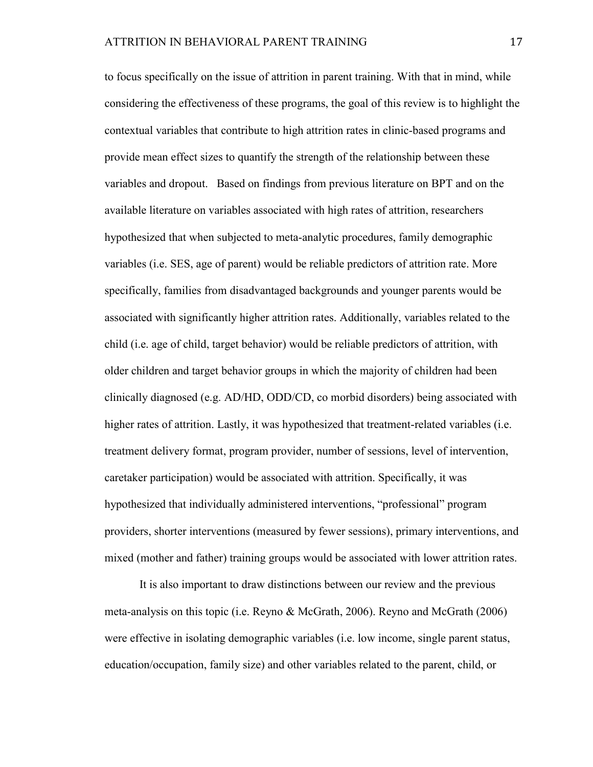to focus specifically on the issue of attrition in parent training. With that in mind, while considering the effectiveness of these programs, the goal of this review is to highlight the contextual variables that contribute to high attrition rates in clinic-based programs and provide mean effect sizes to quantify the strength of the relationship between these variables and dropout. Based on findings from previous literature on BPT and on the available literature on variables associated with high rates of attrition, researchers hypothesized that when subjected to meta-analytic procedures, family demographic variables (i.e. SES, age of parent) would be reliable predictors of attrition rate. More specifically, families from disadvantaged backgrounds and younger parents would be associated with significantly higher attrition rates. Additionally, variables related to the child (i.e. age of child, target behavior) would be reliable predictors of attrition, with older children and target behavior groups in which the majority of children had been clinically diagnosed (e.g. AD/HD, ODD/CD, co morbid disorders) being associated with higher rates of attrition. Lastly, it was hypothesized that treatment-related variables (i.e. treatment delivery format, program provider, number of sessions, level of intervention, caretaker participation) would be associated with attrition. Specifically, it was hypothesized that individually administered interventions, "professional" program providers, shorter interventions (measured by fewer sessions), primary interventions, and mixed (mother and father) training groups would be associated with lower attrition rates.

It is also important to draw distinctions between our review and the previous meta-analysis on this topic (i.e. Reyno & McGrath, 2006). Reyno and McGrath (2006) were effective in isolating demographic variables (i.e. low income, single parent status, education/occupation, family size) and other variables related to the parent, child, or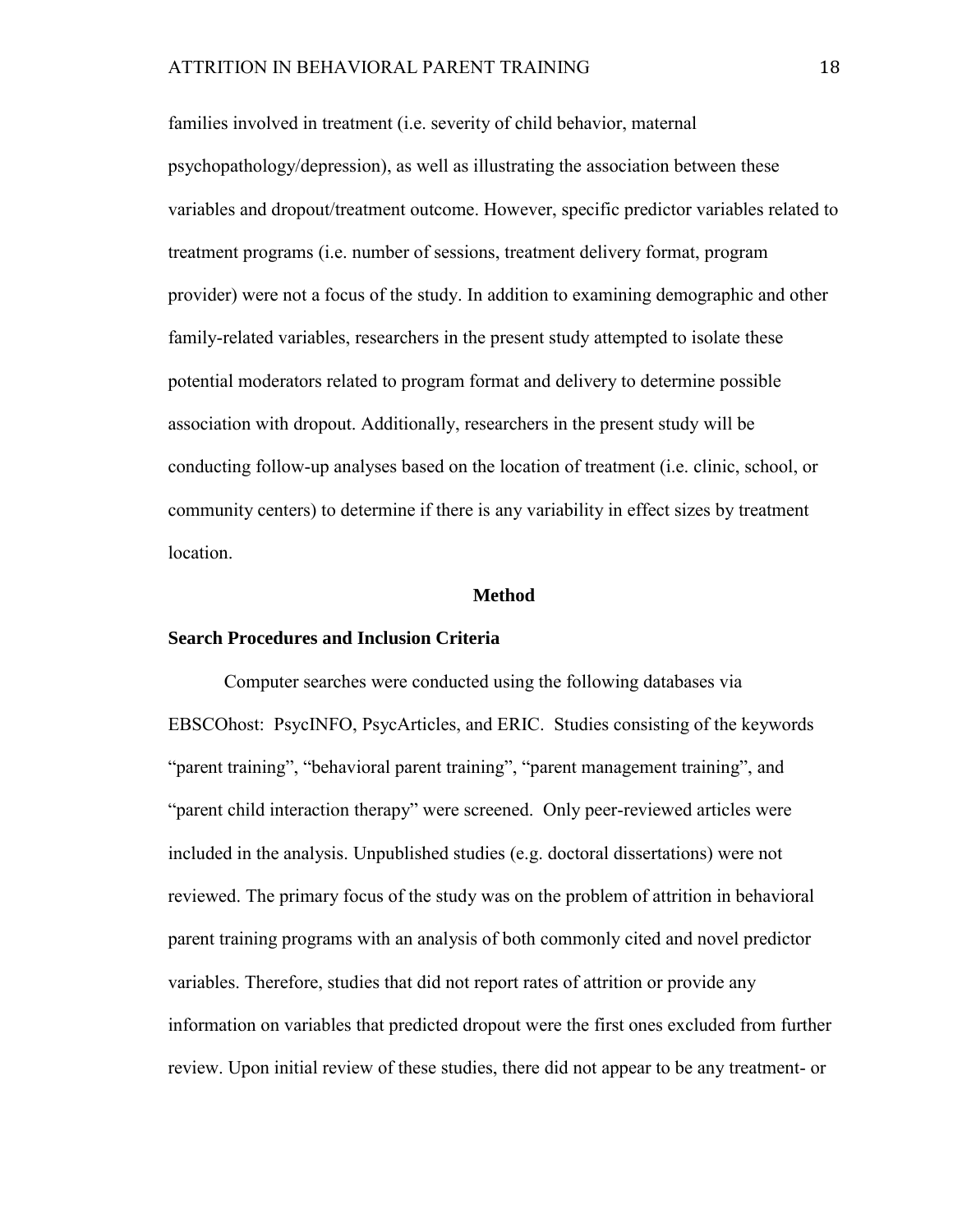families involved in treatment (i.e. severity of child behavior, maternal psychopathology/depression), as well as illustrating the association between these variables and dropout/treatment outcome. However, specific predictor variables related to treatment programs (i.e. number of sessions, treatment delivery format, program provider) were not a focus of the study. In addition to examining demographic and other family-related variables, researchers in the present study attempted to isolate these potential moderators related to program format and delivery to determine possible association with dropout. Additionally, researchers in the present study will be conducting follow-up analyses based on the location of treatment (i.e. clinic, school, or community centers) to determine if there is any variability in effect sizes by treatment location.

## Method

### Search Procedures and Inclusion Criteria

Computer searches were conducted using the following databases via EBSCOhost: PsycINFO, PsycArticles, and ERIC. Studies consisting of the keywords "parent training", "behavioral parent training", "parent management training", and "parent child interaction therapy" were screened. Only peer-reviewed articles were included in the analysis. Unpublished studies (e.g. doctoral dissertations) were not reviewed. The primary focus of the study was on the problem of attrition in behavioral parent training programs with an analysis of both commonly cited and novel predictor variables. Therefore, studies that did not report rates of attrition or provide any information on variables that predicted dropout were the first ones excluded from further review. Upon initial review of these studies, there did not appear to be any treatment- or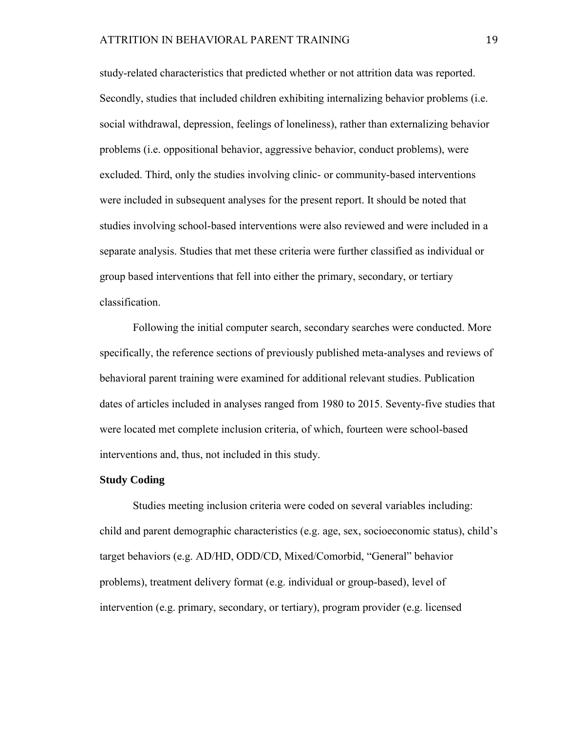study-related characteristics that predicted whether or not attrition data was reported. Secondly, studies that included children exhibiting internalizing behavior problems (i.e. social withdrawal, depression, feelings of loneliness), rather than externalizing behavior problems (i.e. oppositional behavior, aggressive behavior, conduct problems), were excluded. Third, only the studies involving clinic- or community-based interventions were included in subsequent analyses for the present report. It should be noted that studies involving school-based interventions were also reviewed and were included in a separate analysis. Studies that met these criteria were further classified as individual or group based interventions that fell into either the primary, secondary, or tertiary classification.

Following the initial computer search, secondary searches were conducted. More specifically, the reference sections of previously published meta-analyses and reviews of behavioral parent training were examined for additional relevant studies. Publication dates of articles included in analyses ranged from 1980 to 2015. Seventy-five studies that were located met complete inclusion criteria, of which, fourteen were school-based interventions and, thus, not included in this study.

**Study Coding**

Studies meeting inclusion criteria were coded on several variables including: child and parent demographic characteristics (e.g. age, sex, socioeconomic status), child's target behaviors (e.g. AD/HD, ODD/CD, Mixed/Comorbid, "General" behavior problems), treatment delivery format (e.g. individual or group-based), level of intervention (e.g. primary, secondary, or tertiary), program provider (e.g. licensed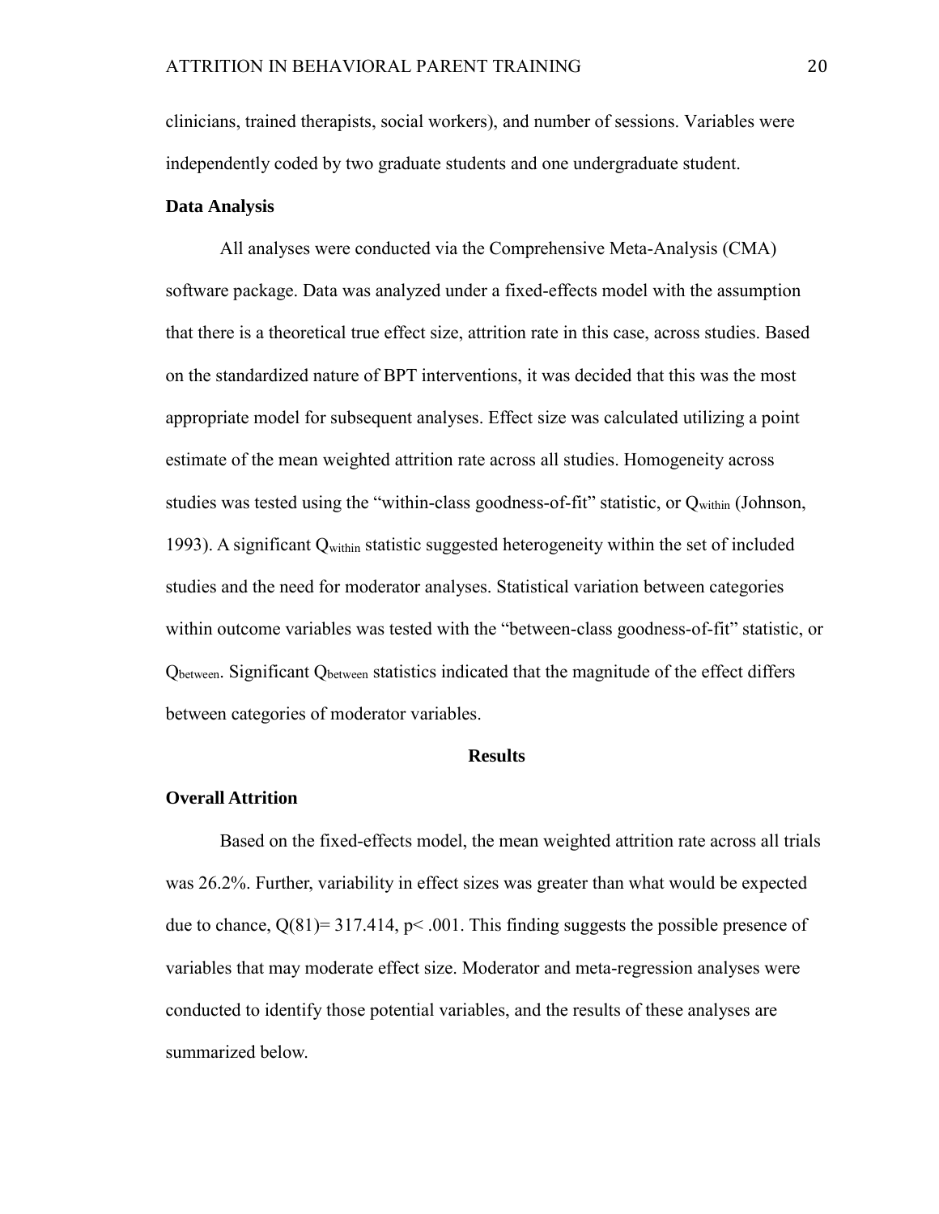clinicians, trained therapists, social workers), and number of sessions. Variables were independently coded by two graduate students and one undergraduate student.

### Data Analysis

All analyses were conducted via the Comprehensive Meta-Analysis (CMA) software package. Data was analyzed under a fixed-effects model with the assumption that there is a theoretical true effect size, attrition rate in this case, across studies. Based on the standardized nature of BPT interventions, it was decided that this was the most appropriate model for subsequent analyses. Effect size was calculated utilizing a point estimate of the mean weighted attrition rate across all studies. Homogeneity across studies was tested using the "within-class goodness-of-fit" statistic, or $Q_{within}$ (Johnson, 1993). A significant $Q_{within}$ statistic suggested heterogeneity within the set of included studies and the need for moderator analyses. Statistical variation between categories within outcome variables was tested with the "between-class goodness-of-fit" statistic, or $Q_{between}$. Significant $Q_{between}$ statistics indicated that the magnitude of the effect differs between categories of moderator variables.

## Results

### Overall Attrition

Based on the fixed-effects model, the mean weighted attrition rate across all trials was 26.2%. Further, variability in effect sizes was greater than what would be expected due to chance, $Q(81) = 317.414$, $p < .001$. This finding suggests the possible presence of variables that may moderate effect size. Moderator and meta-regression analyses were conducted to identify those potential variables, and the results of these analyses are summarized below.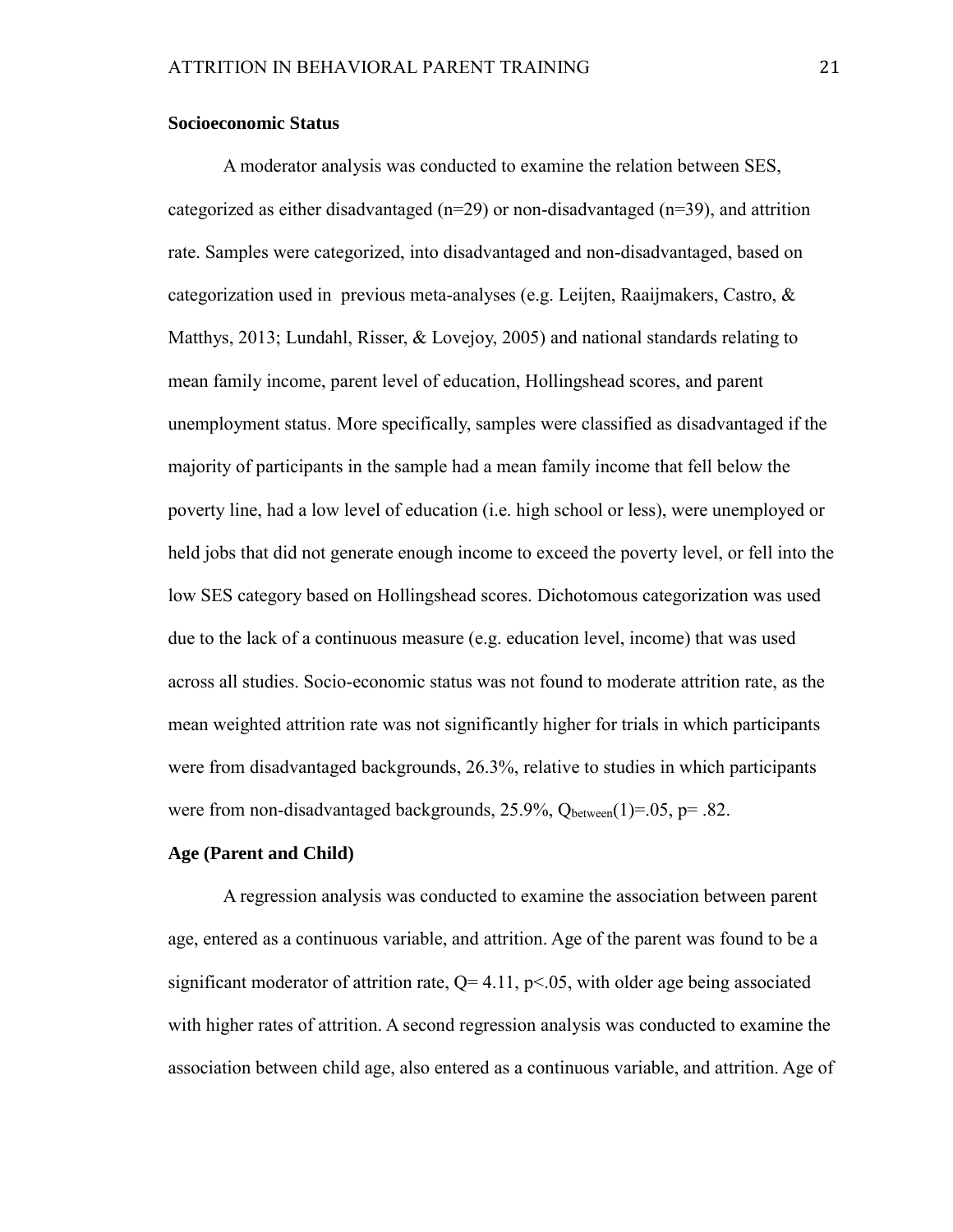**Socioeconomic Status**

A moderator analysis was conducted to examine the relation between SES, categorized as either disadvantaged (n=29) or non-disadvantaged (n=39), and attrition rate. Samples were categorized, into disadvantaged and non-disadvantaged, based on categorization used in previous meta-analyses (e.g. Leijten, Raaijmakers, Castro, & Matthys, 2013; Lundahl, Risser, & Lovejoy, 2005) and national standards relating to mean family income, parent level of education, Hollingshead scores, and parent unemployment status. More specifically, samples were classified as disadvantaged if the majority of participants in the sample had a mean family income that fell below the poverty line, had a low level of education (i.e. high school or less), were unemployed or held jobs that did not generate enough income to exceed the poverty level, or fell into the low SES category based on Hollingshead scores. Dichotomous categorization was used due to the lack of a continuous measure (e.g. education level, income) that was used across all studies. Socio-economic status was not found to moderate attrition rate, as the mean weighted attrition rate was not significantly higher for trials in which participants were from disadvantaged backgrounds, 26.3%, relative to studies in which participants were from non-disadvantaged backgrounds, 25.9%, $Q_{between}(1)=.05$, $p= .82$.

**Age (Parent and Child)**

A regression analysis was conducted to examine the association between parent age, entered as a continuous variable, and attrition. Age of the parent was found to be a significant moderator of attrition rate, $Q= 4.11$, $p<.05$, with older age being associated with higher rates of attrition. A second regression analysis was conducted to examine the association between child age, also entered as a continuous variable, and attrition. Age of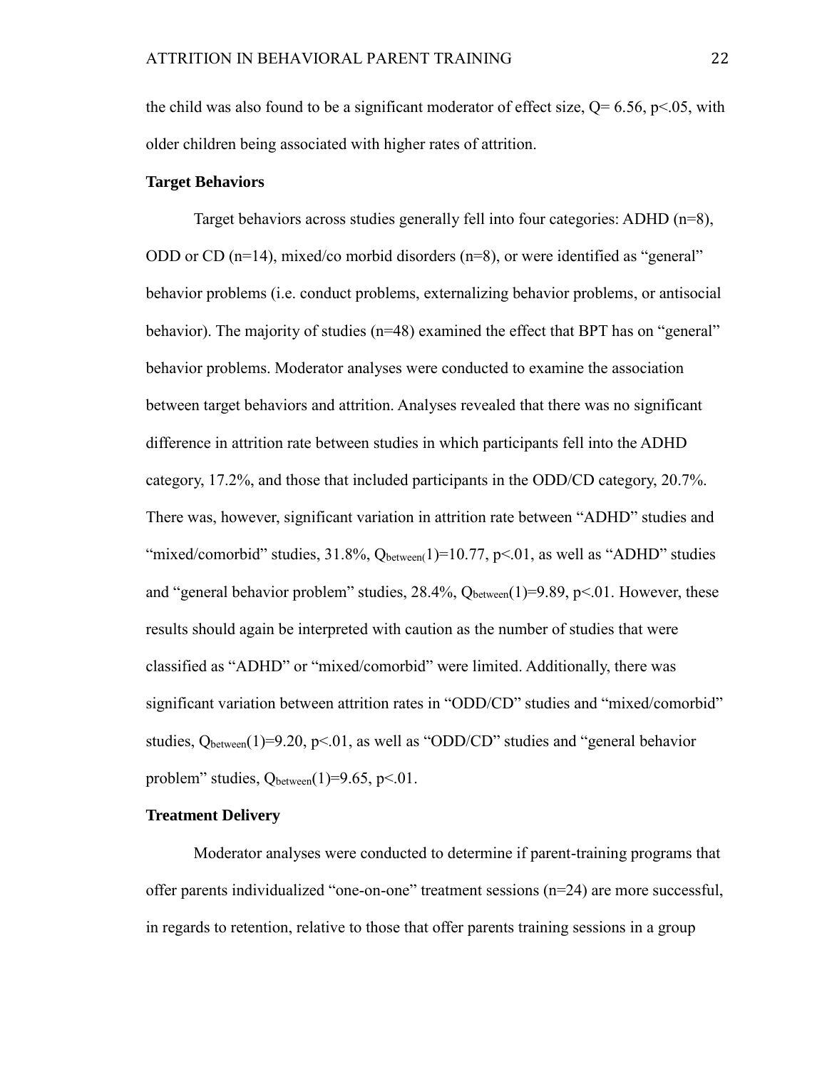the child was also found to be a significant moderator of effect size, $Q = 6.56$, $p < .05$, with older children being associated with higher rates of attrition.

**Target Behaviors**

Target behaviors across studies generally fell into four categories: ADHD (n=8), ODD or CD (n=14), mixed/co morbid disorders (n=8), or were identified as "general" behavior problems (i.e. conduct problems, externalizing behavior problems, or antisocial behavior). The majority of studies (n=48) examined the effect that BPT has on "general" behavior problems. Moderator analyses were conducted to examine the association between target behaviors and attrition. Analyses revealed that there was no significant difference in attrition rate between studies in which participants fell into the ADHD category, 17.2%, and those that included participants in the ODD/CD category, 20.7%. There was, however, significant variation in attrition rate between "ADHD" studies and "mixed/comorbid" studies, 31.8%, $Q_{between}(1)=10.77$, $p<.01$, as well as "ADHD" studies and "general behavior problem" studies, 28.4%, $Q_{between}(1)=9.89$, $p<.01$. However, these results should again be interpreted with caution as the number of studies that were classified as "ADHD" or "mixed/comorbid" were limited. Additionally, there was significant variation between attrition rates in "ODD/CD" studies and "mixed/comorbid" studies, $Q_{between}(1)=9.20$, $p<.01$, as well as "ODD/CD" studies and "general behavior problem" studies, $Q_{between}(1)=9.65$, $p<.01$.

**Treatment Delivery**

Moderator analyses were conducted to determine if parent-training programs that offer parents individualized "one-on-one" treatment sessions (n=24) are more successful, in regards to retention, relative to those that offer parents training sessions in a group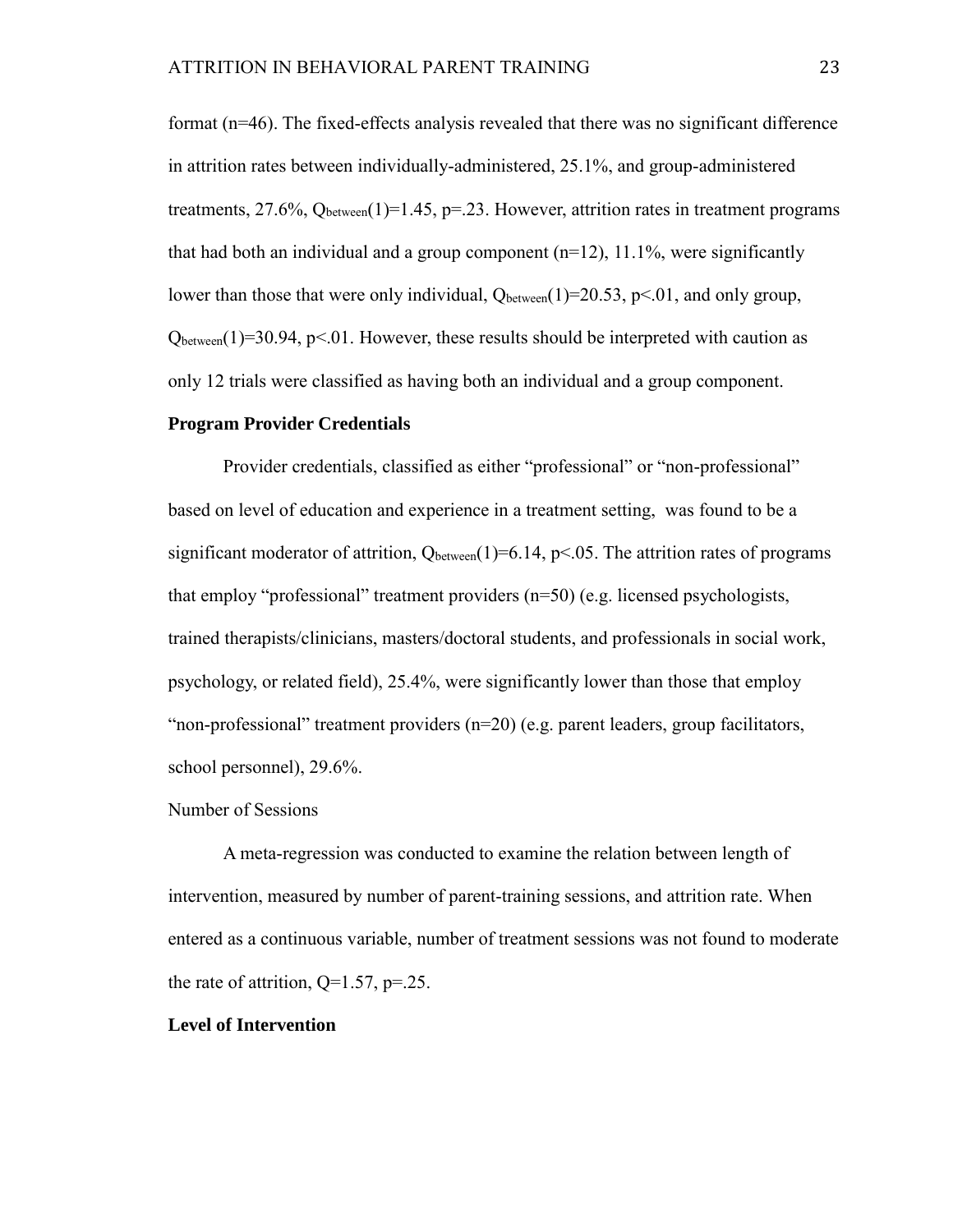format (n=46). The fixed-effects analysis revealed that there was no significant difference in attrition rates between individually-administered, 25.1%, and group-administered treatments, 27.6%, $Q_{between}(1)=1.45$, $p=.23$. However, attrition rates in treatment programs that had both an individual and a group component (n=12), 11.1%, were significantly lower than those that were only individual, $Q_{between}(1)=20.53$, $p<.01$, and only group, $Q_{between}(1)=30.94$, $p<.01$. However, these results should be interpreted with caution as only 12 trials were classified as having both an individual and a group component.

**Program Provider Credentials**

Provider credentials, classified as either "professional" or "non-professional" based on level of education and experience in a treatment setting, was found to be a significant moderator of attrition, $Q_{between}(1)=6.14$, $p<.05$. The attrition rates of programs that employ "professional" treatment providers (n=50) (e.g. licensed psychologists, trained therapists/clinicians, masters/doctoral students, and professionals in social work, psychology, or related field), 25.4%, were significantly lower than those that employ "non-professional" treatment providers (n=20) (e.g. parent leaders, group facilitators, school personnel), 29.6%.

Number of Sessions

A meta-regression was conducted to examine the relation between length of intervention, measured by number of parent-training sessions, and attrition rate. When entered as a continuous variable, number of treatment sessions was not found to moderate the rate of attrition, $Q=1.57$, $p=.25$.

**Level of Intervention**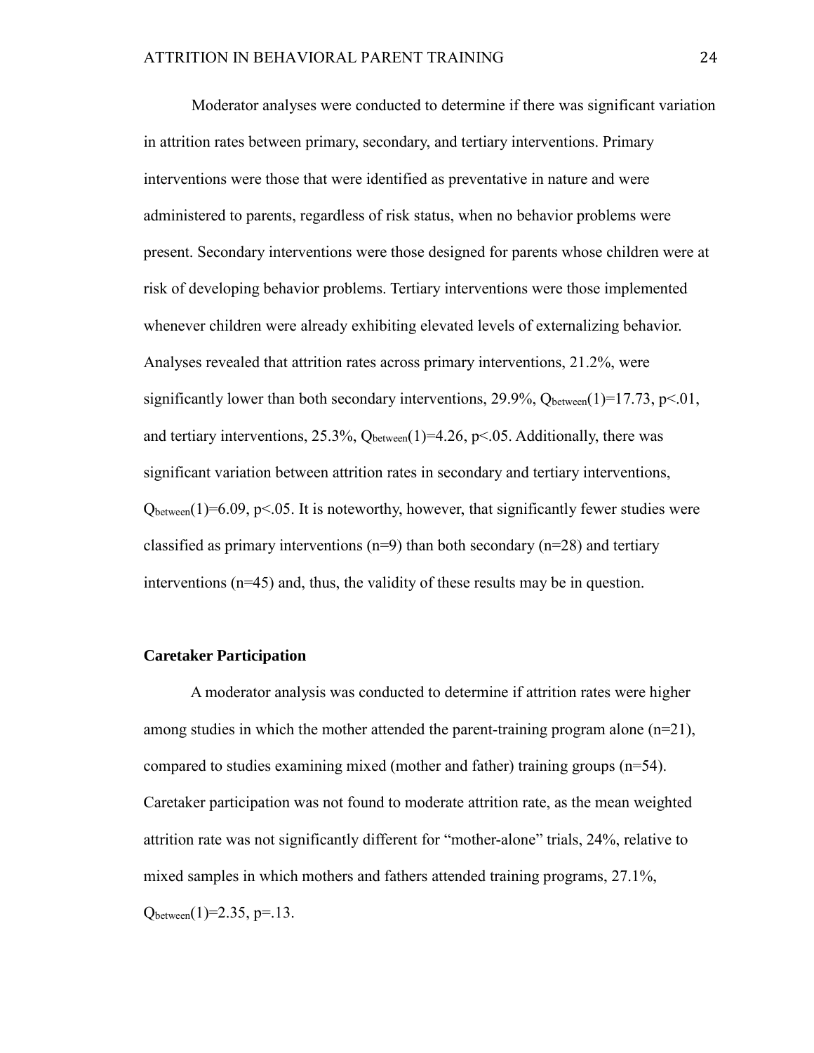Moderator analyses were conducted to determine if there was significant variation in attrition rates between primary, secondary, and tertiary interventions. Primary interventions were those that were identified as preventative in nature and were administered to parents, regardless of risk status, when no behavior problems were present. Secondary interventions were those designed for parents whose children were at risk of developing behavior problems. Tertiary interventions were those implemented whenever children were already exhibiting elevated levels of externalizing behavior. Analyses revealed that attrition rates across primary interventions, 21.2%, were significantly lower than both secondary interventions, 29.9%, $Q_{between}(1)=17.73$, $p<.01$, and tertiary interventions, 25.3%, $Q_{between}(1)=4.26$, $p<.05$. Additionally, there was significant variation between attrition rates in secondary and tertiary interventions, $Q_{between}(1)=6.09$, $p<.05$. It is noteworthy, however, that significantly fewer studies were classified as primary interventions (n=9) than both secondary (n=28) and tertiary interventions (n=45) and, thus, the validity of these results may be in question.

### Caretaker Participation

A moderator analysis was conducted to determine if attrition rates were higher among studies in which the mother attended the parent-training program alone (n=21), compared to studies examining mixed (mother and father) training groups (n=54). Caretaker participation was not found to moderate attrition rate, as the mean weighted attrition rate was not significantly different for "mother-alone" trials, 24%, relative to mixed samples in which mothers and fathers attended training programs, 27.1%, $Q_{between}(1)=2.35$, $p=.13$.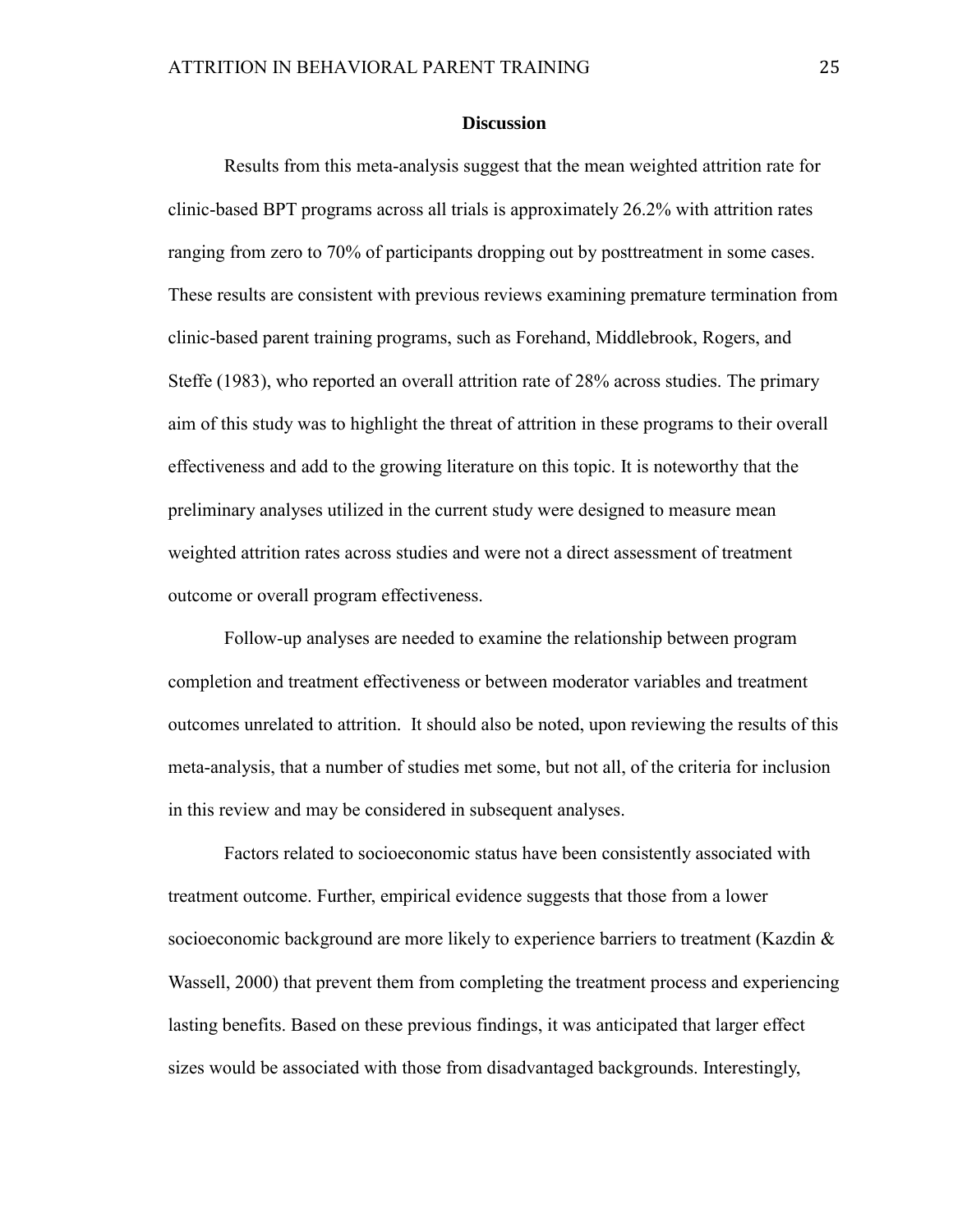## Discussion

Results from this meta-analysis suggest that the mean weighted attrition rate for clinic-based BPT programs across all trials is approximately 26.2% with attrition rates ranging from zero to 70% of participants dropping out by posttreatment in some cases. These results are consistent with previous reviews examining premature termination from clinic-based parent training programs, such as Forehand, Middlebrook, Rogers, and Steffe (1983), who reported an overall attrition rate of 28% across studies. The primary aim of this study was to highlight the threat of attrition in these programs to their overall effectiveness and add to the growing literature on this topic. It is noteworthy that the preliminary analyses utilized in the current study were designed to measure mean weighted attrition rates across studies and were not a direct assessment of treatment outcome or overall program effectiveness.

Follow-up analyses are needed to examine the relationship between program completion and treatment effectiveness or between moderator variables and treatment outcomes unrelated to attrition. It should also be noted, upon reviewing the results of this meta-analysis, that a number of studies met some, but not all, of the criteria for inclusion in this review and may be considered in subsequent analyses.

Factors related to socioeconomic status have been consistently associated with treatment outcome. Further, empirical evidence suggests that those from a lower socioeconomic background are more likely to experience barriers to treatment (Kazdin & Wassell, 2000) that prevent them from completing the treatment process and experiencing lasting benefits. Based on these previous findings, it was anticipated that larger effect sizes would be associated with those from disadvantaged backgrounds. Interestingly,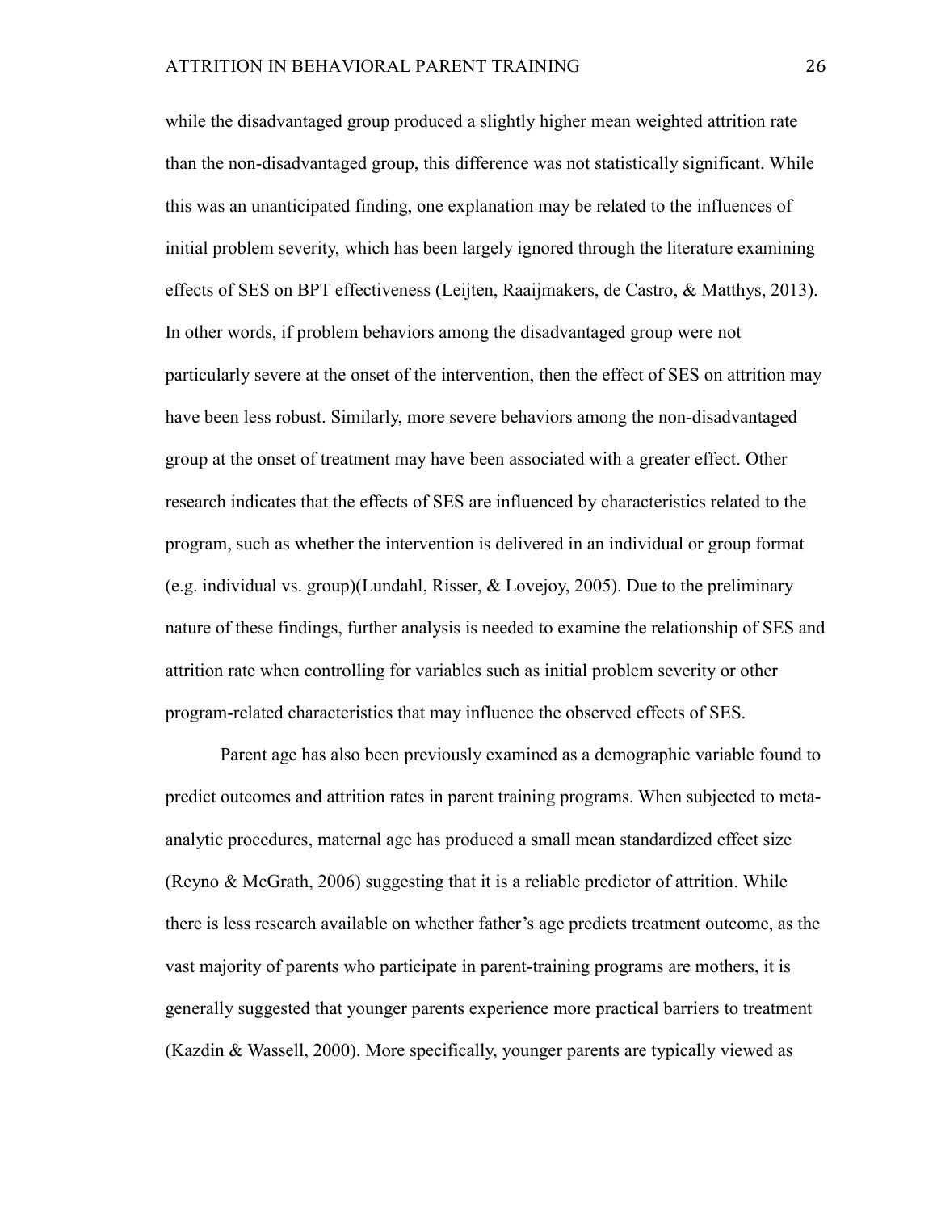while the disadvantaged group produced a slightly higher mean weighted attrition rate than the non-disadvantaged group, this difference was not statistically significant. While this was an unanticipated finding, one explanation may be related to the influences of initial problem severity, which has been largely ignored through the literature examining effects of SES on BPT effectiveness (Leijten, Raaijmakers, de Castro, & Matthys, 2013). In other words, if problem behaviors among the disadvantaged group were not particularly severe at the onset of the intervention, then the effect of SES on attrition may have been less robust. Similarly, more severe behaviors among the non-disadvantaged group at the onset of treatment may have been associated with a greater effect. Other research indicates that the effects of SES are influenced by characteristics related to the program, such as whether the intervention is delivered in an individual or group format (e.g. individual vs. group)(Lundahl, Risser, & Lovejoy, 2005). Due to the preliminary nature of these findings, further analysis is needed to examine the relationship of SES and attrition rate when controlling for variables such as initial problem severity or other program-related characteristics that may influence the observed effects of SES.

Parent age has also been previously examined as a demographic variable found to predict outcomes and attrition rates in parent training programs. When subjected to meta-analytic procedures, maternal age has produced a small mean standardized effect size (Reyno & McGrath, 2006) suggesting that it is a reliable predictor of attrition. While there is less research available on whether father's age predicts treatment outcome, as the vast majority of parents who participate in parent-training programs are mothers, it is generally suggested that younger parents experience more practical barriers to treatment (Kazdin & Wassell, 2000). More specifically, younger parents are typically viewed as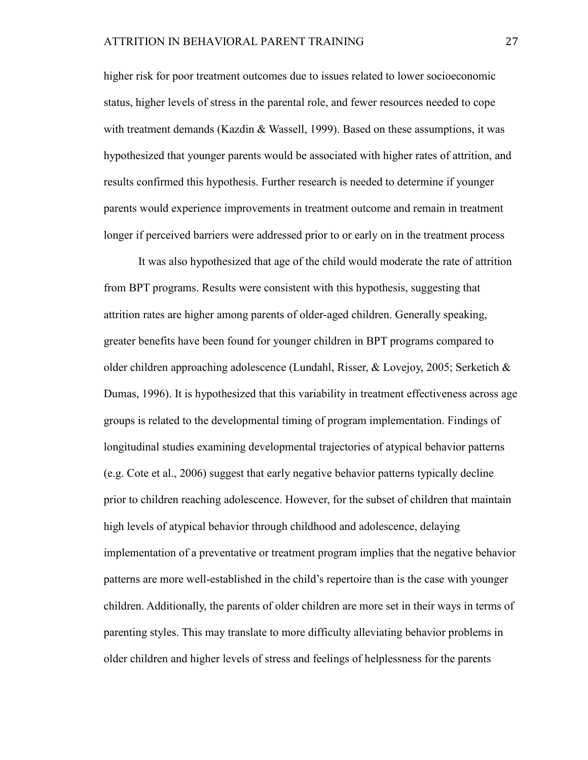higher risk for poor treatment outcomes due to issues related to lower socioeconomic status, higher levels of stress in the parental role, and fewer resources needed to cope with treatment demands (Kazdin & Wassell, 1999). Based on these assumptions, it was hypothesized that younger parents would be associated with higher rates of attrition, and results confirmed this hypothesis. Further research is needed to determine if younger parents would experience improvements in treatment outcome and remain in treatment longer if perceived barriers were addressed prior to or early on in the treatment process

It was also hypothesized that age of the child would moderate the rate of attrition from BPT programs. Results were consistent with this hypothesis, suggesting that attrition rates are higher among parents of older-aged children. Generally speaking, greater benefits have been found for younger children in BPT programs compared to older children approaching adolescence (Lundahl, Risser, & Lovejoy, 2005; Serketich & Dumas, 1996). It is hypothesized that this variability in treatment effectiveness across age groups is related to the developmental timing of program implementation. Findings of longitudinal studies examining developmental trajectories of atypical behavior patterns (e.g. Cote et al., 2006) suggest that early negative behavior patterns typically decline prior to children reaching adolescence. However, for the subset of children that maintain high levels of atypical behavior through childhood and adolescence, delaying implementation of a preventative or treatment program implies that the negative behavior patterns are more well-established in the child's repertoire than is the case with younger children. Additionally, the parents of older children are more set in their ways in terms of parenting styles. This may translate to more difficulty alleviating behavior problems in older children and higher levels of stress and feelings of helplessness for the parents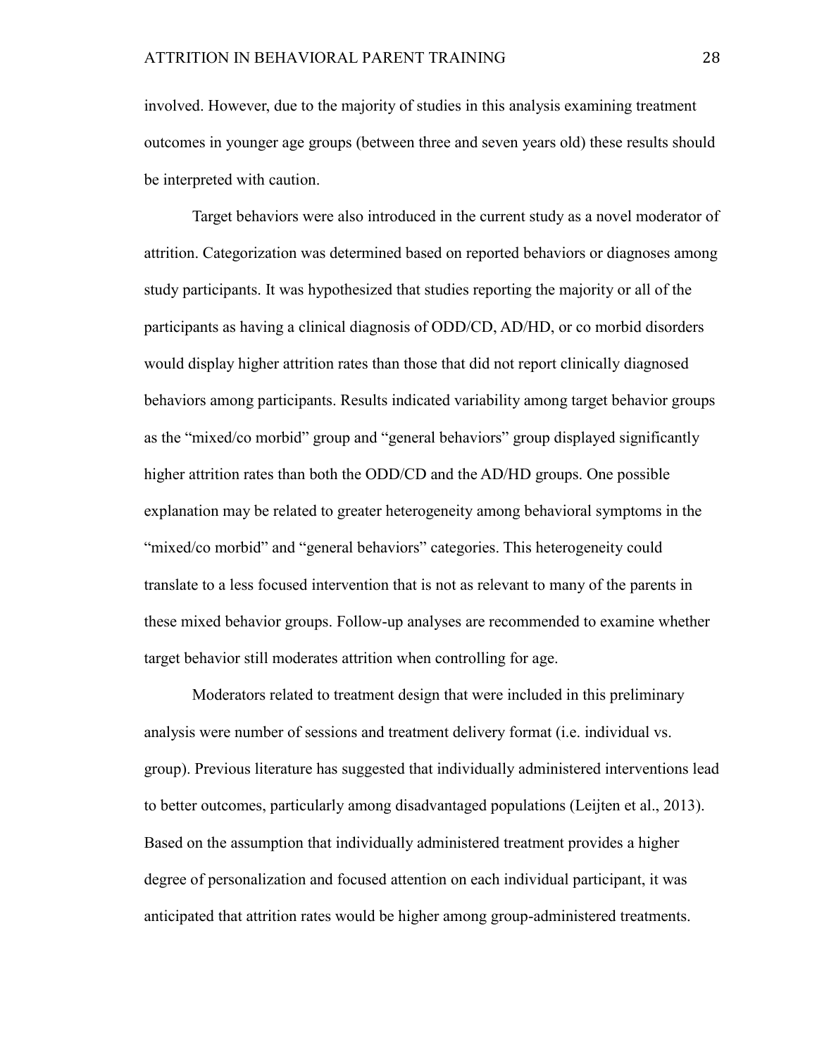involved. However, due to the majority of studies in this analysis examining treatment outcomes in younger age groups (between three and seven years old) these results should be interpreted with caution.

Target behaviors were also introduced in the current study as a novel moderator of attrition. Categorization was determined based on reported behaviors or diagnoses among study participants. It was hypothesized that studies reporting the majority or all of the participants as having a clinical diagnosis of ODD/CD, AD/HD, or co morbid disorders would display higher attrition rates than those that did not report clinically diagnosed behaviors among participants. Results indicated variability among target behavior groups as the "mixed/co morbid" group and "general behaviors" group displayed significantly higher attrition rates than both the ODD/CD and the AD/HD groups. One possible explanation may be related to greater heterogeneity among behavioral symptoms in the "mixed/co morbid" and "general behaviors" categories. This heterogeneity could translate to a less focused intervention that is not as relevant to many of the parents in these mixed behavior groups. Follow-up analyses are recommended to examine whether target behavior still moderates attrition when controlling for age.

Moderators related to treatment design that were included in this preliminary analysis were number of sessions and treatment delivery format (i.e. individual vs. group). Previous literature has suggested that individually administered interventions lead to better outcomes, particularly among disadvantaged populations (Leijten et al., 2013). Based on the assumption that individually administered treatment provides a higher degree of personalization and focused attention on each individual participant, it was anticipated that attrition rates would be higher among group-administered treatments.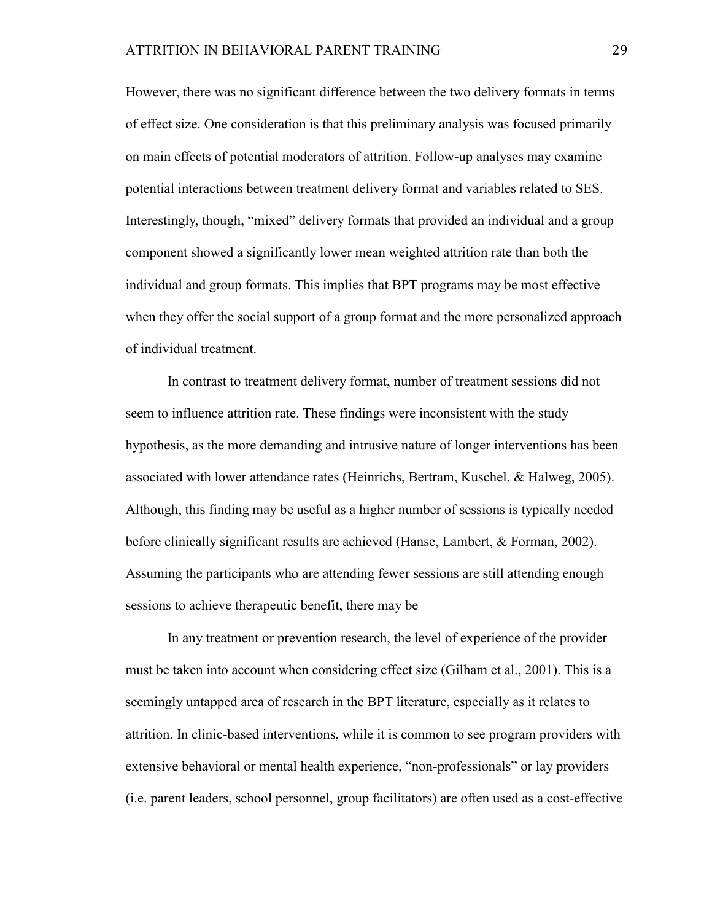However, there was no significant difference between the two delivery formats in terms of effect size. One consideration is that this preliminary analysis was focused primarily on main effects of potential moderators of attrition. Follow-up analyses may examine potential interactions between treatment delivery format and variables related to SES. Interestingly, though, "mixed" delivery formats that provided an individual and a group component showed a significantly lower mean weighted attrition rate than both the individual and group formats. This implies that BPT programs may be most effective when they offer the social support of a group format and the more personalized approach of individual treatment.

In contrast to treatment delivery format, number of treatment sessions did not seem to influence attrition rate. These findings were inconsistent with the study hypothesis, as the more demanding and intrusive nature of longer interventions has been associated with lower attendance rates (Heinrichs, Bertram, Kuschel, & Halweg, 2005). Although, this finding may be useful as a higher number of sessions is typically needed before clinically significant results are achieved (Hanse, Lambert, & Forman, 2002). Assuming the participants who are attending fewer sessions are still attending enough sessions to achieve therapeutic benefit, there may be

In any treatment or prevention research, the level of experience of the provider must be taken into account when considering effect size (Gilham et al., 2001). This is a seemingly untapped area of research in the BPT literature, especially as it relates to attrition. In clinic-based interventions, while it is common to see program providers with extensive behavioral or mental health experience, "non-professionals" or lay providers (i.e. parent leaders, school personnel, group facilitators) are often used as a cost-effective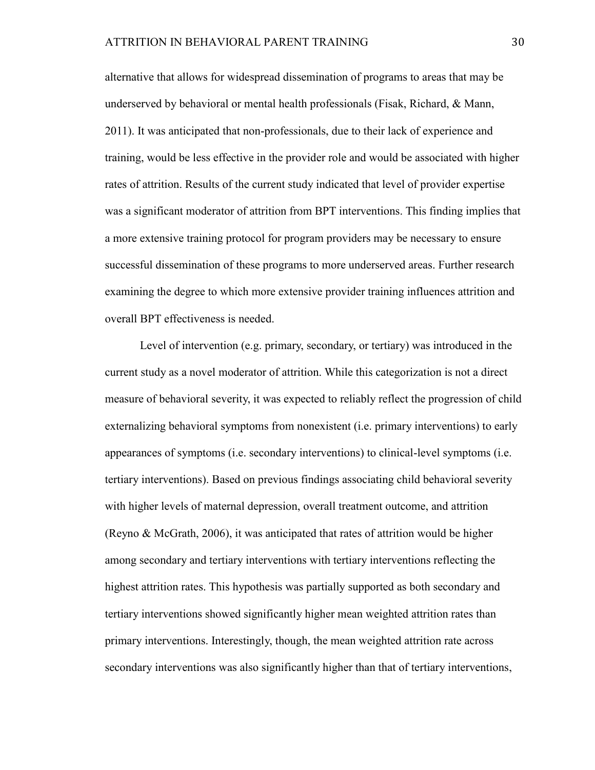alternative that allows for widespread dissemination of programs to areas that may be underserved by behavioral or mental health professionals (Fisak, Richard, & Mann, 2011). It was anticipated that non-professionals, due to their lack of experience and training, would be less effective in the provider role and would be associated with higher rates of attrition. Results of the current study indicated that level of provider expertise was a significant moderator of attrition from BPT interventions. This finding implies that a more extensive training protocol for program providers may be necessary to ensure successful dissemination of these programs to more underserved areas. Further research examining the degree to which more extensive provider training influences attrition and overall BPT effectiveness is needed.

Level of intervention (e.g. primary, secondary, or tertiary) was introduced in the current study as a novel moderator of attrition. While this categorization is not a direct measure of behavioral severity, it was expected to reliably reflect the progression of child externalizing behavioral symptoms from nonexistent (i.e. primary interventions) to early appearances of symptoms (i.e. secondary interventions) to clinical-level symptoms (i.e. tertiary interventions). Based on previous findings associating child behavioral severity with higher levels of maternal depression, overall treatment outcome, and attrition (Reyno & McGrath, 2006), it was anticipated that rates of attrition would be higher among secondary and tertiary interventions with tertiary interventions reflecting the highest attrition rates. This hypothesis was partially supported as both secondary and tertiary interventions showed significantly higher mean weighted attrition rates than primary interventions. Interestingly, though, the mean weighted attrition rate across secondary interventions was also significantly higher than that of tertiary interventions,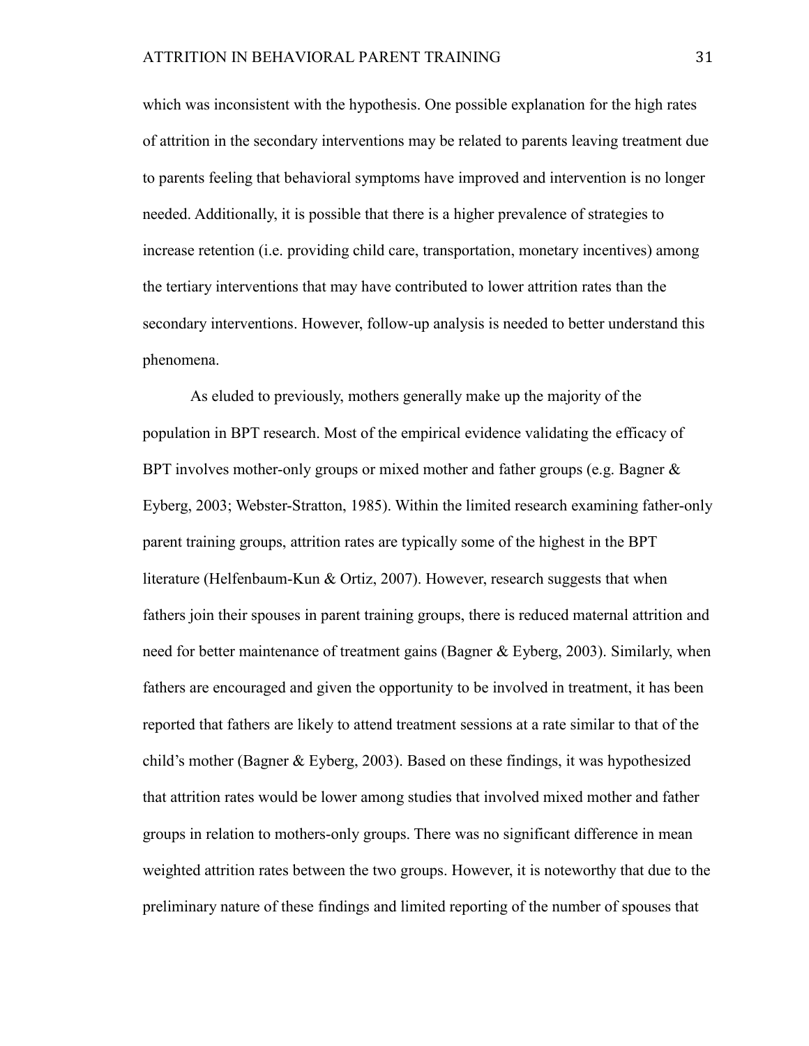which was inconsistent with the hypothesis. One possible explanation for the high rates of attrition in the secondary interventions may be related to parents leaving treatment due to parents feeling that behavioral symptoms have improved and intervention is no longer needed. Additionally, it is possible that there is a higher prevalence of strategies to increase retention (i.e. providing child care, transportation, monetary incentives) among the tertiary interventions that may have contributed to lower attrition rates than the secondary interventions. However, follow-up analysis is needed to better understand this phenomena.

As eluded to previously, mothers generally make up the majority of the population in BPT research. Most of the empirical evidence validating the efficacy of BPT involves mother-only groups or mixed mother and father groups (e.g. Bagner & Eyberg, 2003; Webster-Stratton, 1985). Within the limited research examining father-only parent training groups, attrition rates are typically some of the highest in the BPT literature (Helfenbaum-Kun & Ortiz, 2007). However, research suggests that when fathers join their spouses in parent training groups, there is reduced maternal attrition and need for better maintenance of treatment gains (Bagner & Eyberg, 2003). Similarly, when fathers are encouraged and given the opportunity to be involved in treatment, it has been reported that fathers are likely to attend treatment sessions at a rate similar to that of the child's mother (Bagner & Eyberg, 2003). Based on these findings, it was hypothesized that attrition rates would be lower among studies that involved mixed mother and father groups in relation to mothers-only groups. There was no significant difference in mean weighted attrition rates between the two groups. However, it is noteworthy that due to the preliminary nature of these findings and limited reporting of the number of spouses that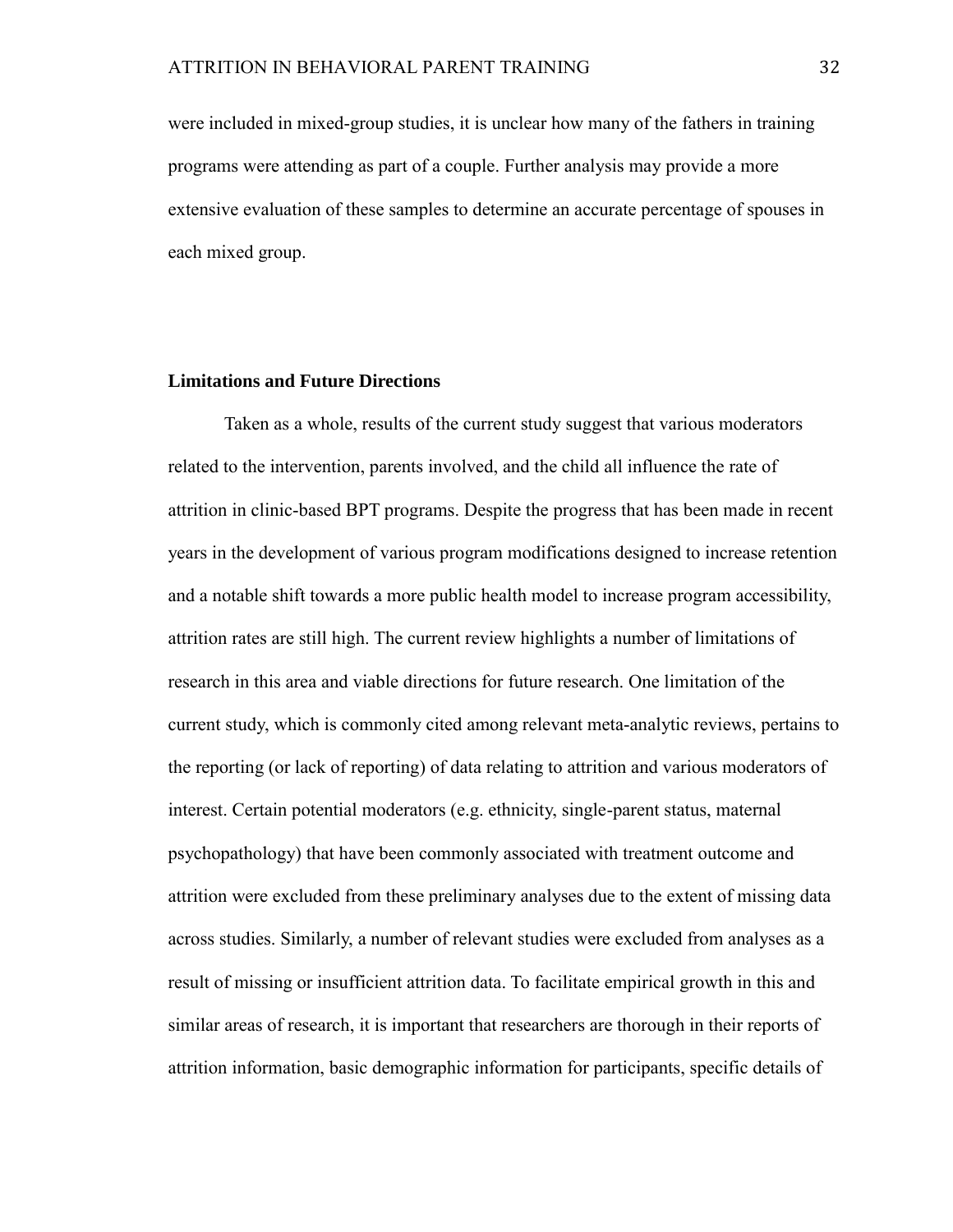were included in mixed-group studies, it is unclear how many of the fathers in training programs were attending as part of a couple. Further analysis may provide a more extensive evaluation of these samples to determine an accurate percentage of spouses in each mixed group.

### Limitations and Future Directions

Taken as a whole, results of the current study suggest that various moderators related to the intervention, parents involved, and the child all influence the rate of attrition in clinic-based BPT programs. Despite the progress that has been made in recent years in the development of various program modifications designed to increase retention and a notable shift towards a more public health model to increase program accessibility, attrition rates are still high. The current review highlights a number of limitations of research in this area and viable directions for future research. One limitation of the current study, which is commonly cited among relevant meta-analytic reviews, pertains to the reporting (or lack of reporting) of data relating to attrition and various moderators of interest. Certain potential moderators (e.g. ethnicity, single-parent status, maternal psychopathology) that have been commonly associated with treatment outcome and attrition were excluded from these preliminary analyses due to the extent of missing data across studies. Similarly, a number of relevant studies were excluded from analyses as a result of missing or insufficient attrition data. To facilitate empirical growth in this and similar areas of research, it is important that researchers are thorough in their reports of attrition information, basic demographic information for participants, specific details of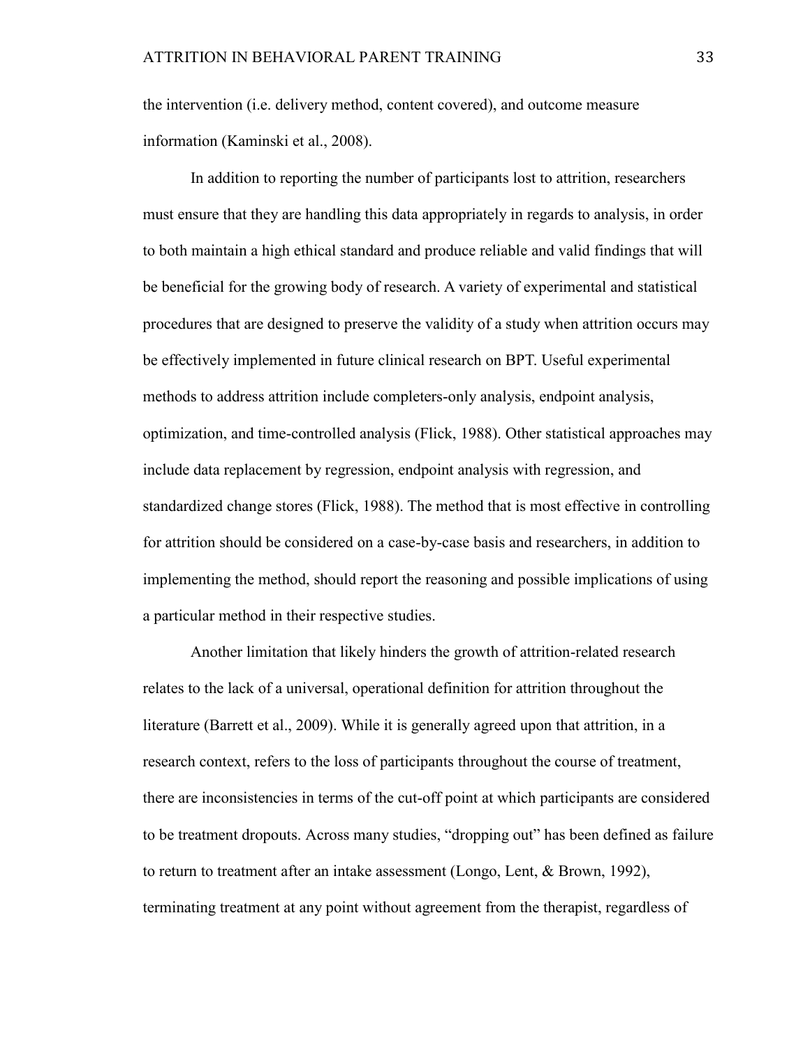the intervention (i.e. delivery method, content covered), and outcome measure information (Kaminski et al., 2008).

In addition to reporting the number of participants lost to attrition, researchers must ensure that they are handling this data appropriately in regards to analysis, in order to both maintain a high ethical standard and produce reliable and valid findings that will be beneficial for the growing body of research. A variety of experimental and statistical procedures that are designed to preserve the validity of a study when attrition occurs may be effectively implemented in future clinical research on BPT. Useful experimental methods to address attrition include completers-only analysis, endpoint analysis, optimization, and time-controlled analysis (Flick, 1988). Other statistical approaches may include data replacement by regression, endpoint analysis with regression, and standardized change stores (Flick, 1988). The method that is most effective in controlling for attrition should be considered on a case-by-case basis and researchers, in addition to implementing the method, should report the reasoning and possible implications of using a particular method in their respective studies.

Another limitation that likely hinders the growth of attrition-related research relates to the lack of a universal, operational definition for attrition throughout the literature (Barrett et al., 2009). While it is generally agreed upon that attrition, in a research context, refers to the loss of participants throughout the course of treatment, there are inconsistencies in terms of the cut-off point at which participants are considered to be treatment dropouts. Across many studies, "dropping out" has been defined as failure to return to treatment after an intake assessment (Longo, Lent, & Brown, 1992), terminating treatment at any point without agreement from the therapist, regardless of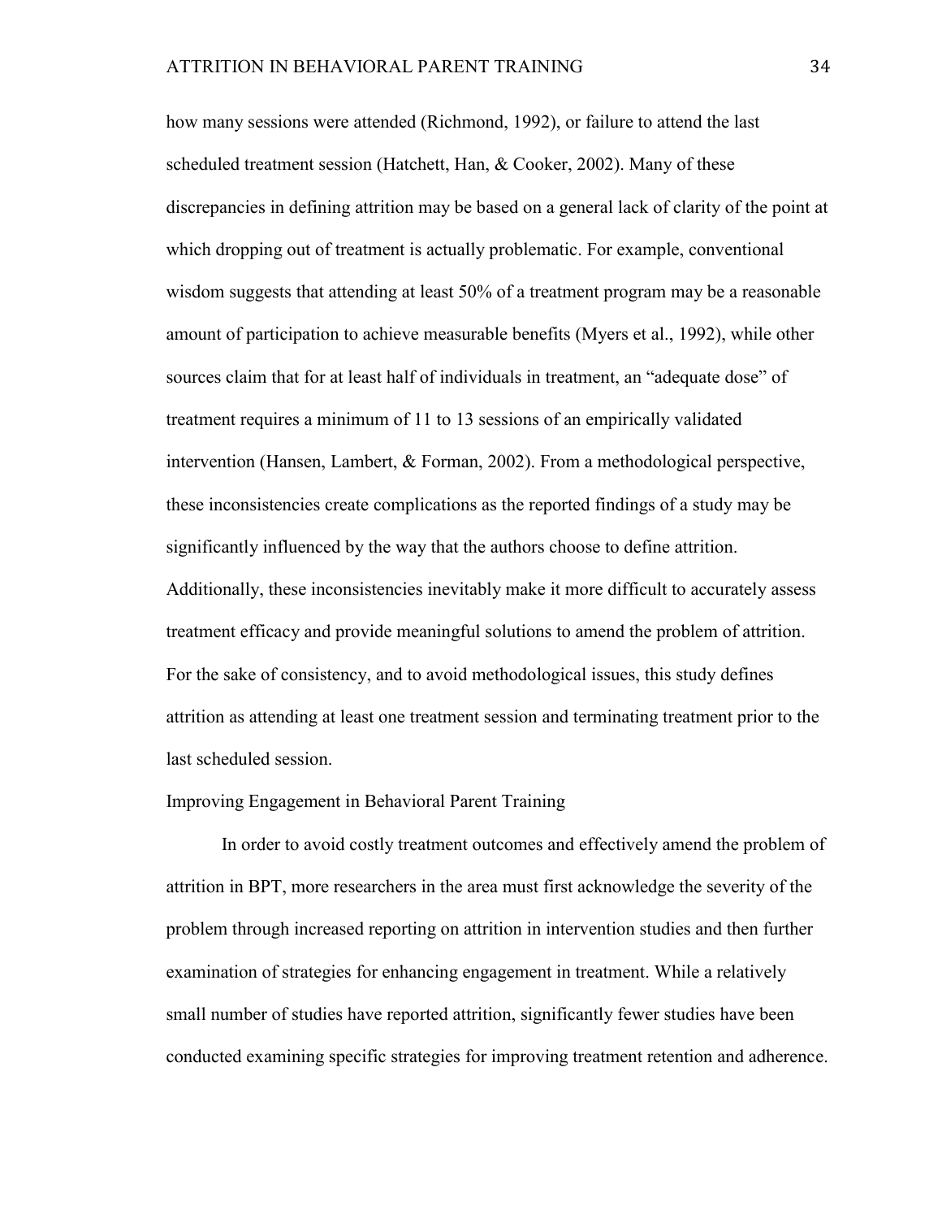how many sessions were attended (Richmond, 1992), or failure to attend the last scheduled treatment session (Hatchett, Han, & Cooker, 2002). Many of these discrepancies in defining attrition may be based on a general lack of clarity of the point at which dropping out of treatment is actually problematic. For example, conventional wisdom suggests that attending at least 50% of a treatment program may be a reasonable amount of participation to achieve measurable benefits (Myers et al., 1992), while other sources claim that for at least half of individuals in treatment, an "adequate dose" of treatment requires a minimum of 11 to 13 sessions of an empirically validated intervention (Hansen, Lambert, & Forman, 2002). From a methodological perspective, these inconsistencies create complications as the reported findings of a study may be significantly influenced by the way that the authors choose to define attrition. Additionally, these inconsistencies inevitably make it more difficult to accurately assess treatment efficacy and provide meaningful solutions to amend the problem of attrition. For the sake of consistency, and to avoid methodological issues, this study defines attrition as attending at least one treatment session and terminating treatment prior to the last scheduled session.

## Improving Engagement in Behavioral Parent Training

In order to avoid costly treatment outcomes and effectively amend the problem of attrition in BPT, more researchers in the area must first acknowledge the severity of the problem through increased reporting on attrition in intervention studies and then further examination of strategies for enhancing engagement in treatment. While a relatively small number of studies have reported attrition, significantly fewer studies have been conducted examining specific strategies for improving treatment retention and adherence.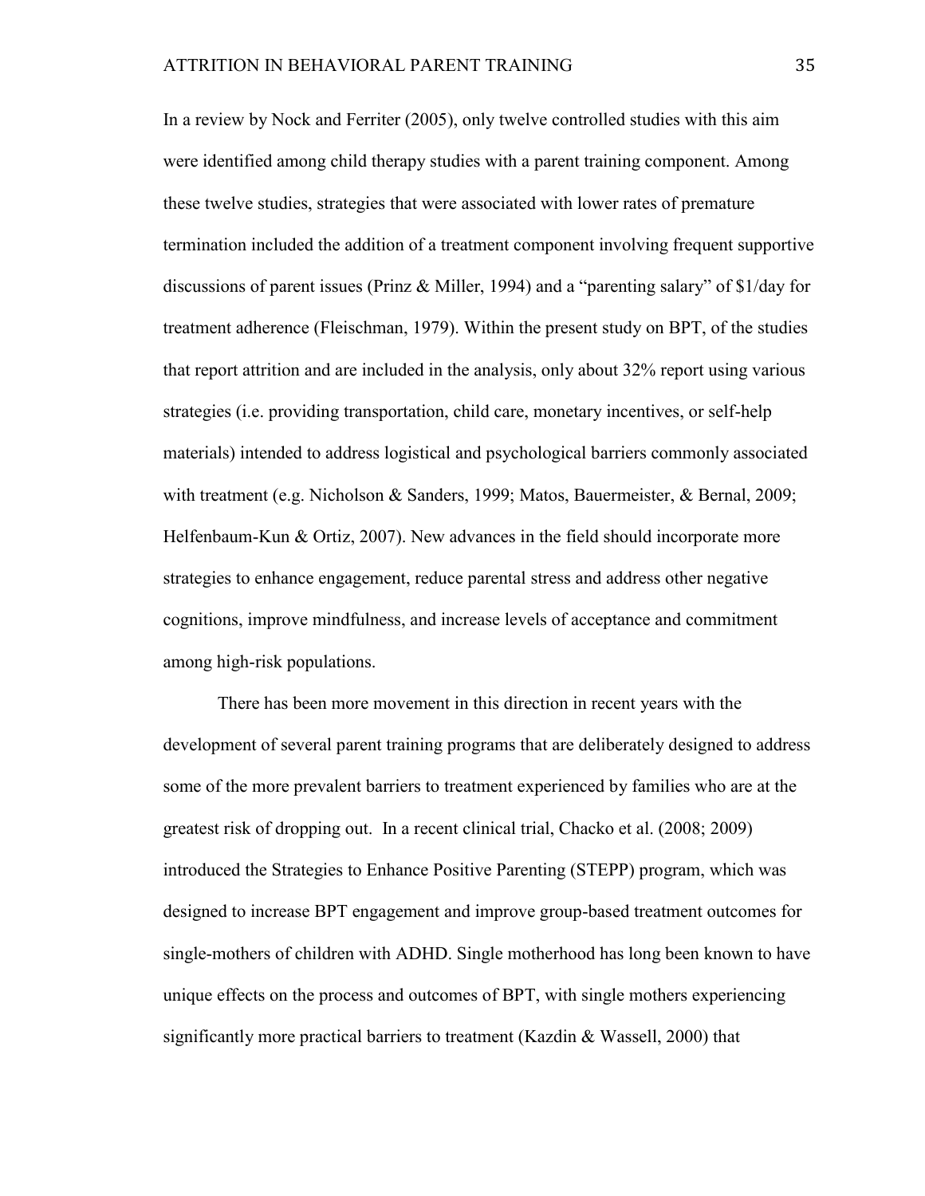In a review by Nock and Ferriter (2005), only twelve controlled studies with this aim were identified among child therapy studies with a parent training component. Among these twelve studies, strategies that were associated with lower rates of premature termination included the addition of a treatment component involving frequent supportive discussions of parent issues (Prinz & Miller, 1994) and a "parenting salary" of $1/day for treatment adherence (Fleischman, 1979). Within the present study on BPT, of the studies that report attrition and are included in the analysis, only about 32% report using various strategies (i.e. providing transportation, child care, monetary incentives, or self-help materials) intended to address logistical and psychological barriers commonly associated with treatment (e.g. Nicholson & Sanders, 1999; Matos, Bauermeister, & Bernal, 2009; Helfenbaum-Kun & Ortiz, 2007). New advances in the field should incorporate more strategies to enhance engagement, reduce parental stress and address other negative cognitions, improve mindfulness, and increase levels of acceptance and commitment among high-risk populations.

There has been more movement in this direction in recent years with the development of several parent training programs that are deliberately designed to address some of the more prevalent barriers to treatment experienced by families who are at the greatest risk of dropping out. In a recent clinical trial, Chacko et al. (2008; 2009) introduced the Strategies to Enhance Positive Parenting (STEPP) program, which was designed to increase BPT engagement and improve group-based treatment outcomes for single-mothers of children with ADHD. Single motherhood has long been known to have unique effects on the process and outcomes of BPT, with single mothers experiencing significantly more practical barriers to treatment (Kazdin & Wassell, 2000) that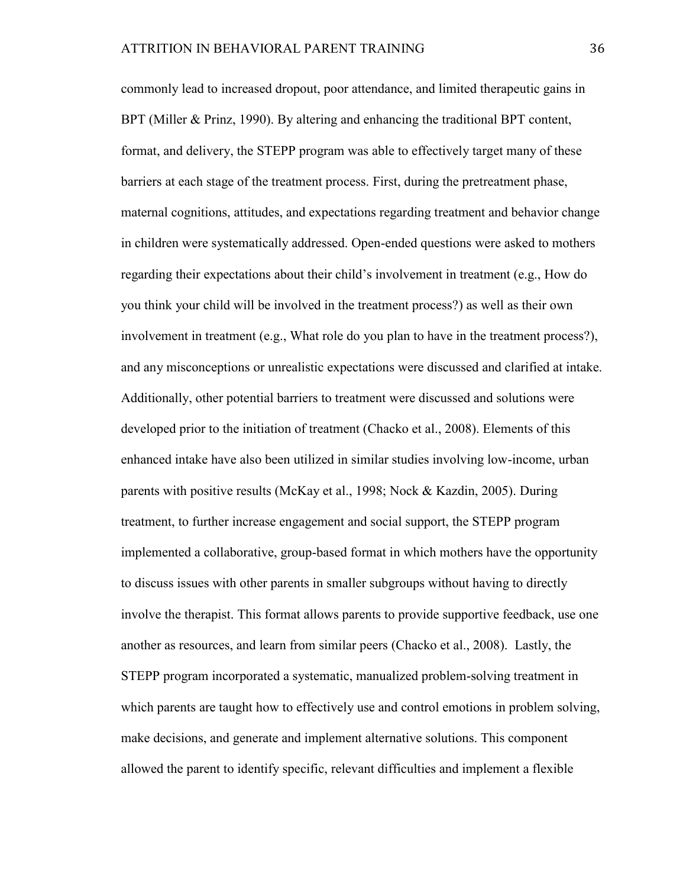commonly lead to increased dropout, poor attendance, and limited therapeutic gains in BPT (Miller & Prinz, 1990). By altering and enhancing the traditional BPT content, format, and delivery, the STEPP program was able to effectively target many of these barriers at each stage of the treatment process. First, during the pretreatment phase, maternal cognitions, attitudes, and expectations regarding treatment and behavior change in children were systematically addressed. Open-ended questions were asked to mothers regarding their expectations about their child's involvement in treatment (e.g., How do you think your child will be involved in the treatment process?) as well as their own involvement in treatment (e.g., What role do you plan to have in the treatment process?), and any misconceptions or unrealistic expectations were discussed and clarified at intake. Additionally, other potential barriers to treatment were discussed and solutions were developed prior to the initiation of treatment (Chacko et al., 2008). Elements of this enhanced intake have also been utilized in similar studies involving low-income, urban parents with positive results (McKay et al., 1998; Nock & Kazdin, 2005). During treatment, to further increase engagement and social support, the STEPP program implemented a collaborative, group-based format in which mothers have the opportunity to discuss issues with other parents in smaller subgroups without having to directly involve the therapist. This format allows parents to provide supportive feedback, use one another as resources, and learn from similar peers (Chacko et al., 2008). Lastly, the STEPP program incorporated a systematic, manualized problem-solving treatment in which parents are taught how to effectively use and control emotions in problem solving, make decisions, and generate and implement alternative solutions. This component allowed the parent to identify specific, relevant difficulties and implement a flexible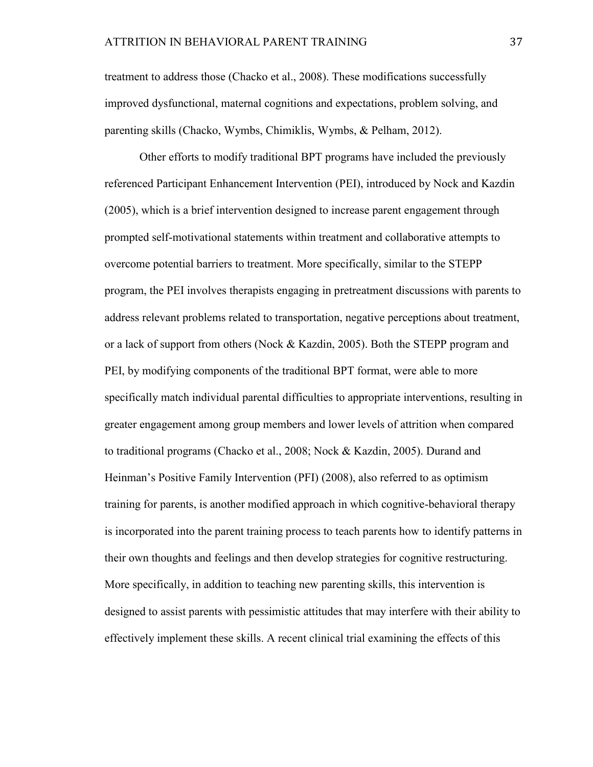treatment to address those (Chacko et al., 2008). These modifications successfully improved dysfunctional, maternal cognitions and expectations, problem solving, and parenting skills (Chacko, Wymbs, Chimiklis, Wymbs, & Pelham, 2012).

Other efforts to modify traditional BPT programs have included the previously referenced Participant Enhancement Intervention (PEI), introduced by Nock and Kazdin (2005), which is a brief intervention designed to increase parent engagement through prompted self-motivational statements within treatment and collaborative attempts to overcome potential barriers to treatment. More specifically, similar to the STEPP program, the PEI involves therapists engaging in pretreatment discussions with parents to address relevant problems related to transportation, negative perceptions about treatment, or a lack of support from others (Nock & Kazdin, 2005). Both the STEPP program and PEI, by modifying components of the traditional BPT format, were able to more specifically match individual parental difficulties to appropriate interventions, resulting in greater engagement among group members and lower levels of attrition when compared to traditional programs (Chacko et al., 2008; Nock & Kazdin, 2005). Durand and Heinman's Positive Family Intervention (PFI) (2008), also referred to as optimism training for parents, is another modified approach in which cognitive-behavioral therapy is incorporated into the parent training process to teach parents how to identify patterns in their own thoughts and feelings and then develop strategies for cognitive restructuring. More specifically, in addition to teaching new parenting skills, this intervention is designed to assist parents with pessimistic attitudes that may interfere with their ability to effectively implement these skills. A recent clinical trial examining the effects of this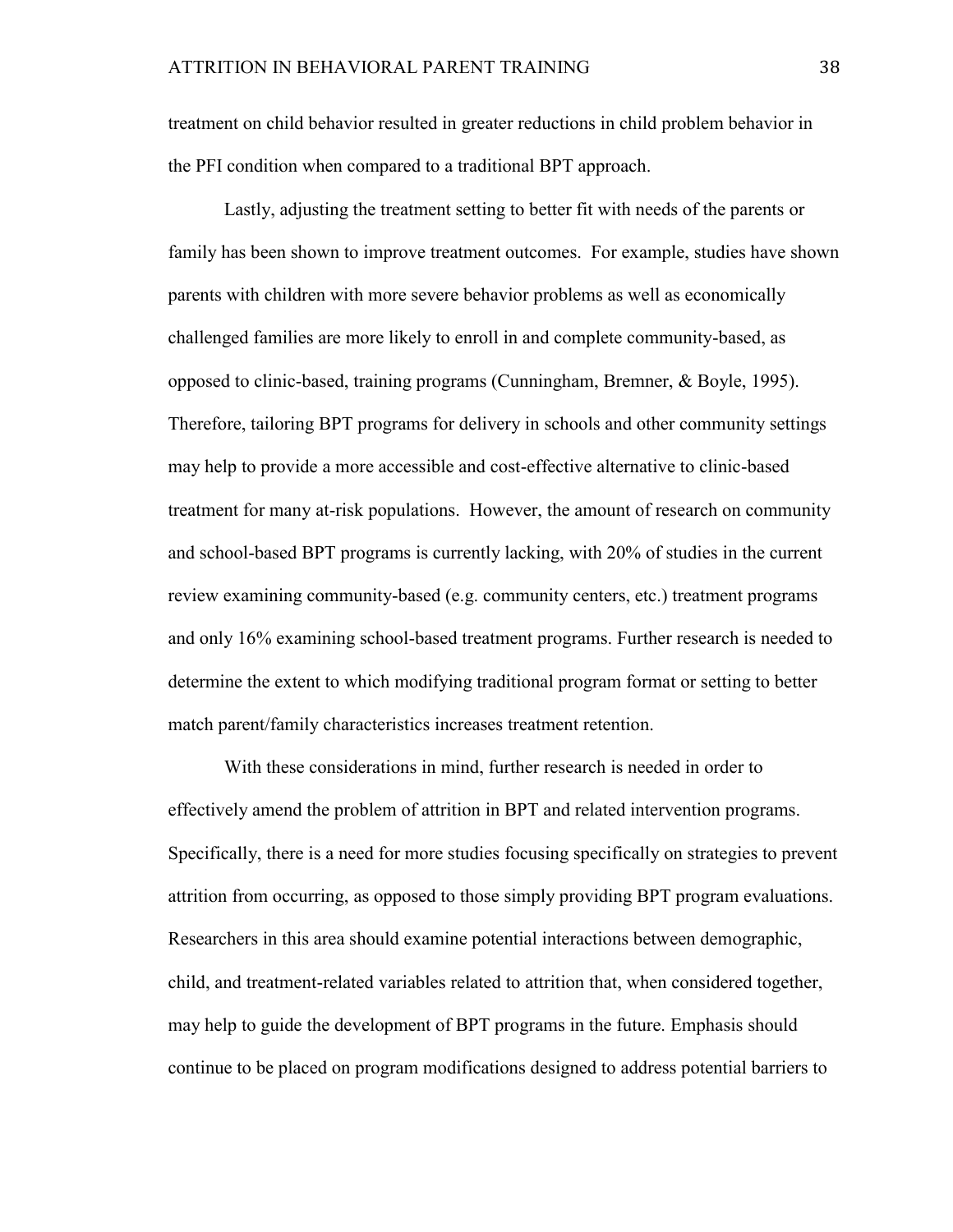treatment on child behavior resulted in greater reductions in child problem behavior in the PFI condition when compared to a traditional BPT approach.

Lastly, adjusting the treatment setting to better fit with needs of the parents or family has been shown to improve treatment outcomes. For example, studies have shown parents with children with more severe behavior problems as well as economically challenged families are more likely to enroll in and complete community-based, as opposed to clinic-based, training programs (Cunningham, Bremner, & Boyle, 1995). Therefore, tailoring BPT programs for delivery in schools and other community settings may help to provide a more accessible and cost-effective alternative to clinic-based treatment for many at-risk populations. However, the amount of research on community and school-based BPT programs is currently lacking, with 20% of studies in the current review examining community-based (e.g. community centers, etc.) treatment programs and only 16% examining school-based treatment programs. Further research is needed to determine the extent to which modifying traditional program format or setting to better match parent/family characteristics increases treatment retention.

With these considerations in mind, further research is needed in order to effectively amend the problem of attrition in BPT and related intervention programs. Specifically, there is a need for more studies focusing specifically on strategies to prevent attrition from occurring, as opposed to those simply providing BPT program evaluations. Researchers in this area should examine potential interactions between demographic, child, and treatment-related variables related to attrition that, when considered together, may help to guide the development of BPT programs in the future. Emphasis should continue to be placed on program modifications designed to address potential barriers to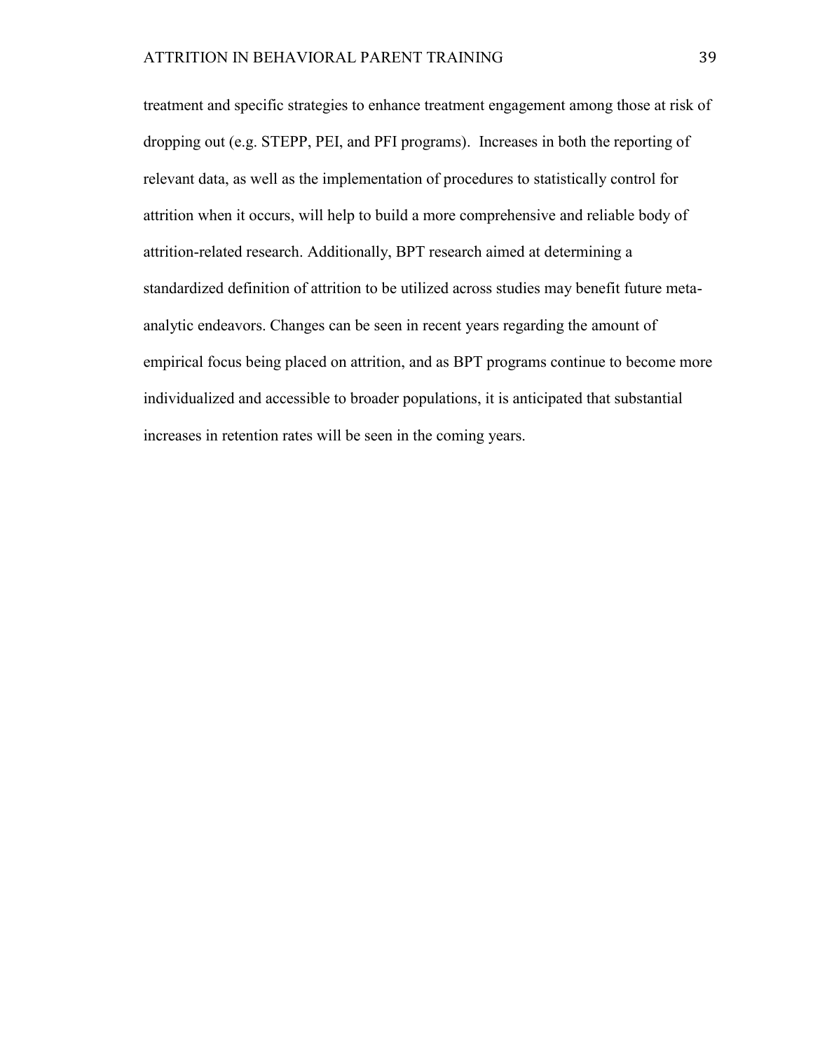treatment and specific strategies to enhance treatment engagement among those at risk of dropping out (e.g. STEPP, PEI, and PFI programs). Increases in both the reporting of relevant data, as well as the implementation of procedures to statistically control for attrition when it occurs, will help to build a more comprehensive and reliable body of attrition-related research. Additionally, BPT research aimed at determining a standardized definition of attrition to be utilized across studies may benefit future meta-analytic endeavors. Changes can be seen in recent years regarding the amount of empirical focus being placed on attrition, and as BPT programs continue to become more individualized and accessible to broader populations, it is anticipated that substantial increases in retention rates will be seen in the coming years.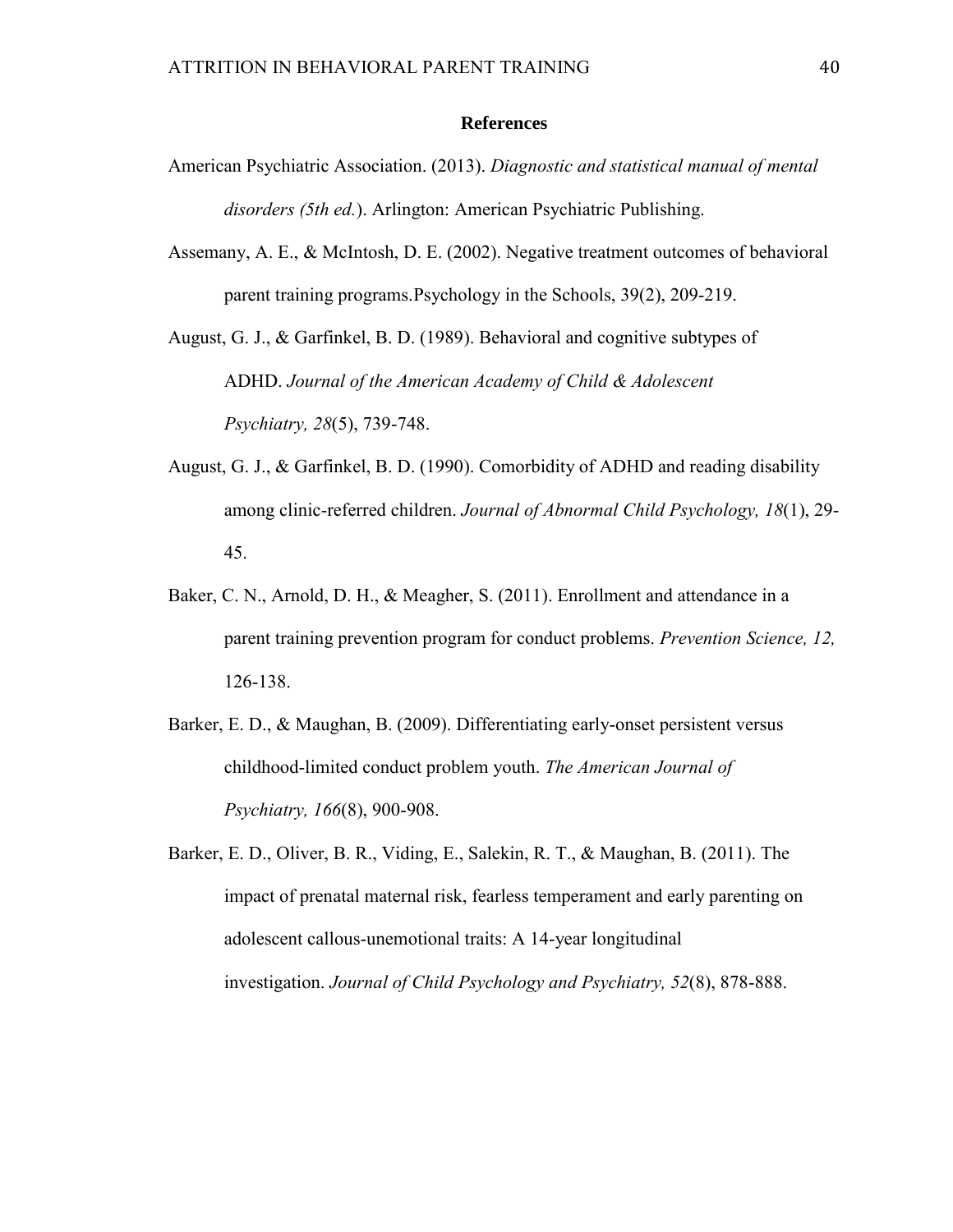# References

American Psychiatric Association. (2013). *Diagnostic and statistical manual of mental disorders (5th ed.*). Arlington: American Psychiatric Publishing.

Assemany, A. E., & McIntosh, D. E. (2002). Negative treatment outcomes of behavioral parent training programs.Psychology in the Schools, 39(2), 209-219.

August, G. J., & Garfinkel, B. D. (1989). Behavioral and cognitive subtypes of ADHD. *Journal of the American Academy of Child & Adolescent Psychiatry, 28*(5), 739-748.

August, G. J., & Garfinkel, B. D. (1990). Comorbidity of ADHD and reading disability among clinic-referred children. *Journal of Abnormal Child Psychology, 18*(1), 29-45.

Baker, C. N., Arnold, D. H., & Meagher, S. (2011). Enrollment and attendance in a parent training prevention program for conduct problems. *Prevention Science, 12,* 126-138.

Barker, E. D., & Maughan, B. (2009). Differentiating early-onset persistent versus childhood-limited conduct problem youth. *The American Journal of Psychiatry, 166*(8), 900-908.

Barker, E. D., Oliver, B. R., Viding, E., Salekin, R. T., & Maughan, B. (2011). The impact of prenatal maternal risk, fearless temperament and early parenting on adolescent callous-unemotional traits: A 14-year longitudinal investigation. *Journal of Child Psychology and Psychiatry, 52*(8), 878-888.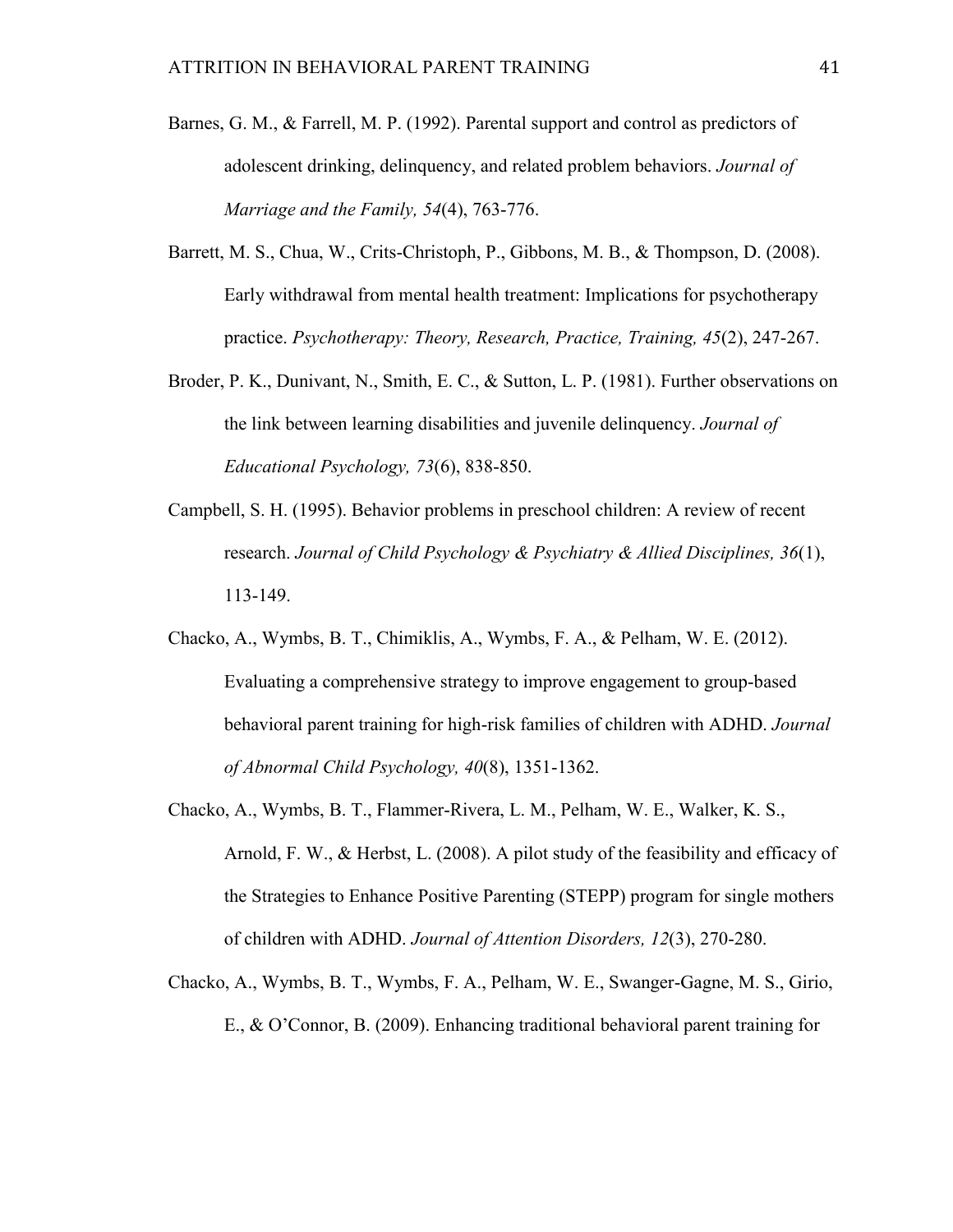Barnes, G. M., & Farrell, M. P. (1992). Parental support and control as predictors of adolescent drinking, delinquency, and related problem behaviors. *Journal of Marriage and the Family, 54*(4), 763-776.

Barrett, M. S., Chua, W., Crits-Christoph, P., Gibbons, M. B., & Thompson, D. (2008). Early withdrawal from mental health treatment: Implications for psychotherapy practice. *Psychotherapy: Theory, Research, Practice, Training, 45*(2), 247-267.

Broder, P. K., Dunivant, N., Smith, E. C., & Sutton, L. P. (1981). Further observations on the link between learning disabilities and juvenile delinquency. *Journal of Educational Psychology, 73*(6), 838-850.

Campbell, S. H. (1995). Behavior problems in preschool children: A review of recent research. *Journal of Child Psychology & Psychiatry & Allied Disciplines, 36*(1), 113-149.

Chacko, A., Wymbs, B. T., Chimiklis, A., Wymbs, F. A., & Pelham, W. E. (2012). Evaluating a comprehensive strategy to improve engagement to group-based behavioral parent training for high-risk families of children with ADHD. *Journal of Abnormal Child Psychology, 40*(8), 1351-1362.

Chacko, A., Wymbs, B. T., Flammer-Rivera, L. M., Pelham, W. E., Walker, K. S., Arnold, F. W., & Herbst, L. (2008). A pilot study of the feasibility and efficacy of the Strategies to Enhance Positive Parenting (STEPP) program for single mothers of children with ADHD. *Journal of Attention Disorders, 12*(3), 270-280.

Chacko, A., Wymbs, B. T., Wymbs, F. A., Pelham, W. E., Swanger-Gagne, M. S., Girio, E., & O'Connor, B. (2009). Enhancing traditional behavioral parent training for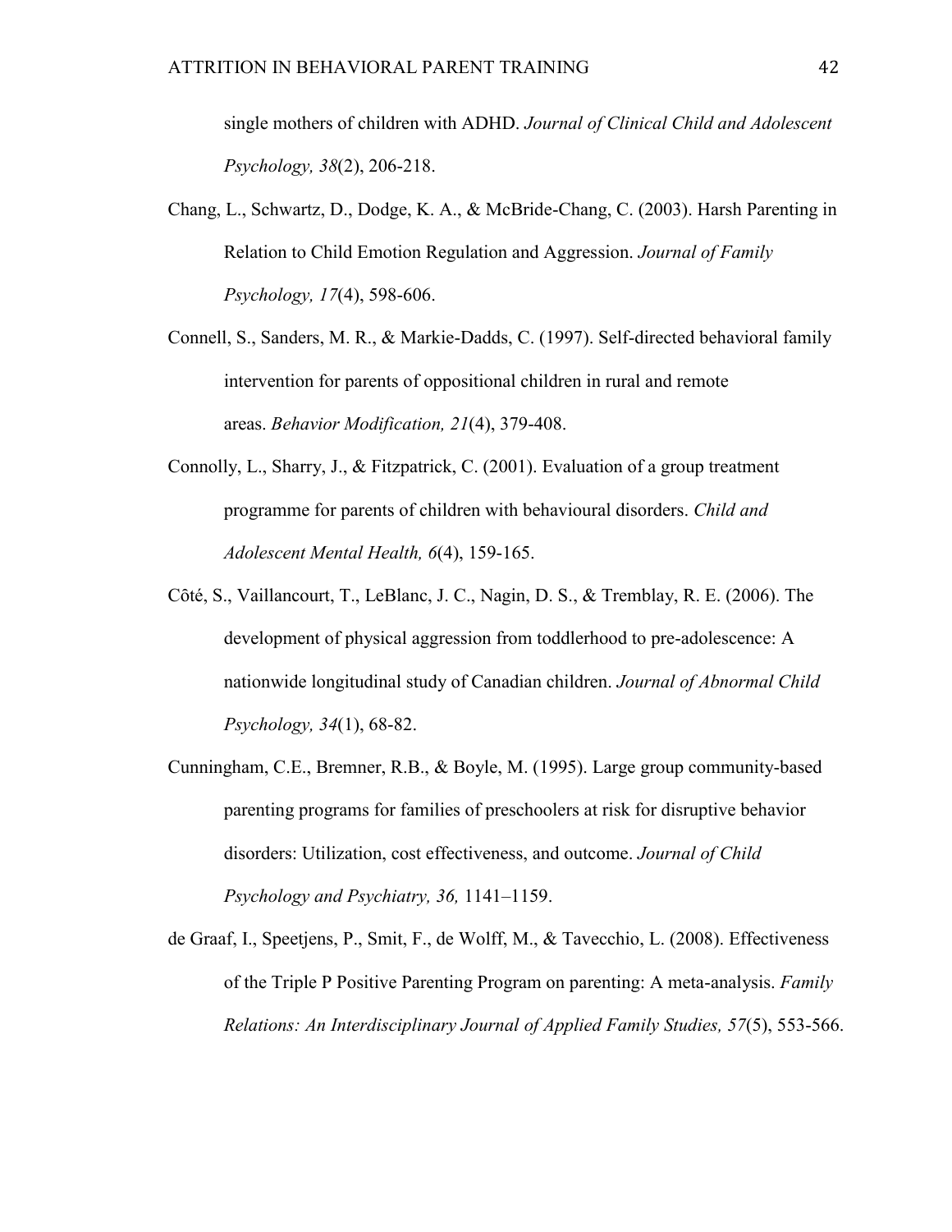single mothers of children with ADHD. *Journal of Clinical Child and Adolescent Psychology, 38*(2), 206-218.

Chang, L., Schwartz, D., Dodge, K. A., & McBride-Chang, C. (2003). Harsh Parenting in Relation to Child Emotion Regulation and Aggression. *Journal of Family Psychology, 17*(4), 598-606.

Connell, S., Sanders, M. R., & Markie-Dadds, C. (1997). Self-directed behavioral family intervention for parents of oppositional children in rural and remote areas. *Behavior Modification, 21*(4), 379-408.

Connolly, L., Sharry, J., & Fitzpatrick, C. (2001). Evaluation of a group treatment programme for parents of children with behavioural disorders. *Child and Adolescent Mental Health, 6*(4), 159-165.

Côté, S., Vaillancourt, T., LeBlanc, J. C., Nagin, D. S., & Tremblay, R. E. (2006). The development of physical aggression from toddlerhood to pre-adolescence: A nationwide longitudinal study of Canadian children. *Journal of Abnormal Child Psychology, 34*(1), 68-82.

Cunningham, C.E., Bremner, R.B., & Boyle, M. (1995). Large group community-based parenting programs for families of preschoolers at risk for disruptive behavior disorders: Utilization, cost effectiveness, and outcome. *Journal of Child Psychology and Psychiatry, 36,* 1141–1159.

de Graaf, I., Speetjens, P., Smit, F., de Wolff, M., & Tavecchio, L. (2008). Effectiveness of the Triple P Positive Parenting Program on parenting: A meta-analysis. *Family Relations: An Interdisciplinary Journal of Applied Family Studies, 57*(5), 553-566.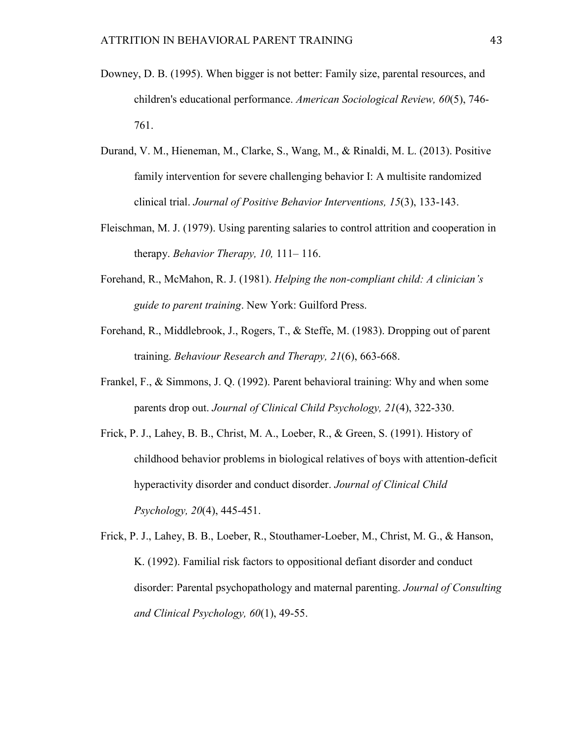Downey, D. B. (1995). When bigger is not better: Family size, parental resources, and children's educational performance. *American Sociological Review, 60*(5), 746-761.

Durand, V. M., Hieneman, M., Clarke, S., Wang, M., & Rinaldi, M. L. (2013). Positive family intervention for severe challenging behavior I: A multisite randomized clinical trial. *Journal of Positive Behavior Interventions, 15*(3), 133-143.

Fleischman, M. J. (1979). Using parenting salaries to control attrition and cooperation in therapy. *Behavior Therapy, 10,* 111– 116.

Forehand, R., McMahon, R. J. (1981). *Helping the non-compliant child: A clinician's guide to parent training*. New York: Guilford Press.

Forehand, R., Middlebrook, J., Rogers, T., & Steffe, M. (1983). Dropping out of parent training. *Behaviour Research and Therapy, 21*(6), 663-668.

Frankel, F., & Simmons, J. Q. (1992). Parent behavioral training: Why and when some parents drop out. *Journal of Clinical Child Psychology, 21*(4), 322-330.

Frick, P. J., Lahey, B. B., Christ, M. A., Loeber, R., & Green, S. (1991). History of childhood behavior problems in biological relatives of boys with attention-deficit hyperactivity disorder and conduct disorder. *Journal of Clinical Child Psychology, 20*(4), 445-451.

Frick, P. J., Lahey, B. B., Loeber, R., Stouthamer-Loeber, M., Christ, M. G., & Hanson, K. (1992). Familial risk factors to oppositional defiant disorder and conduct disorder: Parental psychopathology and maternal parenting. *Journal of Consulting and Clinical Psychology, 60*(1), 49-55.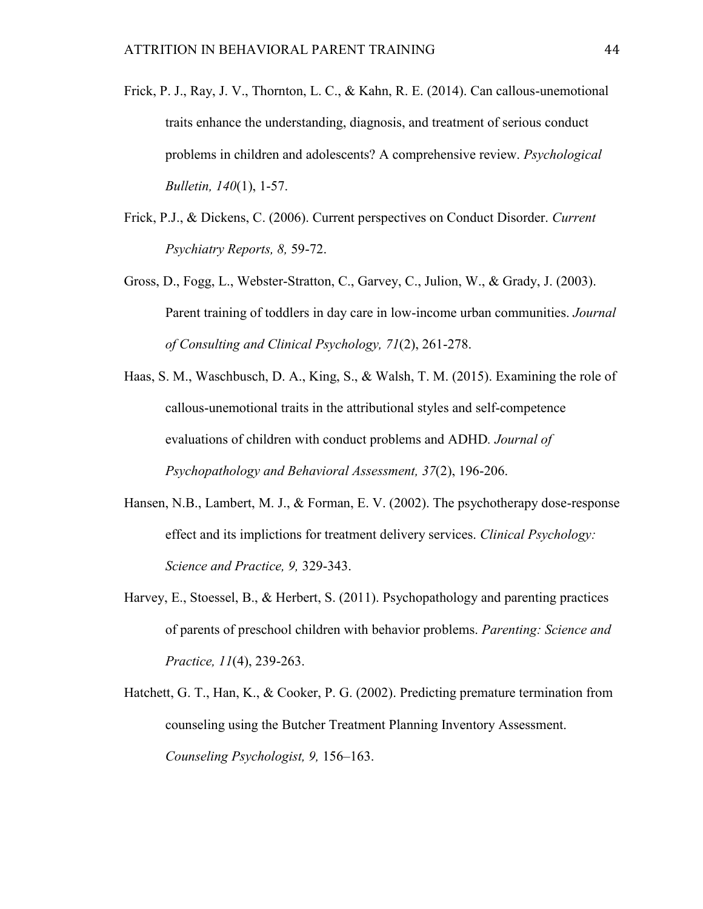Frick, P. J., Ray, J. V., Thornton, L. C., & Kahn, R. E. (2014). Can callous-unemotional traits enhance the understanding, diagnosis, and treatment of serious conduct problems in children and adolescents? A comprehensive review. *Psychological Bulletin, 140*(1), 1-57.

Frick, P.J., & Dickens, C. (2006). Current perspectives on Conduct Disorder. *Current Psychiatry Reports, 8,* 59-72.

Gross, D., Fogg, L., Webster-Stratton, C., Garvey, C., Julion, W., & Grady, J. (2003). Parent training of toddlers in day care in low-income urban communities. *Journal of Consulting and Clinical Psychology, 71*(2), 261-278.

Haas, S. M., Waschbusch, D. A., King, S., & Walsh, T. M. (2015). Examining the role of callous-unemotional traits in the attributional styles and self-competence evaluations of children with conduct problems and ADHD. *Journal of Psychopathology and Behavioral Assessment, 37*(2), 196-206.

Hansen, N.B., Lambert, M. J., & Forman, E. V. (2002). The psychotherapy dose-response effect and its implictions for treatment delivery services. *Clinical Psychology: Science and Practice, 9,* 329-343.

Harvey, E., Stoessel, B., & Herbert, S. (2011). Psychopathology and parenting practices of parents of preschool children with behavior problems. *Parenting: Science and Practice, 11*(4), 239-263.

Hatchett, G. T., Han, K., & Cooker, P. G. (2002). Predicting premature termination from counseling using the Butcher Treatment Planning Inventory Assessment. *Counseling Psychologist, 9,* 156–163.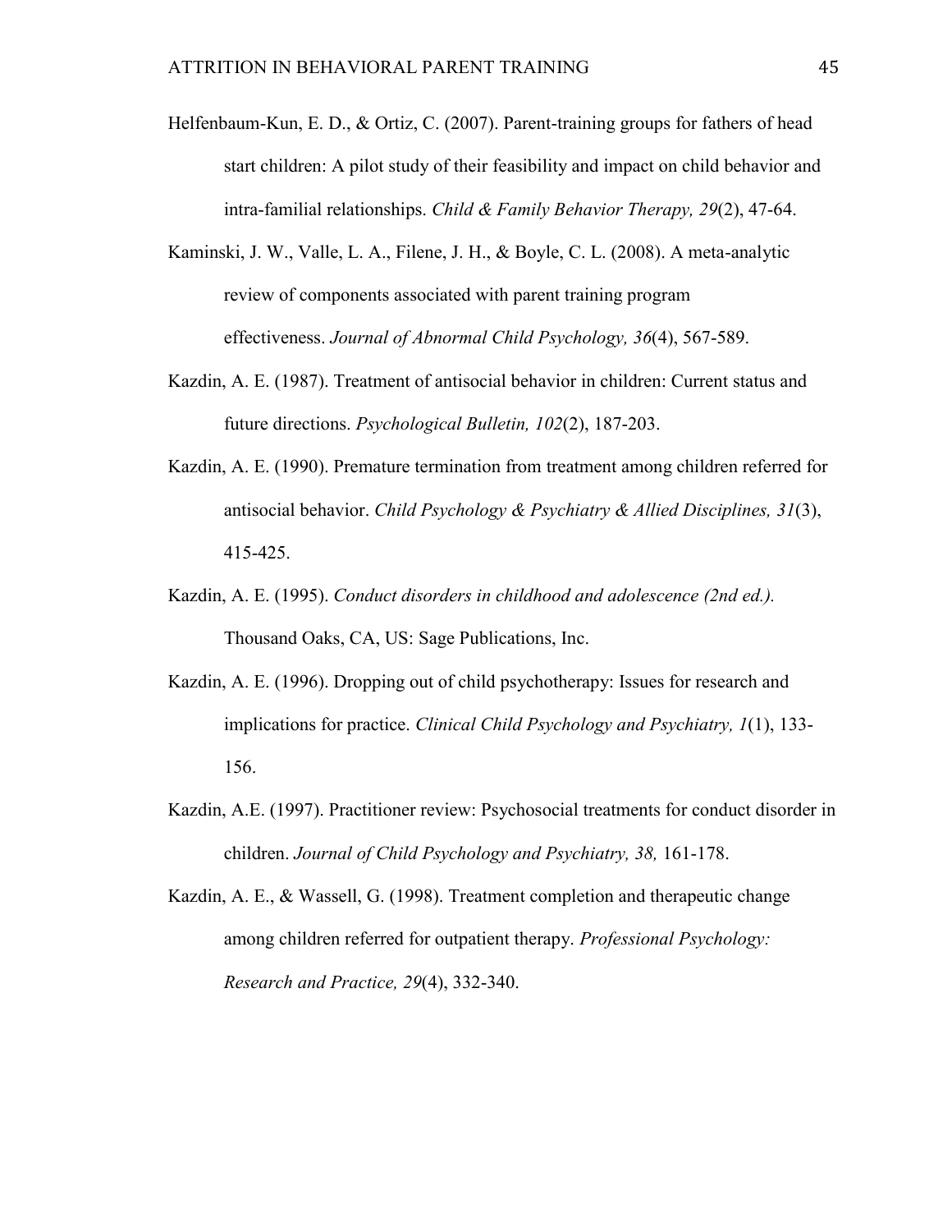Helfenbaum-Kun, E. D., & Ortiz, C. (2007). Parent-training groups for fathers of head start children: A pilot study of their feasibility and impact on child behavior and intra-familial relationships. *Child & Family Behavior Therapy, 29*(2), 47-64.

Kaminski, J. W., Valle, L. A., Filene, J. H., & Boyle, C. L. (2008). A meta-analytic review of components associated with parent training program effectiveness. *Journal of Abnormal Child Psychology, 36*(4), 567-589.

Kazdin, A. E. (1987). Treatment of antisocial behavior in children: Current status and future directions. *Psychological Bulletin, 102*(2), 187-203.

Kazdin, A. E. (1990). Premature termination from treatment among children referred for antisocial behavior. *Child Psychology & Psychiatry & Allied Disciplines, 31*(3), 415-425.

Kazdin, A. E. (1995). *Conduct disorders in childhood and adolescence (2nd ed.).* Thousand Oaks, CA, US: Sage Publications, Inc.

Kazdin, A. E. (1996). Dropping out of child psychotherapy: Issues for research and implications for practice. *Clinical Child Psychology and Psychiatry, 1*(1), 133-156.

Kazdin, A.E. (1997). Practitioner review: Psychosocial treatments for conduct disorder in children. *Journal of Child Psychology and Psychiatry, 38,* 161-178.

Kazdin, A. E., & Wassell, G. (1998). Treatment completion and therapeutic change among children referred for outpatient therapy. *Professional Psychology: Research and Practice, 29*(4), 332-340.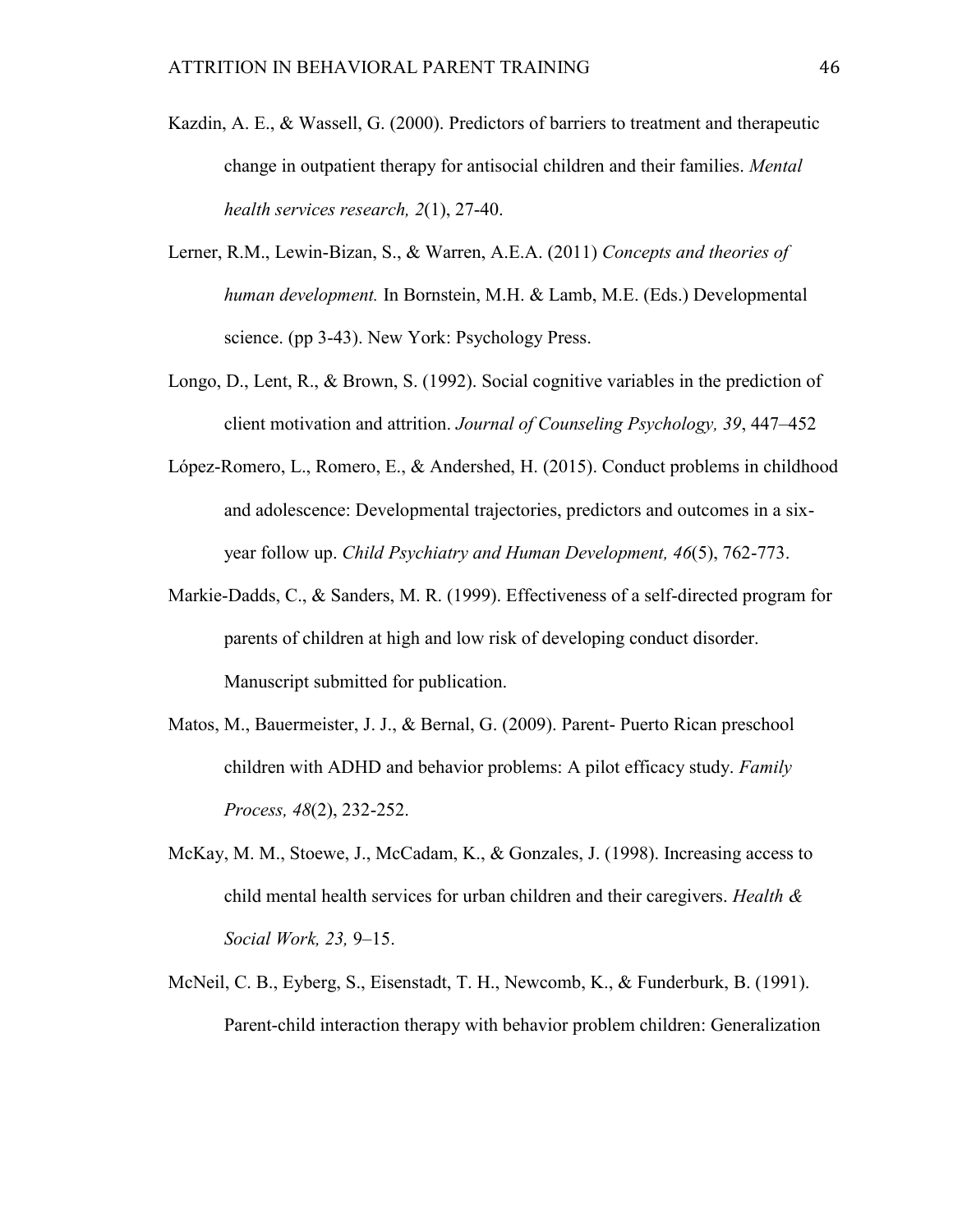Kazdin, A. E., & Wassell, G. (2000). Predictors of barriers to treatment and therapeutic change in outpatient therapy for antisocial children and their families. *Mental health services research, 2*(1), 27-40.

Lerner, R.M., Lewin-Bizan, S., & Warren, A.E.A. (2011) *Concepts and theories of human development.* In Bornstein, M.H. & Lamb, M.E. (Eds.) Developmental science. (pp 3-43). New York: Psychology Press.

Longo, D., Lent, R., & Brown, S. (1992). Social cognitive variables in the prediction of client motivation and attrition. *Journal of Counseling Psychology, 39*, 447–452

López-Romero, L., Romero, E., & Andershed, H. (2015). Conduct problems in childhood and adolescence: Developmental trajectories, predictors and outcomes in a six-year follow up. *Child Psychiatry and Human Development, 46*(5), 762-773.

Markie-Dadds, C., & Sanders, M. R. (1999). Effectiveness of a self-directed program for parents of children at high and low risk of developing conduct disorder. Manuscript submitted for publication.

Matos, M., Bauermeister, J. J., & Bernal, G. (2009). Parent- Puerto Rican preschool children with ADHD and behavior problems: A pilot efficacy study. *Family Process, 48*(2), 232-252.

McKay, M. M., Stoewe, J., McCadam, K., & Gonzales, J. (1998). Increasing access to child mental health services for urban children and their caregivers. *Health & Social Work, 23,* 9–15.

McNeil, C. B., Eyberg, S., Eisenstadt, T. H., Newcomb, K., & Funderburk, B. (1991). Parent-child interaction therapy with behavior problem children: Generalization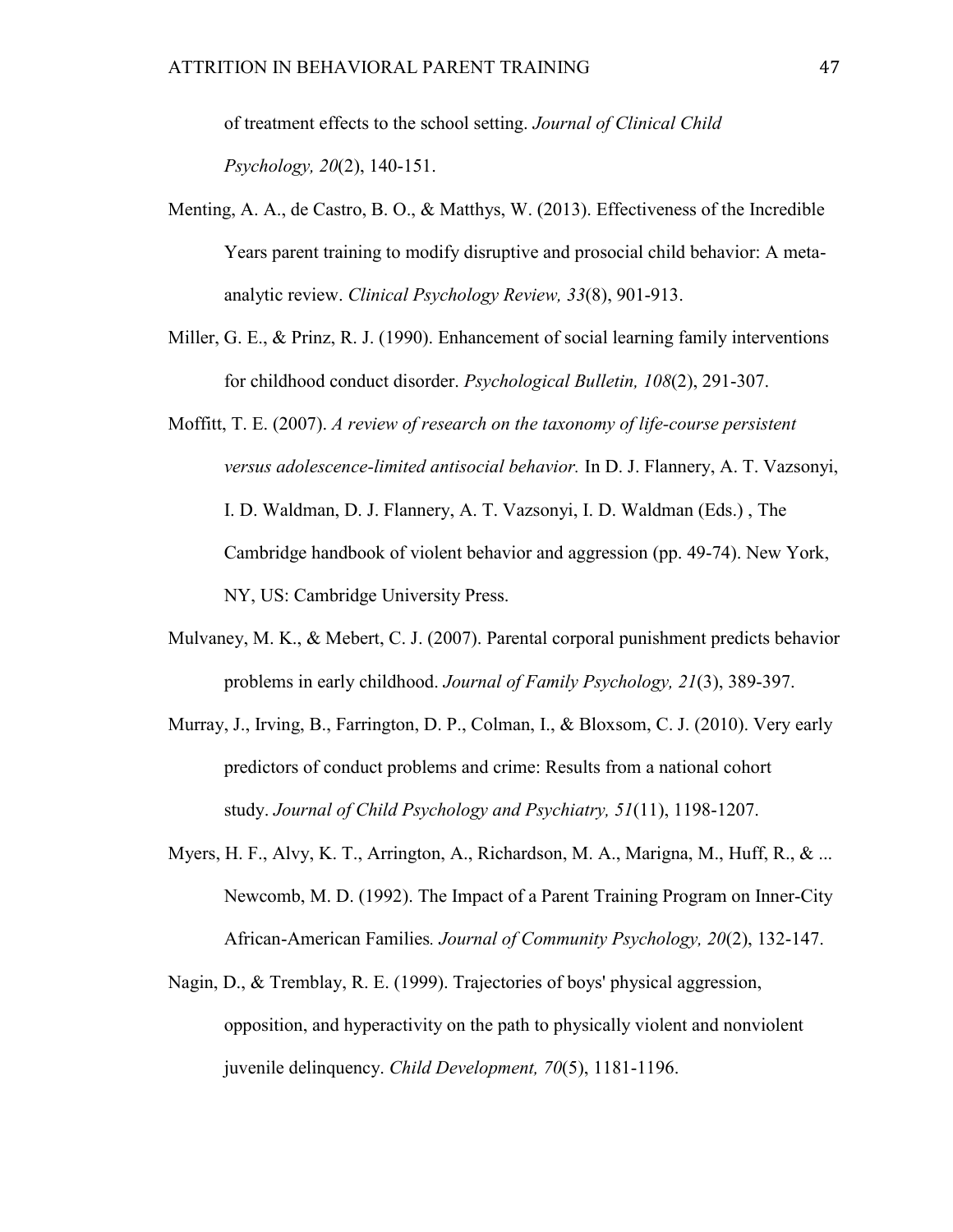of treatment effects to the school setting. *Journal of Clinical Child Psychology, 20*(2), 140-151.

Menting, A. A., de Castro, B. O., & Matthys, W. (2013). Effectiveness of the Incredible Years parent training to modify disruptive and prosocial child behavior: A meta-analytic review. *Clinical Psychology Review, 33*(8), 901-913.

Miller, G. E., & Prinz, R. J. (1990). Enhancement of social learning family interventions for childhood conduct disorder. *Psychological Bulletin, 108*(2), 291-307.

Moffitt, T. E. (2007). *A review of research on the taxonomy of life-course persistent versus adolescence-limited antisocial behavior.* In D. J. Flannery, A. T. Vazsonyi, I. D. Waldman, D. J. Flannery, A. T. Vazsonyi, I. D. Waldman (Eds.) , The Cambridge handbook of violent behavior and aggression (pp. 49-74). New York, NY, US: Cambridge University Press.

Mulvaney, M. K., & Mebert, C. J. (2007). Parental corporal punishment predicts behavior problems in early childhood. *Journal of Family Psychology, 21*(3), 389-397.

Murray, J., Irving, B., Farrington, D. P., Colman, I., & Bloxsom, C. J. (2010). Very early predictors of conduct problems and crime: Results from a national cohort study. *Journal of Child Psychology and Psychiatry, 51*(11), 1198-1207.

Myers, H. F., Alvy, K. T., Arrington, A., Richardson, M. A., Marigna, M., Huff, R., & ... Newcomb, M. D. (1992). The Impact of a Parent Training Program on Inner-City African-American Families*. Journal of Community Psychology, 20*(2), 132-147.

Nagin, D., & Tremblay, R. E. (1999). Trajectories of boys' physical aggression, opposition, and hyperactivity on the path to physically violent and nonviolent juvenile delinquency. *Child Development, 70*(5), 1181-1196.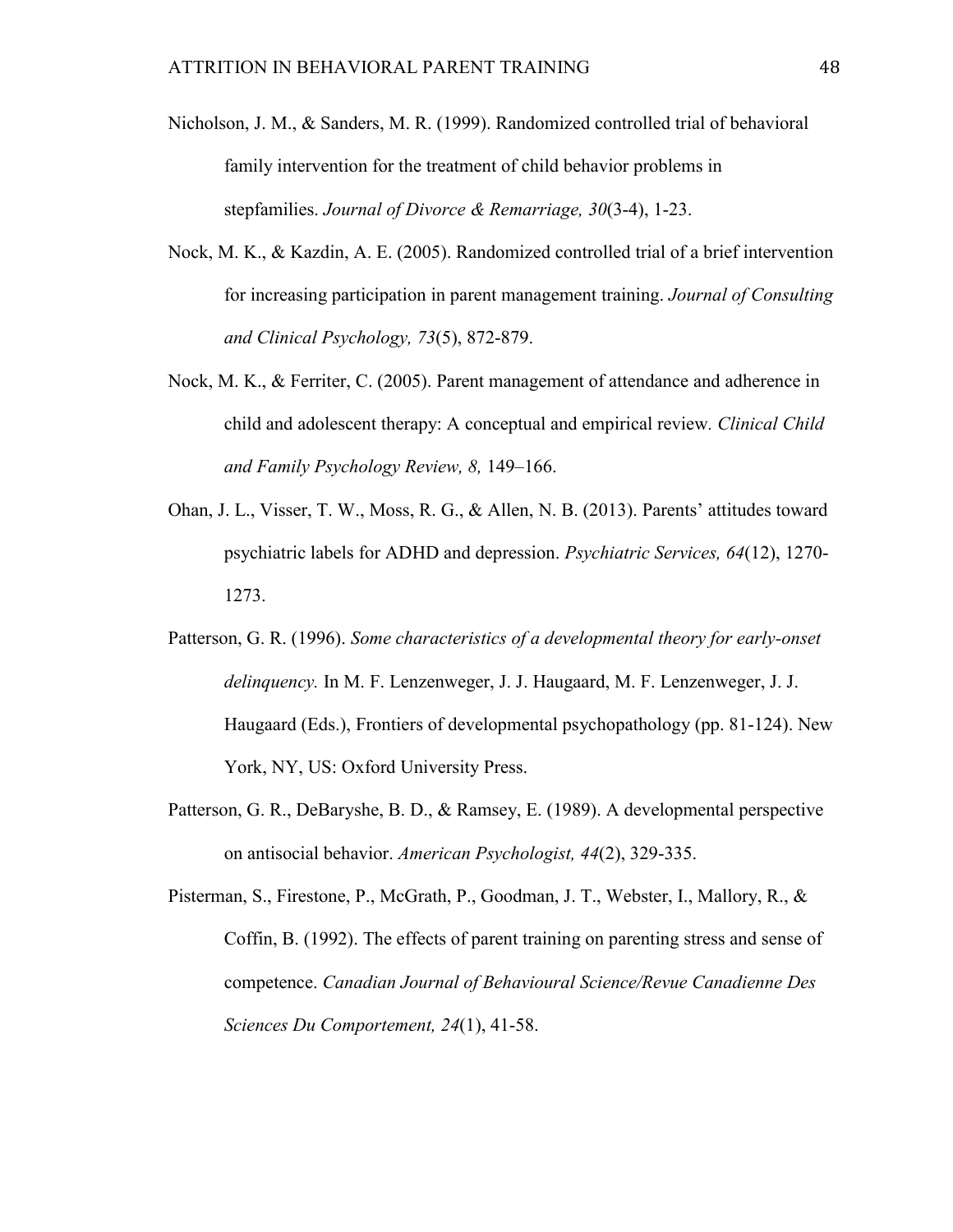Nicholson, J. M., & Sanders, M. R. (1999). Randomized controlled trial of behavioral family intervention for the treatment of child behavior problems in stepfamilies. *Journal of Divorce & Remarriage, 30*(3-4), 1-23.

Nock, M. K., & Kazdin, A. E. (2005). Randomized controlled trial of a brief intervention for increasing participation in parent management training. *Journal of Consulting and Clinical Psychology, 73*(5), 872-879.

Nock, M. K., & Ferriter, C. (2005). Parent management of attendance and adherence in child and adolescent therapy: A conceptual and empirical review. *Clinical Child and Family Psychology Review, 8,* 149–166.

Ohan, J. L., Visser, T. W., Moss, R. G., & Allen, N. B. (2013). Parents' attitudes toward psychiatric labels for ADHD and depression. *Psychiatric Services, 64*(12), 1270-1273.

Patterson, G. R. (1996). *Some characteristics of a developmental theory for early-onset delinquency.* In M. F. Lenzenweger, J. J. Haugaard, M. F. Lenzenweger, J. J. Haugaard (Eds.), Frontiers of developmental psychopathology (pp. 81-124). New York, NY, US: Oxford University Press.

Patterson, G. R., DeBaryshe, B. D., & Ramsey, E. (1989). A developmental perspective on antisocial behavior. *American Psychologist, 44*(2), 329-335.

Pisterman, S., Firestone, P., McGrath, P., Goodman, J. T., Webster, I., Mallory, R., & Coffin, B. (1992). The effects of parent training on parenting stress and sense of competence. *Canadian Journal of Behavioural Science/Revue Canadienne Des Sciences Du Comportement, 24*(1), 41-58.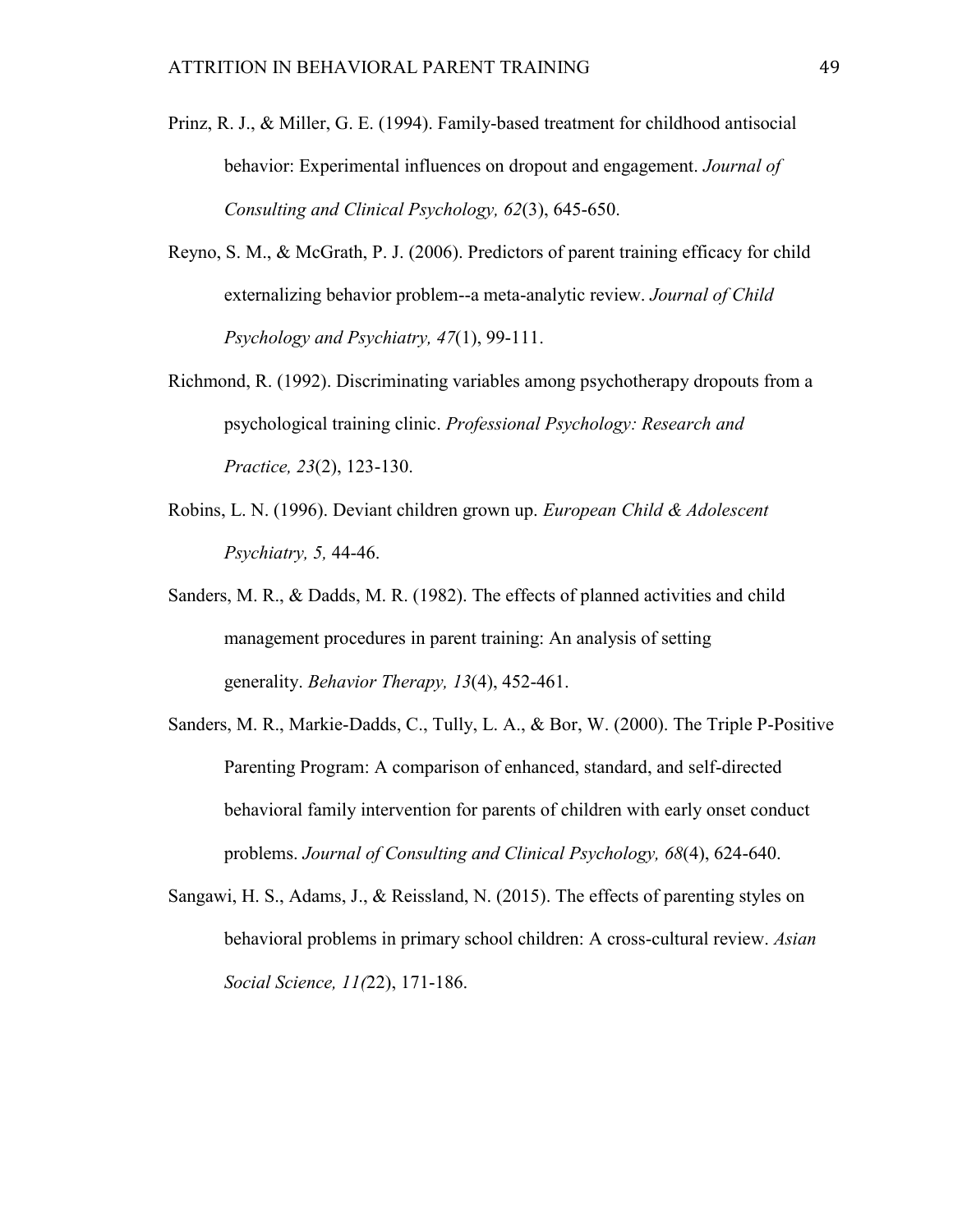Prinz, R. J., & Miller, G. E. (1994). Family-based treatment for childhood antisocial behavior: Experimental influences on dropout and engagement. *Journal of Consulting and Clinical Psychology, 62*(3), 645-650.

Reyno, S. M., & McGrath, P. J. (2006). Predictors of parent training efficacy for child externalizing behavior problem--a meta-analytic review. *Journal of Child Psychology and Psychiatry, 47*(1), 99-111.

Richmond, R. (1992). Discriminating variables among psychotherapy dropouts from a psychological training clinic. *Professional Psychology: Research and Practice, 23*(2), 123-130.

Robins, L. N. (1996). Deviant children grown up. *European Child & Adolescent Psychiatry, 5,* 44-46.

Sanders, M. R., & Dadds, M. R. (1982). The effects of planned activities and child management procedures in parent training: An analysis of setting generality. *Behavior Therapy, 13*(4), 452-461.

Sanders, M. R., Markie-Dadds, C., Tully, L. A., & Bor, W. (2000). The Triple P-Positive Parenting Program: A comparison of enhanced, standard, and self-directed behavioral family intervention for parents of children with early onset conduct problems. *Journal of Consulting and Clinical Psychology, 68*(4), 624-640.

Sangawi, H. S., Adams, J., & Reissland, N. (2015). The effects of parenting styles on behavioral problems in primary school children: A cross-cultural review. *Asian Social Science, 11(*22), 171-186.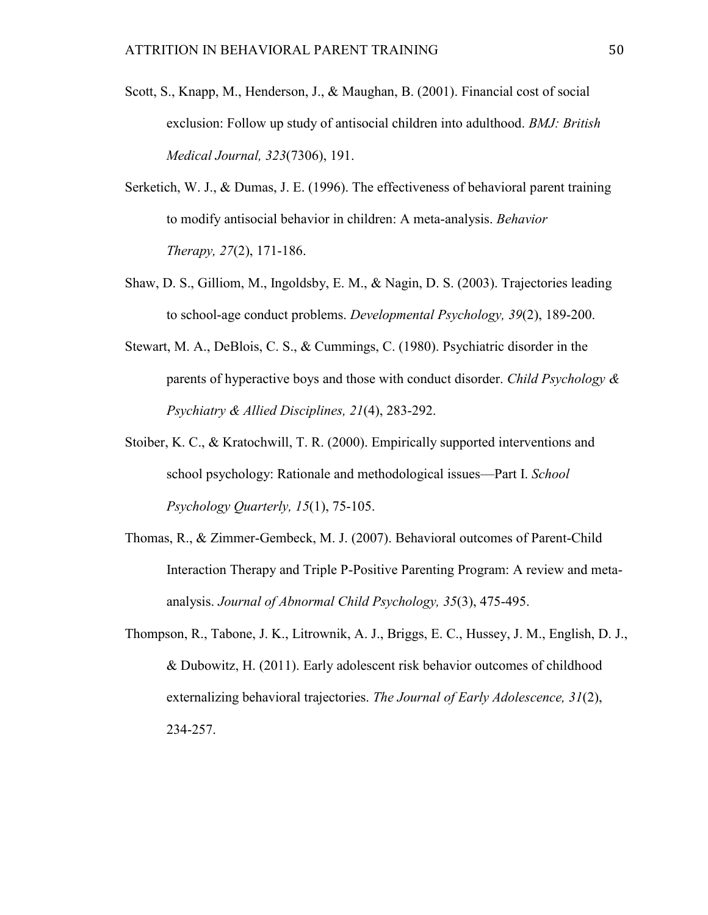Scott, S., Knapp, M., Henderson, J., & Maughan, B. (2001). Financial cost of social exclusion: Follow up study of antisocial children into adulthood. *BMJ: British Medical Journal, 323*(7306), 191.

Serketich, W. J., & Dumas, J. E. (1996). The effectiveness of behavioral parent training to modify antisocial behavior in children: A meta-analysis. *Behavior Therapy, 27*(2), 171-186.

Shaw, D. S., Gilliom, M., Ingoldsby, E. M., & Nagin, D. S. (2003). Trajectories leading to school-age conduct problems. *Developmental Psychology, 39*(2), 189-200.

Stewart, M. A., DeBlois, C. S., & Cummings, C. (1980). Psychiatric disorder in the parents of hyperactive boys and those with conduct disorder. *Child Psychology & Psychiatry & Allied Disciplines, 21*(4), 283-292.

Stoiber, K. C., & Kratochwill, T. R. (2000). Empirically supported interventions and school psychology: Rationale and methodological issues—Part I. *School Psychology Quarterly, 15*(1), 75-105.

Thomas, R., & Zimmer-Gembeck, M. J. (2007). Behavioral outcomes of Parent-Child Interaction Therapy and Triple P-Positive Parenting Program: A review and meta-analysis. *Journal of Abnormal Child Psychology, 35*(3), 475-495.

Thompson, R., Tabone, J. K., Litrownik, A. J., Briggs, E. C., Hussey, J. M., English, D. J., & Dubowitz, H. (2011). Early adolescent risk behavior outcomes of childhood externalizing behavioral trajectories. *The Journal of Early Adolescence, 31*(2), 234-257.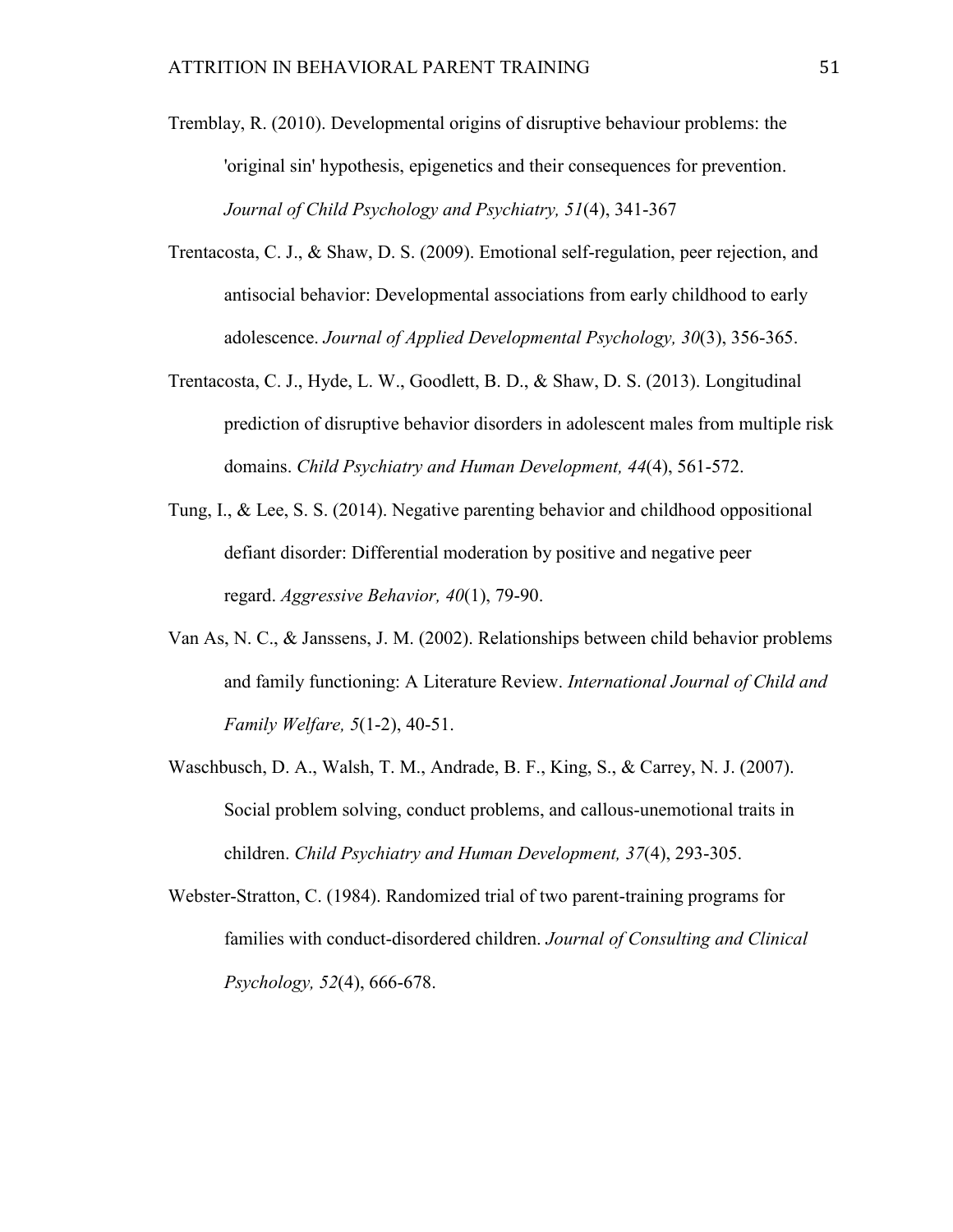Tremblay, R. (2010). Developmental origins of disruptive behaviour problems: the 'original sin' hypothesis, epigenetics and their consequences for prevention. *Journal of Child Psychology and Psychiatry, 51*(4), 341-367

Trentacosta, C. J., & Shaw, D. S. (2009). Emotional self-regulation, peer rejection, and antisocial behavior: Developmental associations from early childhood to early adolescence. *Journal of Applied Developmental Psychology, 30*(3), 356-365.

Trentacosta, C. J., Hyde, L. W., Goodlett, B. D., & Shaw, D. S. (2013). Longitudinal prediction of disruptive behavior disorders in adolescent males from multiple risk domains. *Child Psychiatry and Human Development, 44*(4), 561-572.

Tung, I., & Lee, S. S. (2014). Negative parenting behavior and childhood oppositional defiant disorder: Differential moderation by positive and negative peer regard. *Aggressive Behavior, 40*(1), 79-90.

Van As, N. C., & Janssens, J. M. (2002). Relationships between child behavior problems and family functioning: A Literature Review. *International Journal of Child and Family Welfare, 5*(1-2), 40-51.

Waschbusch, D. A., Walsh, T. M., Andrade, B. F., King, S., & Carrey, N. J. (2007). Social problem solving, conduct problems, and callous-unemotional traits in children. *Child Psychiatry and Human Development, 37*(4), 293-305.

Webster-Stratton, C. (1984). Randomized trial of two parent-training programs for families with conduct-disordered children. *Journal of Consulting and Clinical Psychology, 52*(4), 666-678.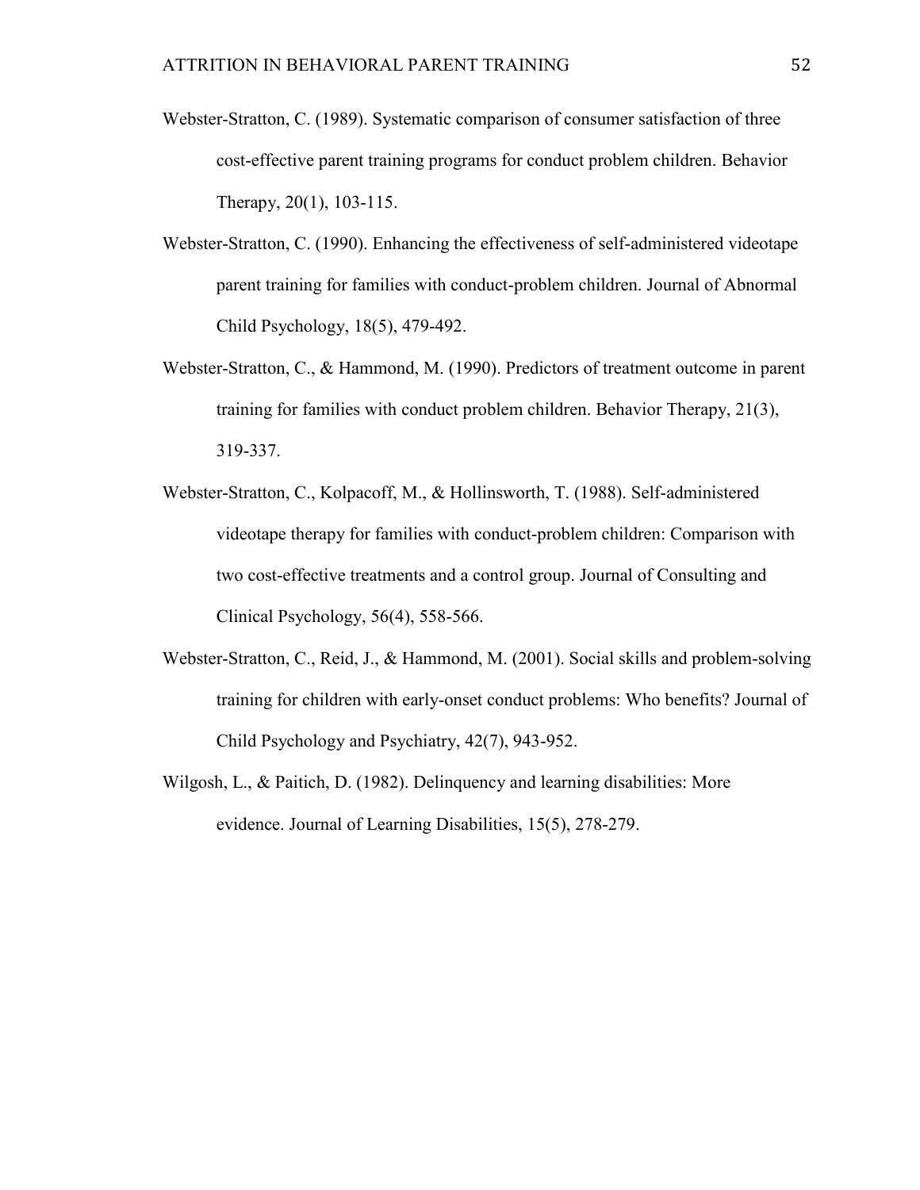Webster-Stratton, C. (1989). Systematic comparison of consumer satisfaction of three cost-effective parent training programs for conduct problem children. Behavior Therapy, 20(1), 103-115.

Webster-Stratton, C. (1990). Enhancing the effectiveness of self-administered videotape parent training for families with conduct-problem children. Journal of Abnormal Child Psychology, 18(5), 479-492.

Webster-Stratton, C., & Hammond, M. (1990). Predictors of treatment outcome in parent training for families with conduct problem children. Behavior Therapy, 21(3), 319-337.

Webster-Stratton, C., Kolpacoff, M., & Hollinsworth, T. (1988). Self-administered videotape therapy for families with conduct-problem children: Comparison with two cost-effective treatments and a control group. Journal of Consulting and Clinical Psychology, 56(4), 558-566.

Webster-Stratton, C., Reid, J., & Hammond, M. (2001). Social skills and problem-solving training for children with early-onset conduct problems: Who benefits? Journal of Child Psychology and Psychiatry, 42(7), 943-952.

Wilgosh, L., & Paitich, D. (1982). Delinquency and learning disabilities: More evidence. Journal of Learning Disabilities, 15(5), 278-279.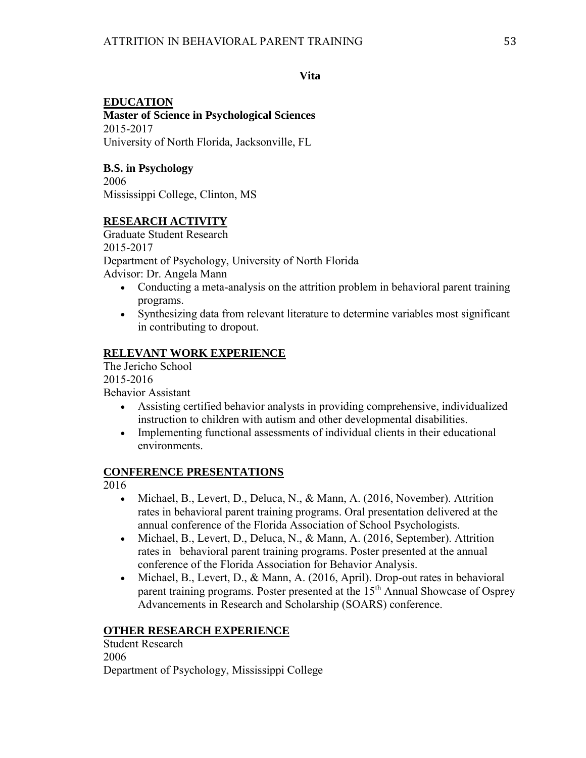## Vita

### EDUCATION

**Master of Science in Psychological Sciences**
2015-2017
University of North Florida, Jacksonville, FL

**B.S. in Psychology**
2006
Mississippi College, Clinton, MS

### RESEARCH ACTIVITY

Graduate Student Research
2015-2017
Department of Psychology, University of North Florida
Advisor: Dr. Angela Mann

- Conducting a meta-analysis on the attrition problem in behavioral parent training programs.
- Synthesizing data from relevant literature to determine variables most significant in contributing to dropout.

### RELEVANT WORK EXPERIENCE

The Jericho School
2015-2016
Behavior Assistant

- Assisting certified behavior analysts in providing comprehensive, individualized instruction to children with autism and other developmental disabilities.
- Implementing functional assessments of individual clients in their educational environments.

### CONFERENCE PRESENTATIONS

2016

- Michael, B., Levert, D., Deluca, N., & Mann, A. (2016, November). Attrition rates in behavioral parent training programs. Oral presentation delivered at the annual conference of the Florida Association of School Psychologists.
- Michael, B., Levert, D., Deluca, N., & Mann, A. (2016, September). Attrition rates in behavioral parent training programs. Poster presented at the annual conference of the Florida Association for Behavior Analysis.
- Michael, B., Levert, D., & Mann, A. (2016, April). Drop-out rates in behavioral parent training programs. Poster presented at the 15th Annual Showcase of Osprey Advancements in Research and Scholarship (SOARS) conference.

### OTHER RESEARCH EXPERIENCE

Student Research
2006
Department of Psychology, Mississippi College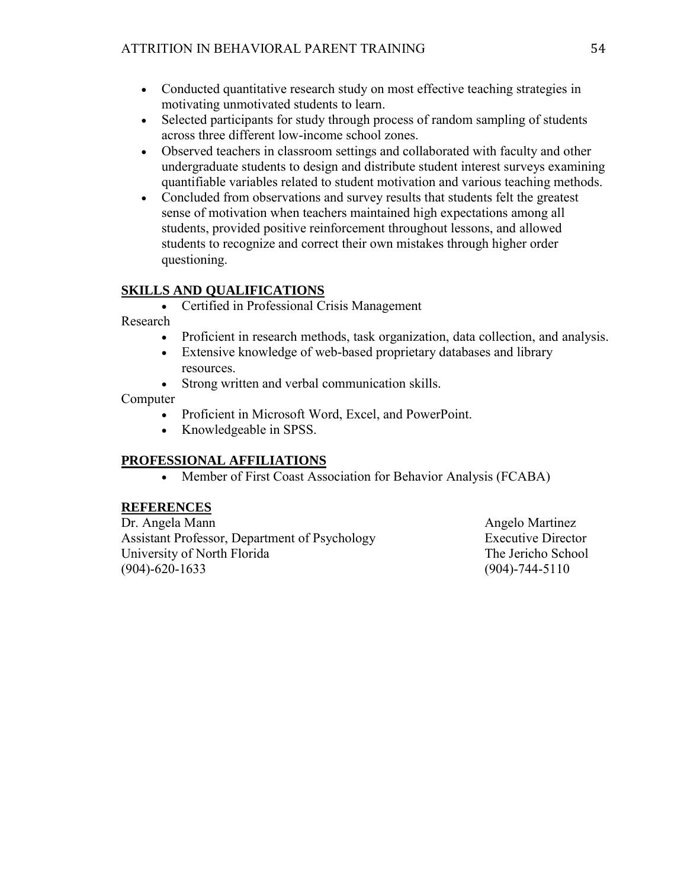- Conducted quantitative research study on most effective teaching strategies in motivating unmotivated students to learn.
- Selected participants for study through process of random sampling of students across three different low-income school zones.
- Observed teachers in classroom settings and collaborated with faculty and other undergraduate students to design and distribute student interest surveys examining quantifiable variables related to student motivation and various teaching methods.
- Concluded from observations and survey results that students felt the greatest sense of motivation when teachers maintained high expectations among all students, provided positive reinforcement throughout lessons, and allowed students to recognize and correct their own mistakes through higher order questioning.

## SKILLS AND QUALIFICATIONS

- Certified in Professional Crisis Management

Research

- Proficient in research methods, task organization, data collection, and analysis.
- Extensive knowledge of web-based proprietary databases and library resources.
- Strong written and verbal communication skills.

Computer

- Proficient in Microsoft Word, Excel, and PowerPoint.
- Knowledgeable in SPSS.

## PROFESSIONAL AFFILIATIONS

- Member of First Coast Association for Behavior Analysis (FCABA)

## REFERENCES

Dr. Angela Mann
Assistant Professor, Department of Psychology
University of North Florida
(904)-620-1633

Angelo Martinez
Executive Director
The Jericho School
(904)-744-5110